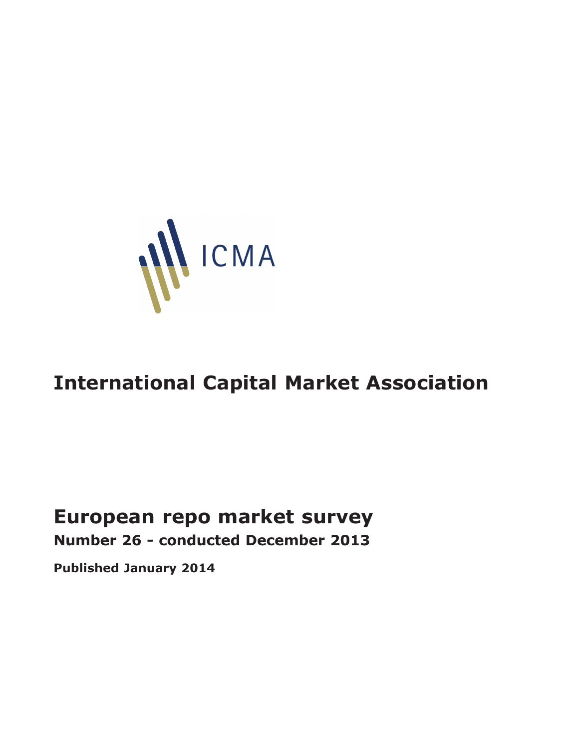ICMA

# International Capital Market Association

## European repo market survey

### Number 26 - conducted December 2013

**Published January 2014**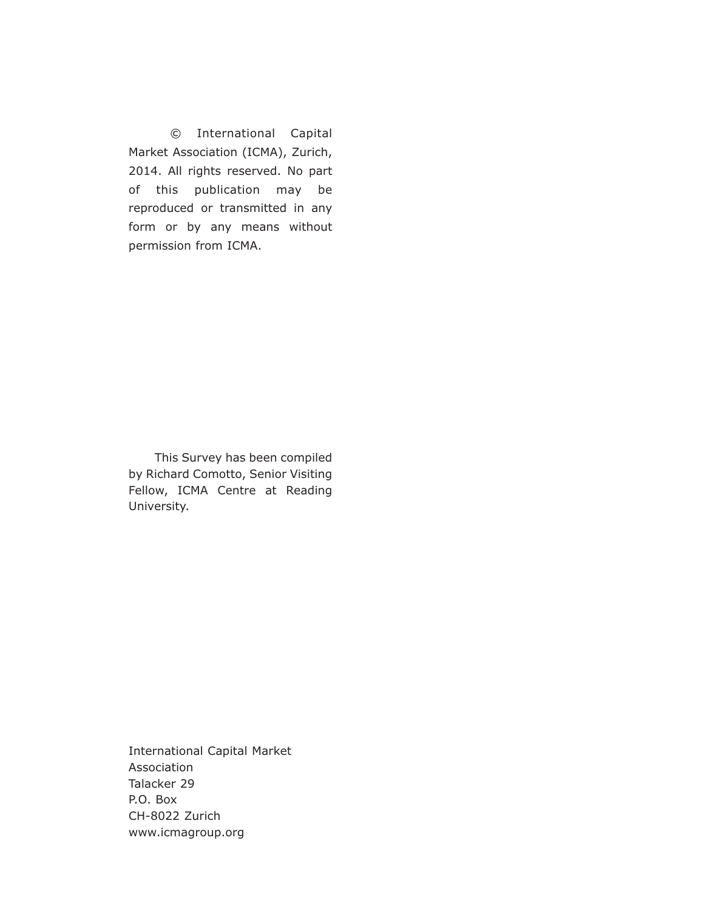© International Capital Market Association (ICMA), Zurich, 2014. All rights reserved. No part of this publication may be reproduced or transmitted in any form or by any means without permission from ICMA.

This Survey has been compiled by Richard Comotto, Senior Visiting Fellow, ICMA Centre at Reading University.

International Capital Market Association
Talacker 29
P.O. Box
CH-8022 Zurich
www.icmagroup.org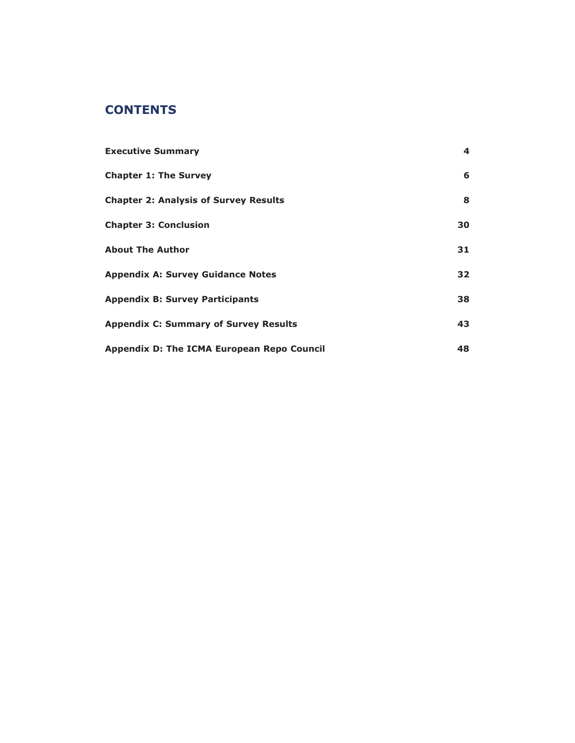# CONTENTS

| | |
|---|---|
| **Executive Summary** | **4** |
| **Chapter 1: The Survey** | **6** |
| **Chapter 2: Analysis of Survey Results** | **8** |
| **Chapter 3: Conclusion** | **30** |
| **About The Author** | **31** |
| **Appendix A: Survey Guidance Notes** | **32** |
| **Appendix B: Survey Participants** | **38** |
| **Appendix C: Summary of Survey Results** | **43** |
| **Appendix D: The ICMA European Repo Council** | **48** |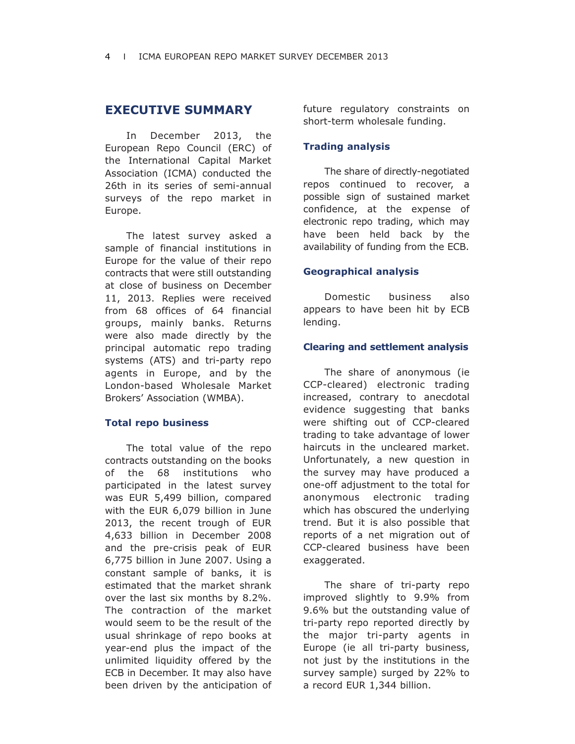## EXECUTIVE SUMMARY

In December 2013, the European Repo Council (ERC) of the International Capital Market Association (ICMA) conducted the 26th in its series of semi-annual surveys of the repo market in Europe.

The latest survey asked a sample of financial institutions in Europe for the value of their repo contracts that were still outstanding at close of business on December 11, 2013. Replies were received from 68 offices of 64 financial groups, mainly banks. Returns were also made directly by the principal automatic repo trading systems (ATS) and tri-party repo agents in Europe, and by the London-based Wholesale Market Brokers' Association (WMBA).

### Total repo business

The total value of the repo contracts outstanding on the books of the 68 institutions who participated in the latest survey was EUR 5,499 billion, compared with the EUR 6,079 billion in June 2013, the recent trough of EUR 4,633 billion in December 2008 and the pre-crisis peak of EUR 6,775 billion in June 2007. Using a constant sample of banks, it is estimated that the market shrank over the last six months by 8.2%. The contraction of the market would seem to be the result of the usual shrinkage of repo books at year-end plus the impact of the unlimited liquidity offered by the ECB in December. It may also have been driven by the anticipation of future regulatory constraints on short-term wholesale funding.

### Trading analysis

The share of directly-negotiated repos continued to recover, a possible sign of sustained market confidence, at the expense of electronic repo trading, which may have been held back by the availability of funding from the ECB.

### Geographical analysis

Domestic business also appears to have been hit by ECB lending.

### Clearing and settlement analysis

The share of anonymous (ie CCP-cleared) electronic trading increased, contrary to anecdotal evidence suggesting that banks were shifting out of CCP-cleared trading to take advantage of lower haircuts in the uncleared market. Unfortunately, a new question in the survey may have produced a one-off adjustment to the total for anonymous electronic trading which has obscured the underlying trend. But it is also possible that reports of a net migration out of CCP-cleared business have been exaggerated.

The share of tri-party repo improved slightly to 9.9% from 9.6% but the outstanding value of tri-party repo reported directly by the major tri-party agents in Europe (ie all tri-party business, not just by the institutions in the survey sample) surged by 22% to a record EUR 1,344 billion.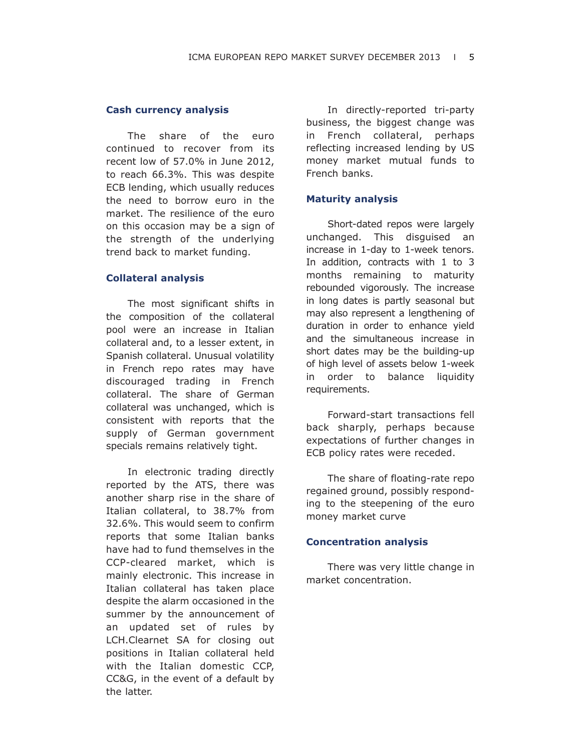### Cash currency analysis

The share of the euro continued to recover from its recent low of 57.0% in June 2012, to reach 66.3%. This was despite ECB lending, which usually reduces the need to borrow euro in the market. The resilience of the euro on this occasion may be a sign of the strength of the underlying trend back to market funding.

### Collateral analysis

The most significant shifts in the composition of the collateral pool were an increase in Italian collateral and, to a lesser extent, in Spanish collateral. Unusual volatility in French repo rates may have discouraged trading in French collateral. The share of German collateral was unchanged, which is consistent with reports that the supply of German government specials remains relatively tight.

In electronic trading directly reported by the ATS, there was another sharp rise in the share of Italian collateral, to 38.7% from 32.6%. This would seem to confirm reports that some Italian banks have had to fund themselves in the CCP-cleared market, which is mainly electronic. This increase in Italian collateral has taken place despite the alarm occasioned in the summer by the announcement of an updated set of rules by LCH.Clearnet SA for closing out positions in Italian collateral held with the Italian domestic CCP, CC&G, in the event of a default by the latter.

In directly-reported tri-party business, the biggest change was in French collateral, perhaps reflecting increased lending by US money market mutual funds to French banks.

### Maturity analysis

Short-dated repos were largely unchanged. This disguised an increase in 1-day to 1-week tenors. In addition, contracts with 1 to 3 months remaining to maturity rebounded vigorously. The increase in long dates is partly seasonal but may also represent a lengthening of duration in order to enhance yield and the simultaneous increase in short dates may be the building-up of high level of assets below 1-week in order to balance liquidity requirements.

Forward-start transactions fell back sharply, perhaps because expectations of further changes in ECB policy rates were receded.

The share of floating-rate repo regained ground, possibly responding to the steepening of the euro money market curve

### Concentration analysis

There was very little change in market concentration.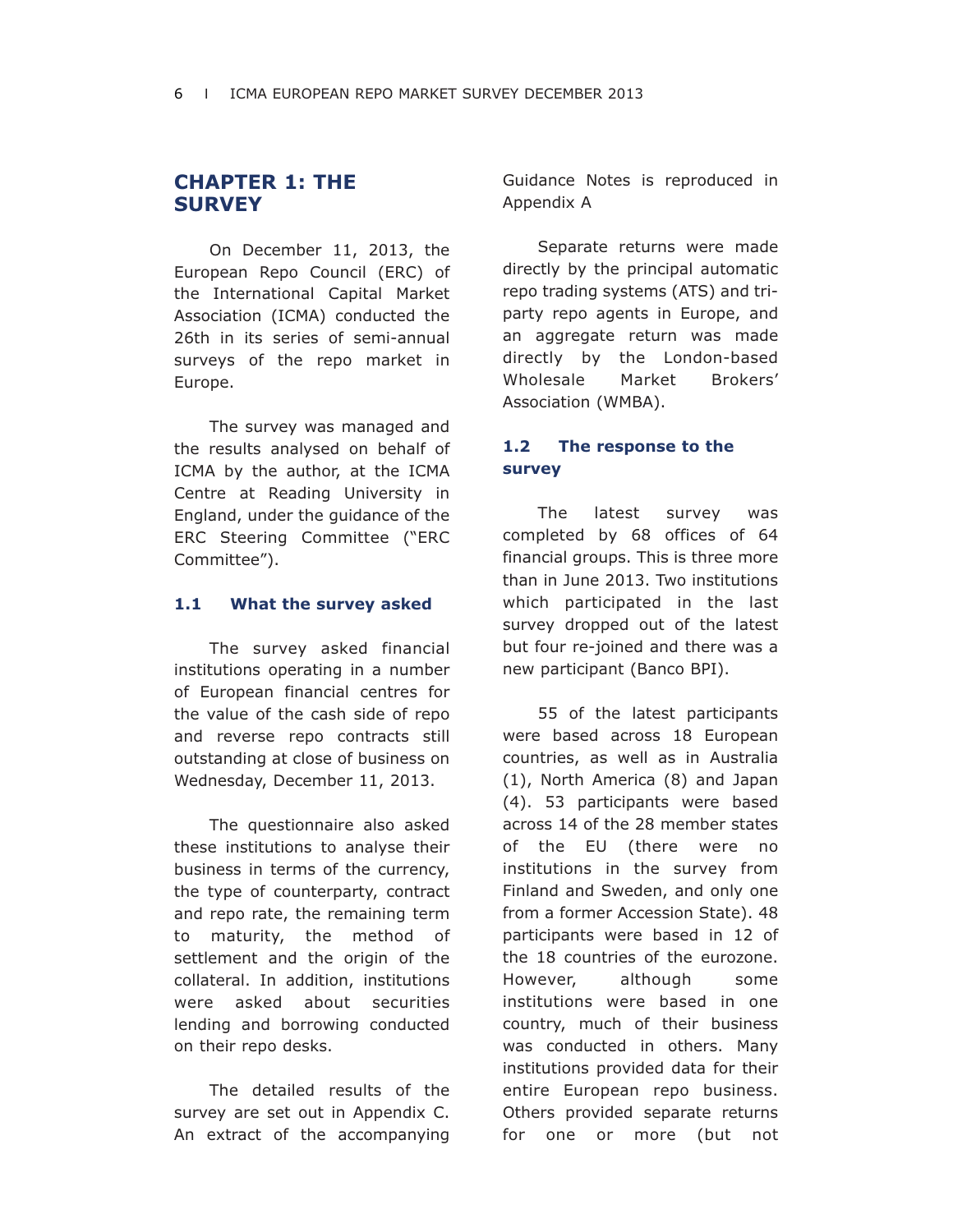# CHAPTER 1: THE SURVEY

On December 11, 2013, the European Repo Council (ERC) of the International Capital Market Association (ICMA) conducted the 26th in its series of semi-annual surveys of the repo market in Europe.

The survey was managed and the results analysed on behalf of ICMA by the author, at the ICMA Centre at Reading University in England, under the guidance of the ERC Steering Committee ("ERC Committee").

## 1.1 What the survey asked

The survey asked financial institutions operating in a number of European financial centres for the value of the cash side of repo and reverse repo contracts still outstanding at close of business on Wednesday, December 11, 2013.

The questionnaire also asked these institutions to analyse their business in terms of the currency, the type of counterparty, contract and repo rate, the remaining term to maturity, the method of settlement and the origin of the collateral. In addition, institutions were asked about securities lending and borrowing conducted on their repo desks.

The detailed results of the survey are set out in Appendix C. An extract of the accompanying Guidance Notes is reproduced in Appendix A

Separate returns were made directly by the principal automatic repo trading systems (ATS) and tri-party repo agents in Europe, and an aggregate return was made directly by the London-based Wholesale Market Brokers' Association (WMBA).

## 1.2 The response to the survey

The latest survey was completed by 68 offices of 64 financial groups. This is three more than in June 2013. Two institutions which participated in the last survey dropped out of the latest but four re-joined and there was a new participant (Banco BPI).

55 of the latest participants were based across 18 European countries, as well as in Australia (1), North America (8) and Japan (4). 53 participants were based across 14 of the 28 member states of the EU (there were no institutions in the survey from Finland and Sweden, and only one from a former Accession State). 48 participants were based in 12 of the 18 countries of the eurozone. However, although some institutions were based in one country, much of their business was conducted in others. Many institutions provided data for their entire European repo business. Others provided separate returns for one or more (but not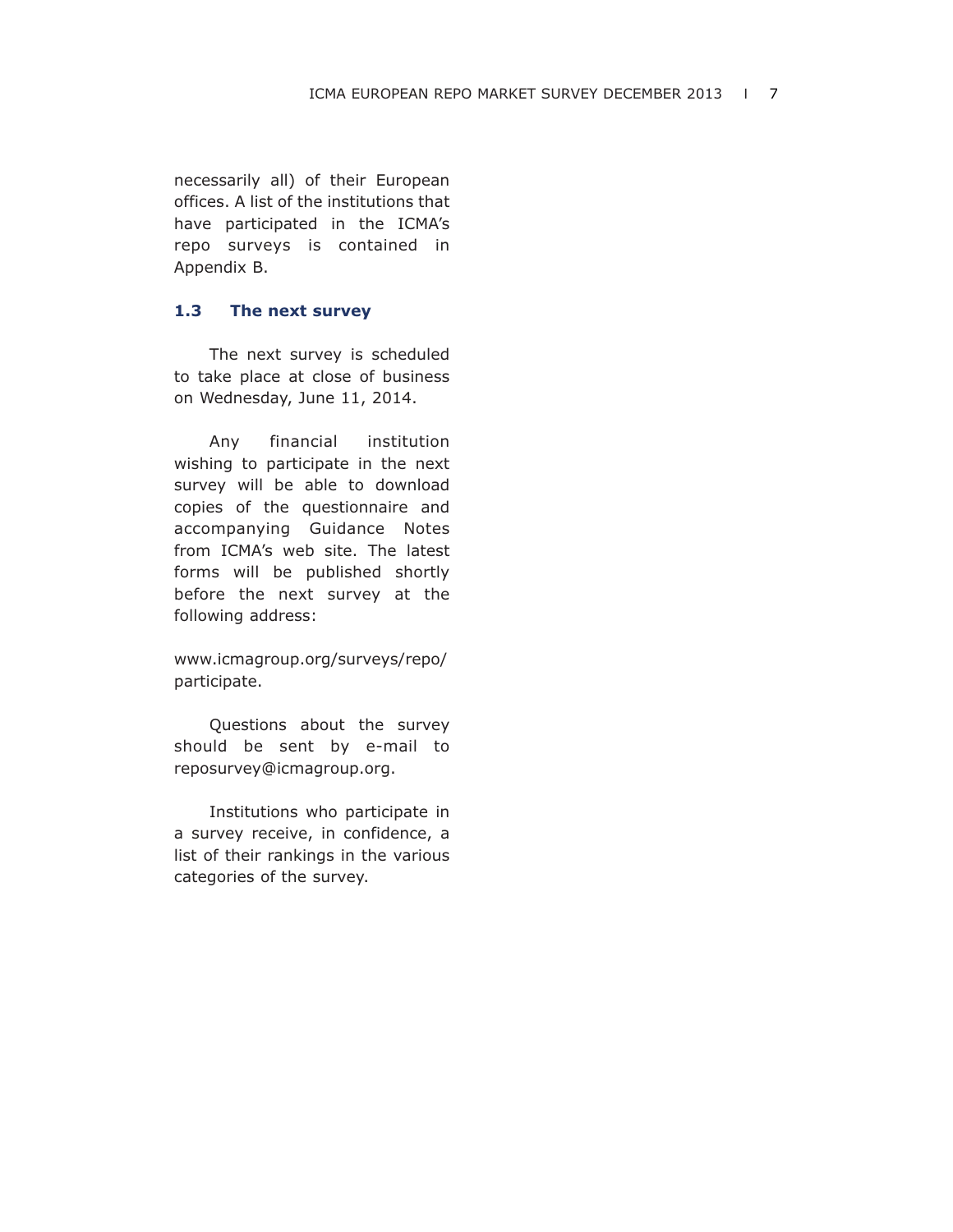necessarily all) of their European offices. A list of the institutions that have participated in the ICMA's repo surveys is contained in Appendix B.

### 1.3 The next survey

The next survey is scheduled to take place at close of business on Wednesday, June 11, 2014.

Any financial institution wishing to participate in the next survey will be able to download copies of the questionnaire and accompanying Guidance Notes from ICMA's web site. The latest forms will be published shortly before the next survey at the following address:

www.icmagroup.org/surveys/repo/participate.

Questions about the survey should be sent by e-mail to reposurvey@icmagroup.org.

Institutions who participate in a survey receive, in confidence, a list of their rankings in the various categories of the survey.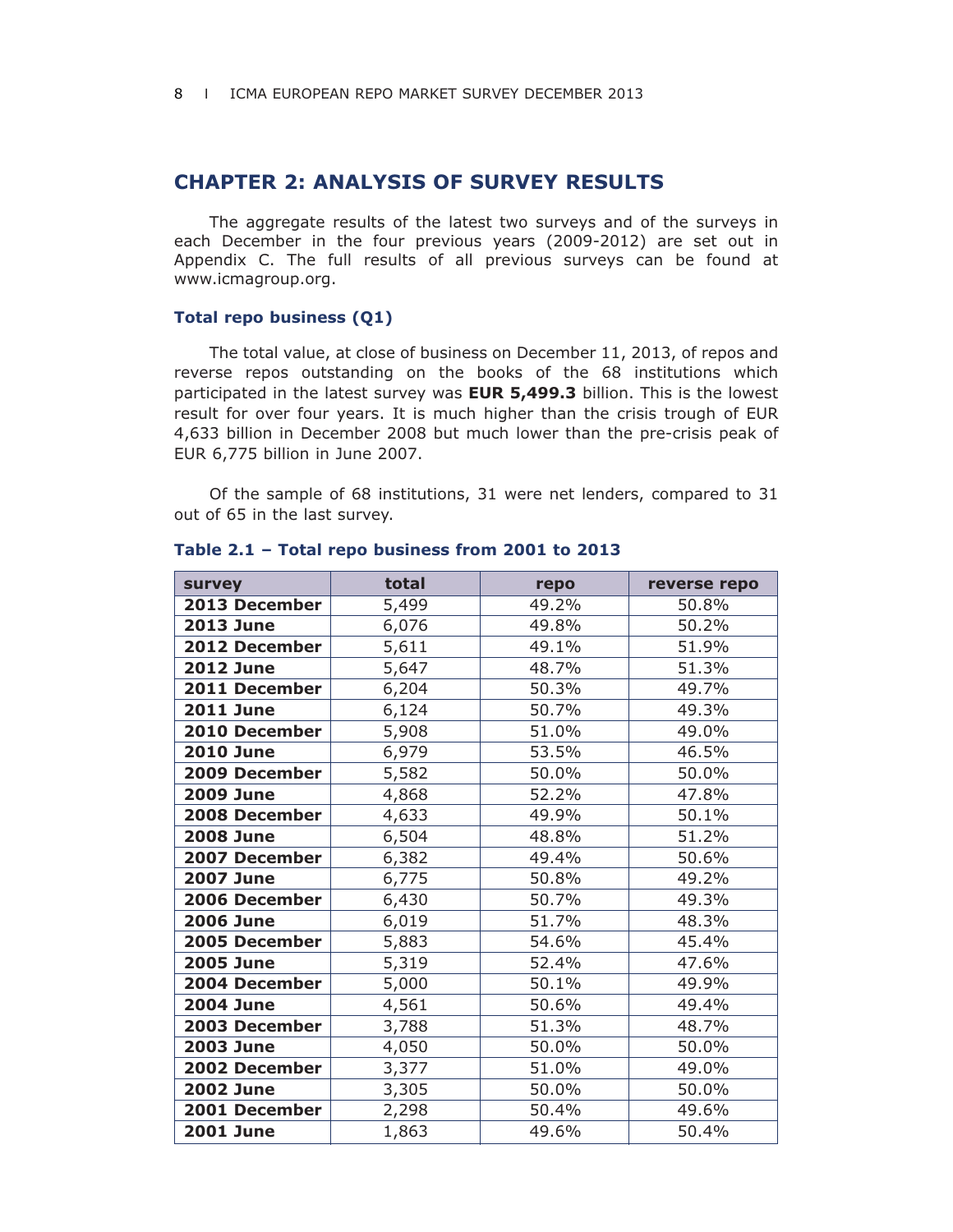## CHAPTER 2: ANALYSIS OF SURVEY RESULTS

The aggregate results of the latest two surveys and of the surveys in each December in the four previous years (2009-2012) are set out in Appendix C. The full results of all previous surveys can be found at www.icmagroup.org.

### Total repo business (Q1)

The total value, at close of business on December 11, 2013, of repos and reverse repos outstanding on the books of the 68 institutions which participated in the latest survey was **EUR 5,499.3** billion. This is the lowest result for over four years. It is much higher than the crisis trough of EUR 4,633 billion in December 2008 but much lower than the pre-crisis peak of EUR 6,775 billion in June 2007.

Of the sample of 68 institutions, 31 were net lenders, compared to 31 out of 65 in the last survey.

**Table 2.1 – Total repo business from 2001 to 2013**

| survey | total | repo | reverse repo |
|---|---|---|---|
| **2013 December** | 5,499 | 49.2% | 50.8% |
| **2013 June** | 6,076 | 49.8% | 50.2% |
| **2012 December** | 5,611 | 49.1% | 51.9% |
| **2012 June** | 5,647 | 48.7% | 51.3% |
| **2011 December** | 6,204 | 50.3% | 49.7% |
| **2011 June** | 6,124 | 50.7% | 49.3% |
| **2010 December** | 5,908 | 51.0% | 49.0% |
| **2010 June** | 6,979 | 53.5% | 46.5% |
| **2009 December** | 5,582 | 50.0% | 50.0% |
| **2009 June** | 4,868 | 52.2% | 47.8% |
| **2008 December** | 4,633 | 49.9% | 50.1% |
| **2008 June** | 6,504 | 48.8% | 51.2% |
| **2007 December** | 6,382 | 49.4% | 50.6% |
| **2007 June** | 6,775 | 50.8% | 49.2% |
| **2006 December** | 6,430 | 50.7% | 49.3% |
| **2006 June** | 6,019 | 51.7% | 48.3% |
| **2005 December** | 5,883 | 54.6% | 45.4% |
| **2005 June** | 5,319 | 52.4% | 47.6% |
| **2004 December** | 5,000 | 50.1% | 49.9% |
| **2004 June** | 4,561 | 50.6% | 49.4% |
| **2003 December** | 3,788 | 51.3% | 48.7% |
| **2003 June** | 4,050 | 50.0% | 50.0% |
| **2002 December** | 3,377 | 51.0% | 49.0% |
| **2002 June** | 3,305 | 50.0% | 50.0% |
| **2001 December** | 2,298 | 50.4% | 49.6% |
| **2001 June** | 1,863 | 49.6% | 50.4% |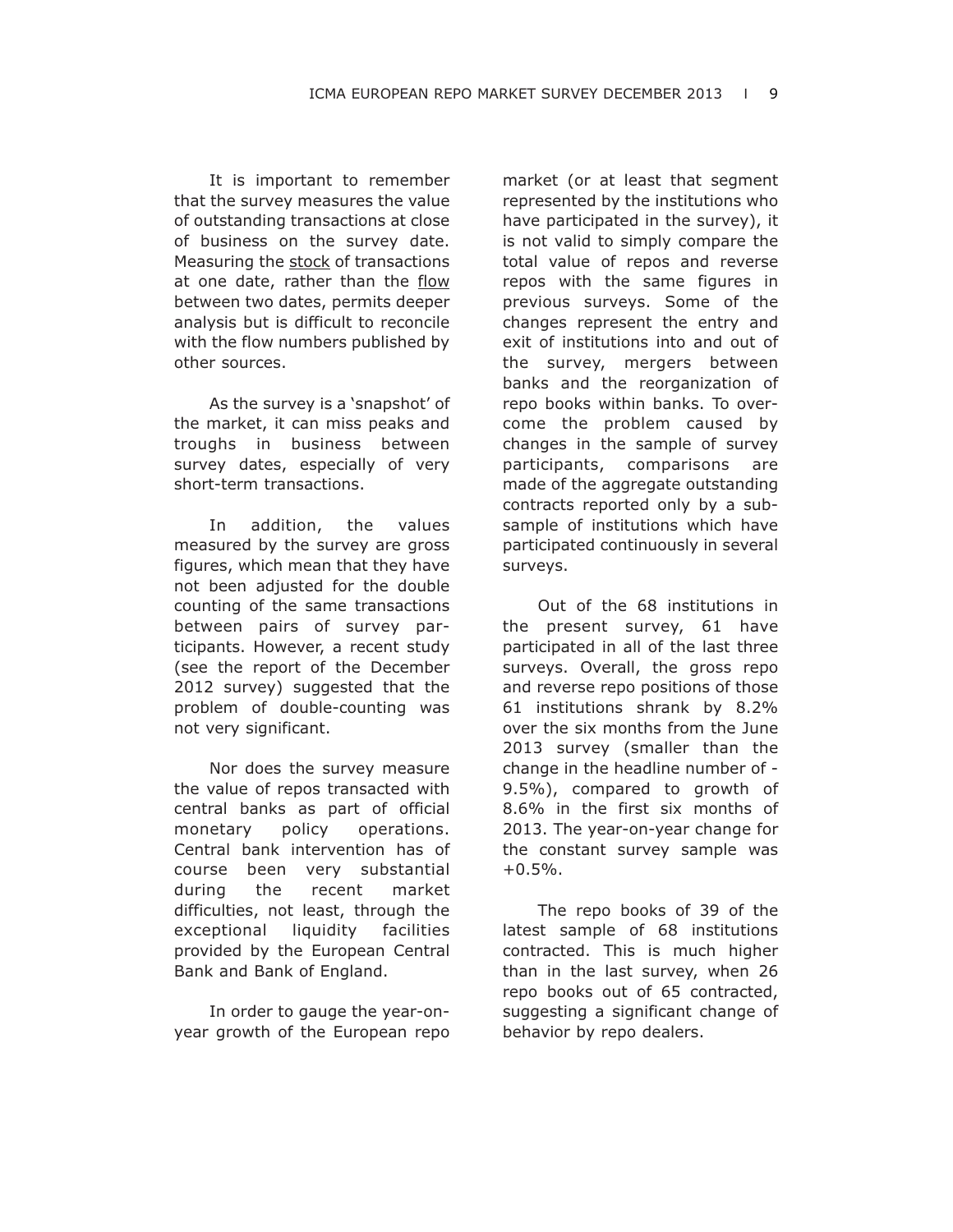It is important to remember that the survey measures the value of outstanding transactions at close of business on the survey date. Measuring the stock of transactions at one date, rather than the flow between two dates, permits deeper analysis but is difficult to reconcile with the flow numbers published by other sources.

As the survey is a 'snapshot' of the market, it can miss peaks and troughs in business between survey dates, especially of very short-term transactions.

In addition, the values measured by the survey are gross figures, which mean that they have not been adjusted for the double counting of the same transactions between pairs of survey participants. However, a recent study (see the report of the December 2012 survey) suggested that the problem of double-counting was not very significant.

Nor does the survey measure the value of repos transacted with central banks as part of official monetary policy operations. Central bank intervention has of course been very substantial during the recent market difficulties, not least, through the exceptional liquidity facilities provided by the European Central Bank and Bank of England.

In order to gauge the year-on-year growth of the European repo market (or at least that segment represented by the institutions who have participated in the survey), it is not valid to simply compare the total value of repos and reverse repos with the same figures in previous surveys. Some of the changes represent the entry and exit of institutions into and out of the survey, mergers between banks and the reorganization of repo books within banks. To overcome the problem caused by changes in the sample of survey participants, comparisons are made of the aggregate outstanding contracts reported only by a sub-sample of institutions which have participated continuously in several surveys.

Out of the 68 institutions in the present survey, 61 have participated in all of the last three surveys. Overall, the gross repo and reverse repo positions of those 61 institutions shrank by 8.2% over the six months from the June 2013 survey (smaller than the change in the headline number of -9.5%), compared to growth of 8.6% in the first six months of 2013. The year-on-year change for the constant survey sample was +0.5%.

The repo books of 39 of the latest sample of 68 institutions contracted. This is much higher than in the last survey, when 26 repo books out of 65 contracted, suggesting a significant change of behavior by repo dealers.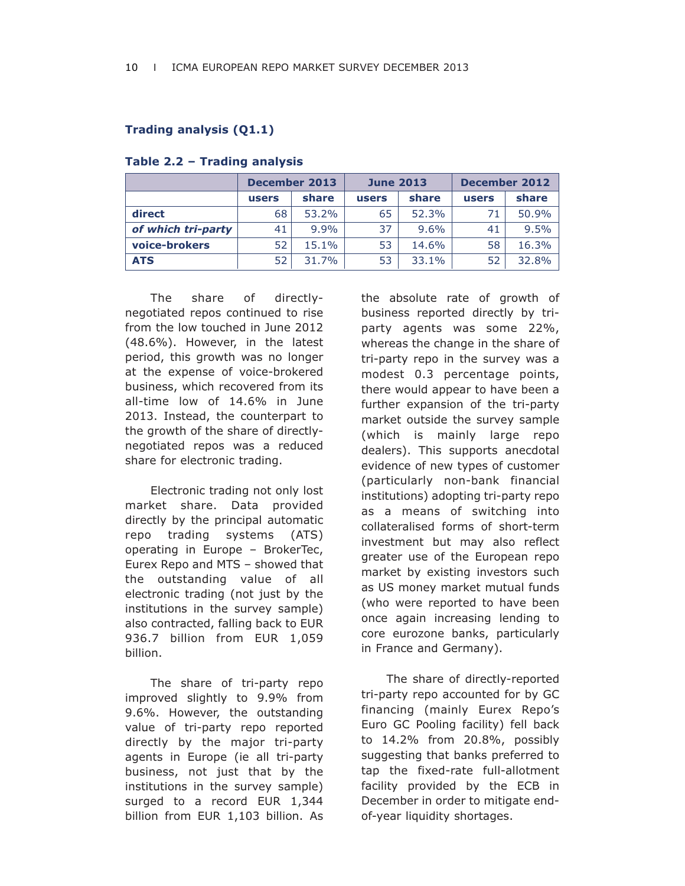**Trading analysis (Q1.1)**

**Table 2.2 – Trading analysis**

| | December 2013 | | June 2013 | | December 2012 | |
|---|---|---|---|---|---|---|
| | users | share | users | share | users | share |
| **direct** | 68 | 53.2% | 65 | 52.3% | 71 | 50.9% |
| ***of which tri-party*** | 41 | 9.9% | 37 | 9.6% | 41 | 9.5% |
| **voice-brokers** | 52 | 15.1% | 53 | 14.6% | 58 | 16.3% |
| **ATS** | 52 | 31.7% | 53 | 33.1% | 52 | 32.8% |

The share of directly-negotiated repos continued to rise from the low touched in June 2012 (48.6%). However, in the latest period, this growth was no longer at the expense of voice-brokered business, which recovered from its all-time low of 14.6% in June 2013. Instead, the counterpart to the growth of the share of directly-negotiated repos was a reduced share for electronic trading.

Electronic trading not only lost market share. Data provided directly by the principal automatic repo trading systems (ATS) operating in Europe – BrokerTec, Eurex Repo and MTS – showed that the outstanding value of all electronic trading (not just by the institutions in the survey sample) also contracted, falling back to EUR 936.7 billion from EUR 1,059 billion.

The share of tri-party repo improved slightly to 9.9% from 9.6%. However, the outstanding value of tri-party repo reported directly by the major tri-party agents in Europe (ie all tri-party business, not just that by the institutions in the survey sample) surged to a record EUR 1,344 billion from EUR 1,103 billion. As the absolute rate of growth of business reported directly by tri-party agents was some 22%, whereas the change in the share of tri-party repo in the survey was a modest 0.3 percentage points, there would appear to have been a further expansion of the tri-party market outside the survey sample (which is mainly large repo dealers). This supports anecdotal evidence of new types of customer (particularly non-bank financial institutions) adopting tri-party repo as a means of switching into collateralised forms of short-term investment but may also reflect greater use of the European repo market by existing investors such as US money market mutual funds (who were reported to have been once again increasing lending to core eurozone banks, particularly in France and Germany).

The share of directly-reported tri-party repo accounted for by GC financing (mainly Eurex Repo's Euro GC Pooling facility) fell back to 14.2% from 20.8%, possibly suggesting that banks preferred to tap the fixed-rate full-allotment facility provided by the ECB in December in order to mitigate end-of-year liquidity shortages.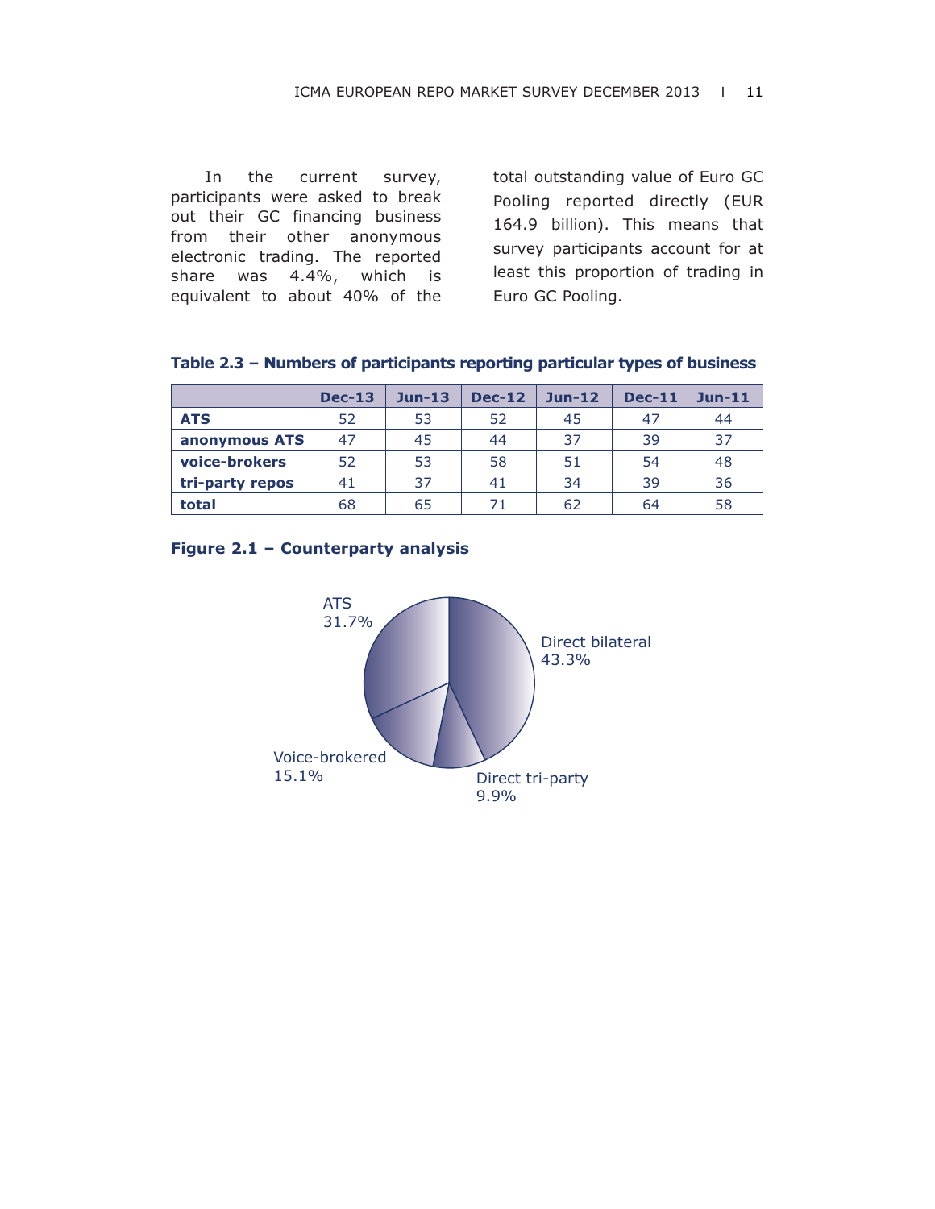In the current survey, participants were asked to break out their GC financing business from their other anonymous electronic trading. The reported share was 4.4%, which is equivalent to about 40% of the total outstanding value of Euro GC Pooling reported directly (EUR 164.9 billion). This means that survey participants account for at least this proportion of trading in Euro GC Pooling.

**Table 2.3 – Numbers of participants reporting particular types of business**

| | Dec-13 | Jun-13 | Dec-12 | Jun-12 | Dec-11 | Jun-11 |
|---|---|---|---|---|---|---|
| **ATS** | 52 | 53 | 52 | 45 | 47 | 44 |
| **anonymous ATS** | 47 | 45 | 44 | 37 | 39 | 37 |
| **voice-brokers** | 52 | 53 | 58 | 51 | 54 | 48 |
| **tri-party repos** | 41 | 37 | 41 | 34 | 39 | 36 |
| **total** | 68 | 65 | 71 | 62 | 64 | 58 |

**Figure 2.1 – Counterparty analysis**

ATS 31.7%

Direct bilateral 43.3%

Voice-brokered 15.1%

Direct tri-party 9.9%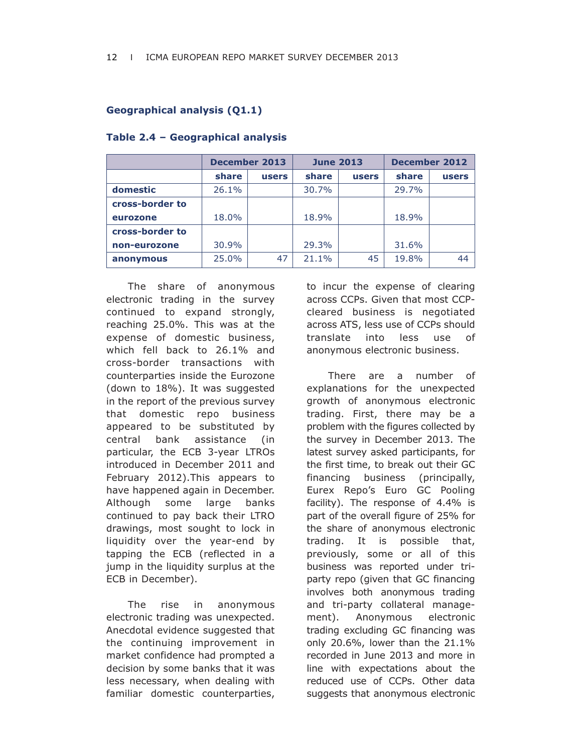## Geographical analysis (Q1.1)

### Table 2.4 – Geographical analysis

| | December 2013 | | June 2013 | | December 2012 | |
|---|---|---|---|---|---|---|
| | share | users | share | users | share | users |
| domestic | 26.1% | | 30.7% | | 29.7% | |
| cross-border to eurozone | 18.0% | | 18.9% | | 18.9% | |
| cross-border to non-eurozone | 30.9% | | 29.3% | | 31.6% | |
| anonymous | 25.0% | 47 | 21.1% | 45 | 19.8% | 44 |

The share of anonymous electronic trading in the survey continued to expand strongly, reaching 25.0%. This was at the expense of domestic business, which fell back to 26.1% and cross-border transactions with counterparties inside the Eurozone (down to 18%). It was suggested in the report of the previous survey that domestic repo business appeared to be substituted by central bank assistance (in particular, the ECB 3-year LTROs introduced in December 2011 and February 2012).This appears to have happened again in December. Although some large banks continued to pay back their LTRO drawings, most sought to lock in liquidity over the year-end by tapping the ECB (reflected in a jump in the liquidity surplus at the ECB in December).

The rise in anonymous electronic trading was unexpected. Anecdotal evidence suggested that the continuing improvement in market confidence had prompted a decision by some banks that it was less necessary, when dealing with familiar domestic counterparties, to incur the expense of clearing across CCPs. Given that most CCP-cleared business is negotiated across ATS, less use of CCPs should translate into less use of anonymous electronic business.

There are a number of explanations for the unexpected growth of anonymous electronic trading. First, there may be a problem with the figures collected by the survey in December 2013. The latest survey asked participants, for the first time, to break out their GC financing business (principally, Eurex Repo's Euro GC Pooling facility). The response of 4.4% is part of the overall figure of 25% for the share of anonymous electronic trading. It is possible that, previously, some or all of this business was reported under tri-party repo (given that GC financing involves both anonymous trading and tri-party collateral management). Anonymous electronic trading excluding GC financing was only 20.6%, lower than the 21.1% recorded in June 2013 and more in line with expectations about the reduced use of CCPs. Other data suggests that anonymous electronic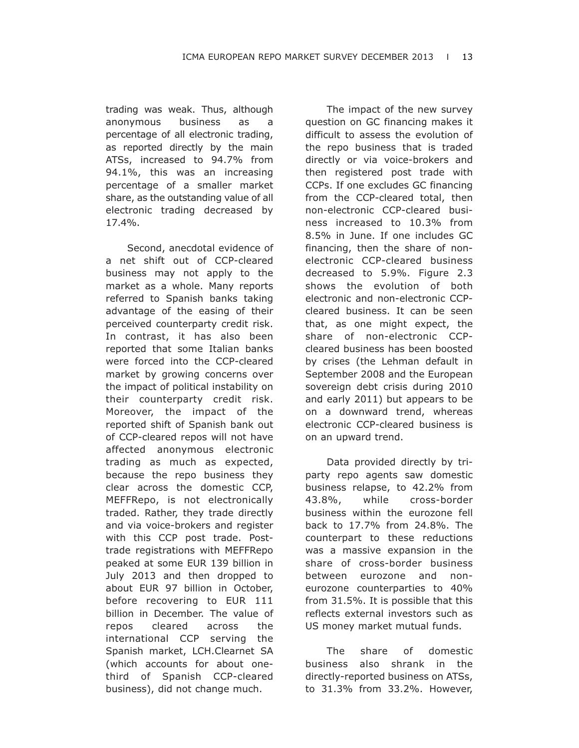trading was weak. Thus, although anonymous business as a percentage of all electronic trading, as reported directly by the main ATSs, increased to 94.7% from 94.1%, this was an increasing percentage of a smaller market share, as the outstanding value of all electronic trading decreased by 17.4%.

Second, anecdotal evidence of a net shift out of CCP-cleared business may not apply to the market as a whole. Many reports referred to Spanish banks taking advantage of the easing of their perceived counterparty credit risk. In contrast, it has also been reported that some Italian banks were forced into the CCP-cleared market by growing concerns over the impact of political instability on their counterparty credit risk. Moreover, the impact of the reported shift of Spanish bank out of CCP-cleared repos will not have affected anonymous electronic trading as much as expected, because the repo business they clear across the domestic CCP, MEFFRepo, is not electronically traded. Rather, they trade directly and via voice-brokers and register with this CCP post trade. Post-trade registrations with MEFFRepo peaked at some EUR 139 billion in July 2013 and then dropped to about EUR 97 billion in October, before recovering to EUR 111 billion in December. The value of repos cleared across the international CCP serving the Spanish market, LCH.Clearnet SA (which accounts for about one-third of Spanish CCP-cleared business), did not change much.

The impact of the new survey question on GC financing makes it difficult to assess the evolution of the repo business that is traded directly or via voice-brokers and then registered post trade with CCPs. If one excludes GC financing from the CCP-cleared total, then non-electronic CCP-cleared business increased to 10.3% from 8.5% in June. If one includes GC financing, then the share of non-electronic CCP-cleared business decreased to 5.9%. Figure 2.3 shows the evolution of both electronic and non-electronic CCP-cleared business. It can be seen that, as one might expect, the share of non-electronic CCP-cleared business has been boosted by crises (the Lehman default in September 2008 and the European sovereign debt crisis during 2010 and early 2011) but appears to be on a downward trend, whereas electronic CCP-cleared business is on an upward trend.

Data provided directly by tri-party repo agents saw domestic business relapse, to 42.2% from 43.8%, while cross-border business within the eurozone fell back to 17.7% from 24.8%. The counterpart to these reductions was a massive expansion in the share of cross-border business between eurozone and non-eurozone counterparties to 40% from 31.5%. It is possible that this reflects external investors such as US money market mutual funds.

The share of domestic business also shrank in the directly-reported business on ATSs, to 31.3% from 33.2%. However,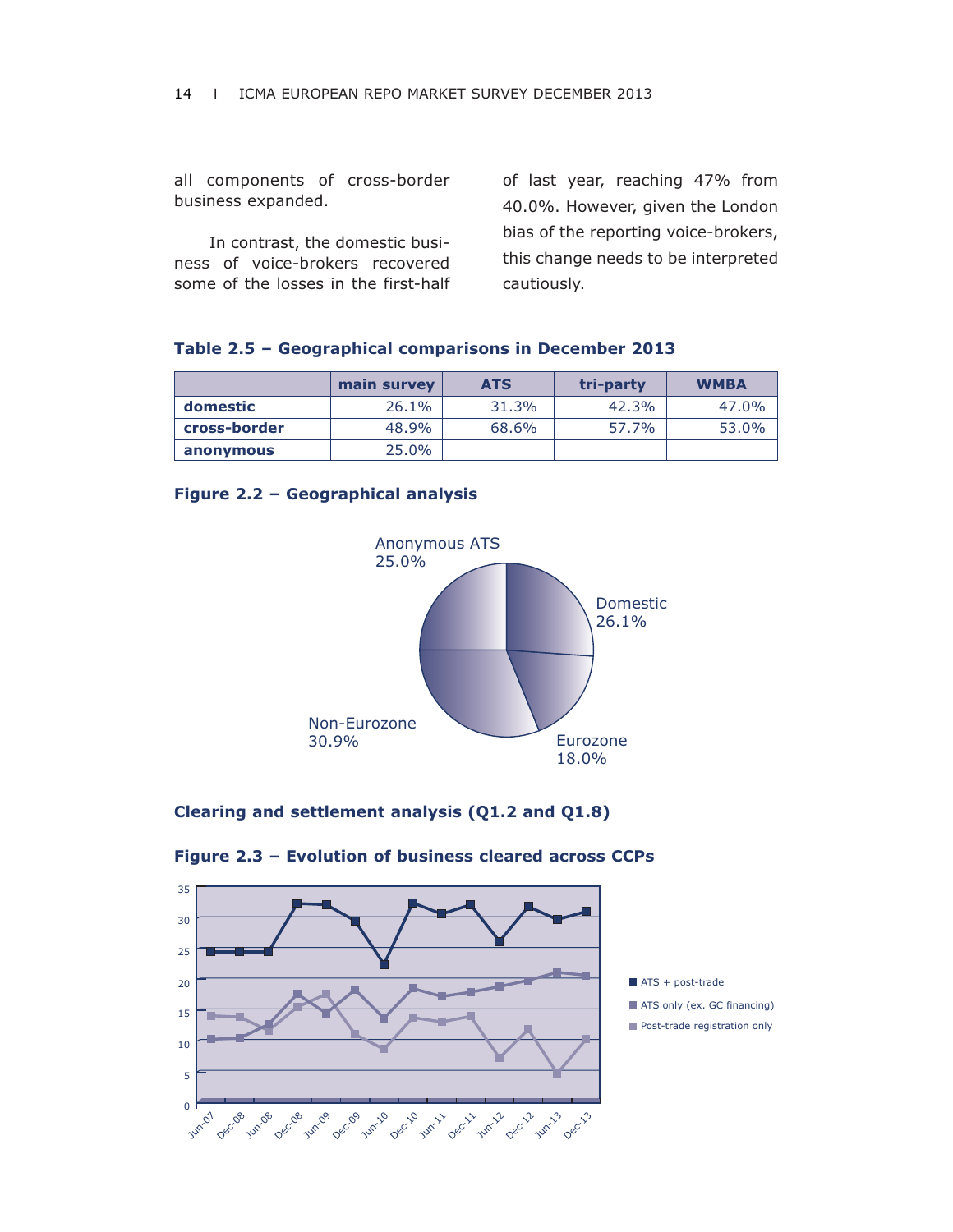all components of cross-border business expanded.

In contrast, the domestic business of voice-brokers recovered some of the losses in the first-half of last year, reaching 47% from 40.0%. However, given the London bias of the reporting voice-brokers, this change needs to be interpreted cautiously.

**Table 2.5 – Geographical comparisons in December 2013**

| | main survey | ATS | tri-party | WMBA |
|---|---|---|---|---|
| **domestic** | 26.1% | 31.3% | 42.3% | 47.0% |
| **cross-border** | 48.9% | 68.6% | 57.7% | 53.0% |
| **anonymous** | 25.0% | | | |

**Figure 2.2 – Geographical analysis**

Anonymous ATS 25.0%
Domestic 26.1%
Eurozone 18.0%
Non-Eurozone 30.9%

## Clearing and settlement analysis (Q1.2 and Q1.8)

**Figure 2.3 – Evolution of business cleared across CCPs**

ATS + post-trade
ATS only (ex. GC financing)
Post-trade registration only

Jun-07, Dec-08, Jun-08, Dec-08, Jun-09, Dec-09, Jun-10, Dec-10, Jun-11, Dec-11, Jun-12, Dec-12, Jun-13, Dec-13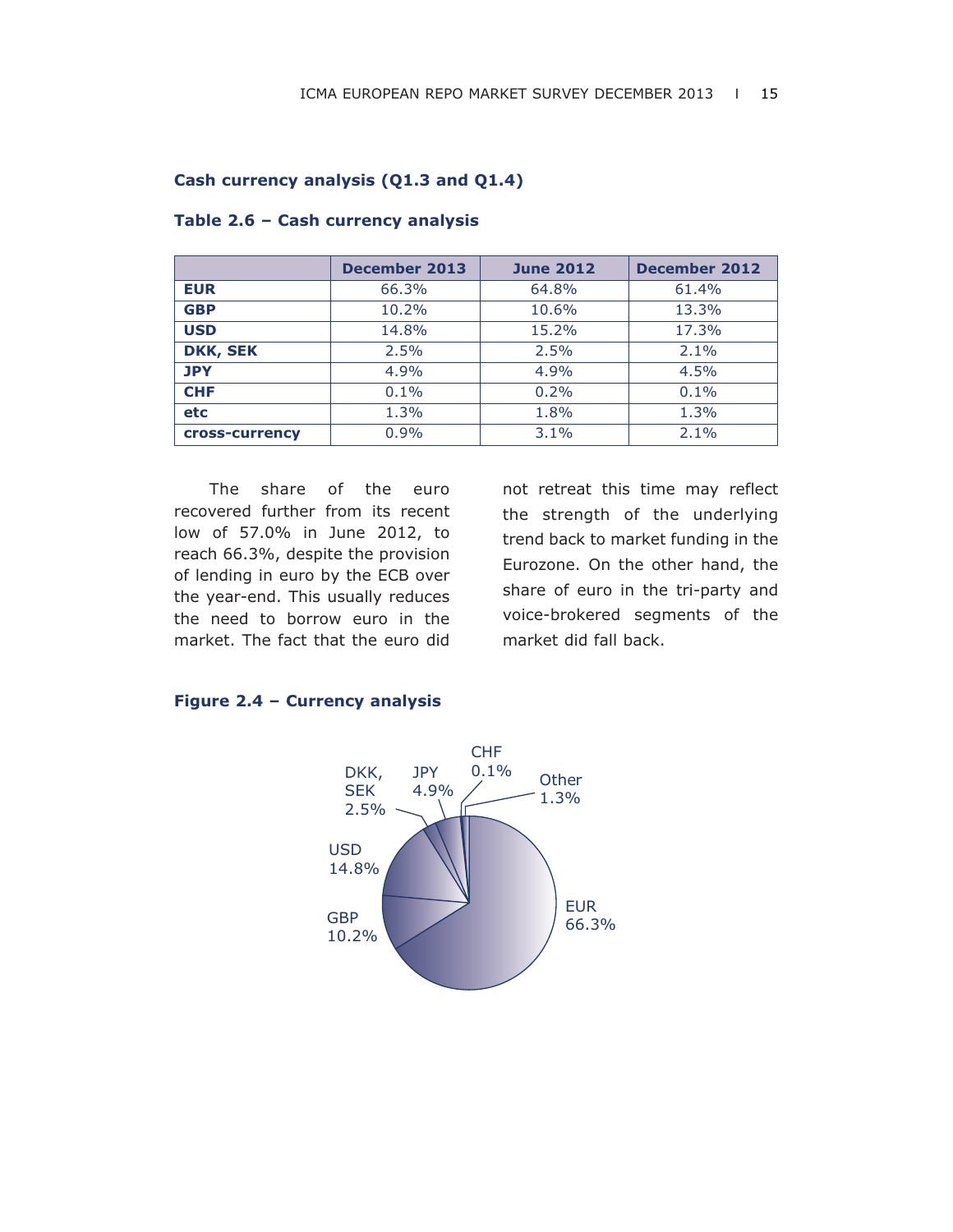### Cash currency analysis (Q1.3 and Q1.4)

**Table 2.6 – Cash currency analysis**

| | December 2013 | June 2012 | December 2012 |
|---|---|---|---|
| **EUR** | 66.3% | 64.8% | 61.4% |
| **GBP** | 10.2% | 10.6% | 13.3% |
| **USD** | 14.8% | 15.2% | 17.3% |
| **DKK, SEK** | 2.5% | 2.5% | 2.1% |
| **JPY** | 4.9% | 4.9% | 4.5% |
| **CHF** | 0.1% | 0.2% | 0.1% |
| **etc** | 1.3% | 1.8% | 1.3% |
| **cross-currency** | 0.9% | 3.1% | 2.1% |

The share of the euro recovered further from its recent low of 57.0% in June 2012, to reach 66.3%, despite the provision of lending in euro by the ECB over the year-end. This usually reduces the need to borrow euro in the market. The fact that the euro did not retreat this time may reflect the strength of the underlying trend back to market funding in the Eurozone. On the other hand, the share of euro in the tri-party and voice-brokered segments of the market did fall back.

**Figure 2.4 – Currency analysis**

EUR 66.3%, GBP 10.2%, USD 14.8%, DKK, SEK 2.5%, JPY 4.9%, CHF 0.1%, Other 1.3%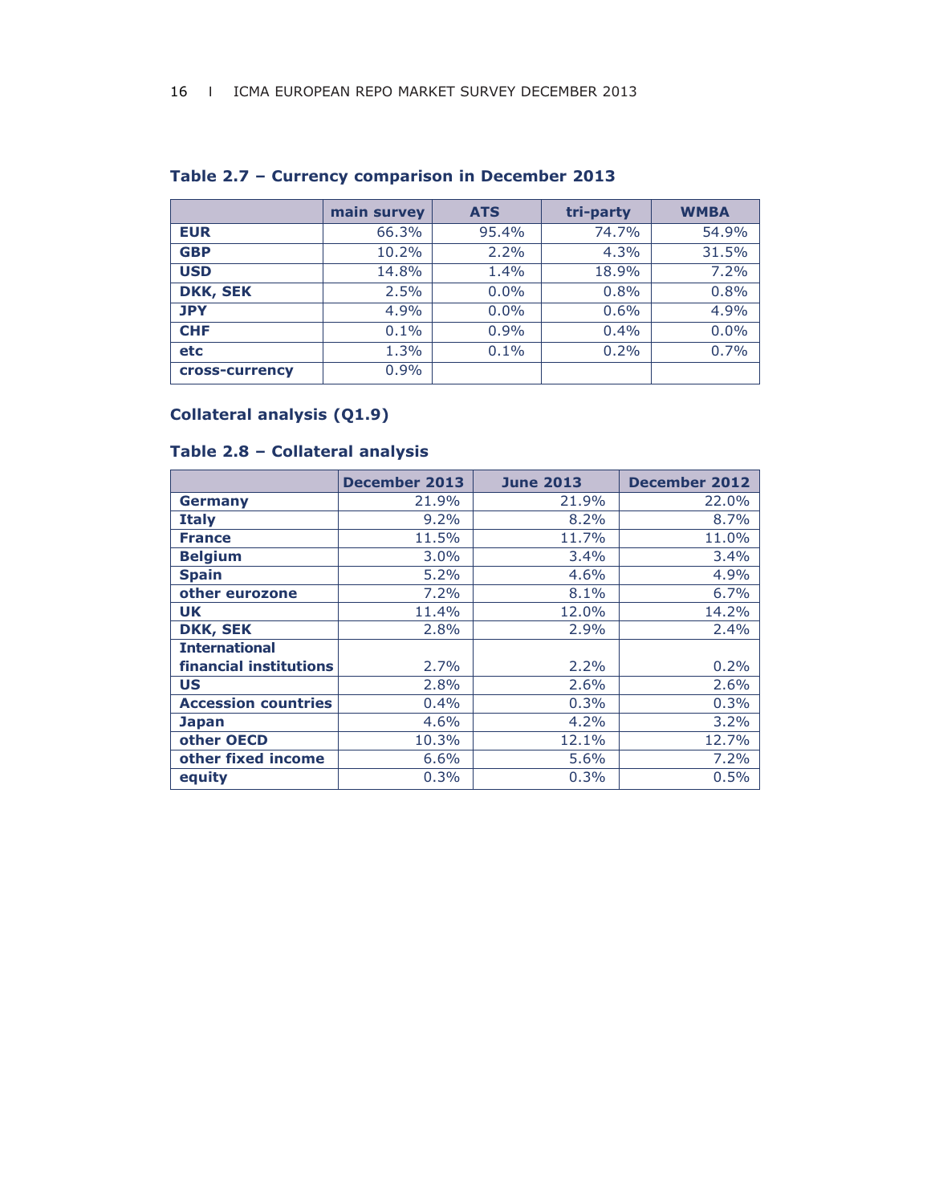**Table 2.7 – Currency comparison in December 2013**

| | main survey | ATS | tri-party | WMBA |
|---|---|---|---|---|
| **EUR** | 66.3% | 95.4% | 74.7% | 54.9% |
| **GBP** | 10.2% | 2.2% | 4.3% | 31.5% |
| **USD** | 14.8% | 1.4% | 18.9% | 7.2% |
| **DKK, SEK** | 2.5% | 0.0% | 0.8% | 0.8% |
| **JPY** | 4.9% | 0.0% | 0.6% | 4.9% |
| **CHF** | 0.1% | 0.9% | 0.4% | 0.0% |
| **etc** | 1.3% | 0.1% | 0.2% | 0.7% |
| **cross-currency** | 0.9% | | | |

## Collateral analysis (Q1.9)

**Table 2.8 – Collateral analysis**

| | December 2013 | June 2013 | December 2012 |
|---|---|---|---|
| **Germany** | 21.9% | 21.9% | 22.0% |
| **Italy** | 9.2% | 8.2% | 8.7% |
| **France** | 11.5% | 11.7% | 11.0% |
| **Belgium** | 3.0% | 3.4% | 3.4% |
| **Spain** | 5.2% | 4.6% | 4.9% |
| **other eurozone** | 7.2% | 8.1% | 6.7% |
| **UK** | 11.4% | 12.0% | 14.2% |
| **DKK, SEK** | 2.8% | 2.9% | 2.4% |
| **International financial institutions** | 2.7% | 2.2% | 0.2% |
| **US** | 2.8% | 2.6% | 2.6% |
| **Accession countries** | 0.4% | 0.3% | 0.3% |
| **Japan** | 4.6% | 4.2% | 3.2% |
| **other OECD** | 10.3% | 12.1% | 12.7% |
| **other fixed income** | 6.6% | 5.6% | 7.2% |
| **equity** | 0.3% | 0.3% | 0.5% |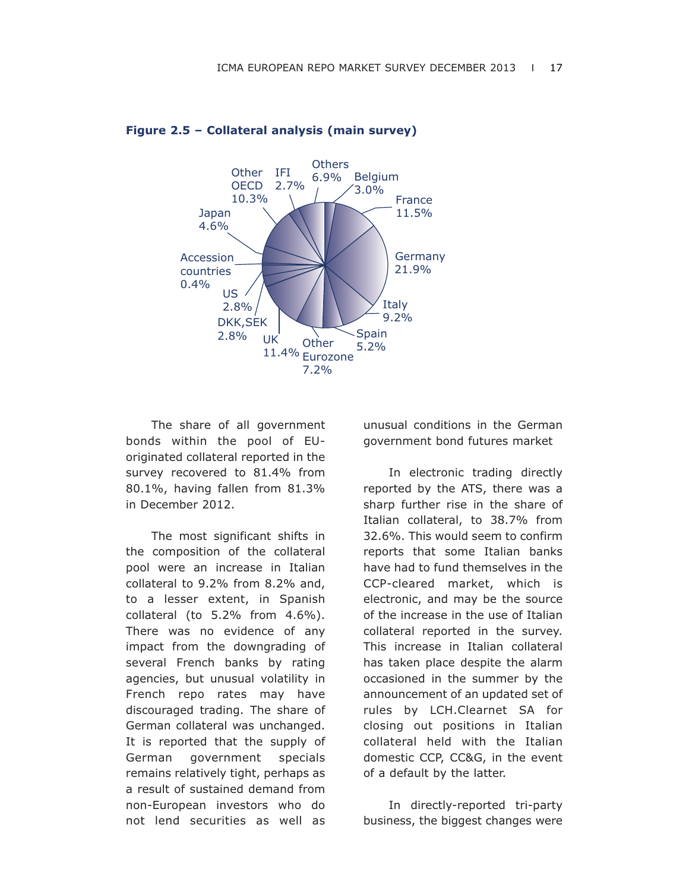**Figure 2.5 – Collateral analysis (main survey)**

| Category | Share |
|---|---|
| Belgium | 3.0% |
| France | 11.5% |
| Germany | 21.9% |
| Italy | 9.2% |
| Spain | 5.2% |
| Other Eurozone | 7.2% |
| UK | 11.4% |
| DKK,SEK | 2.8% |
| US | 2.8% |
| Accession countries | 0.4% |
| Japan | 4.6% |
| Other OECD | 10.3% |
| IFI | 2.7% |
| Others | 6.9% |

The share of all government bonds within the pool of EU-originated collateral reported in the survey recovered to 81.4% from 80.1%, having fallen from 81.3% in December 2012.

The most significant shifts in the composition of the collateral pool were an increase in Italian collateral to 9.2% from 8.2% and, to a lesser extent, in Spanish collateral (to 5.2% from 4.6%). There was no evidence of any impact from the downgrading of several French banks by rating agencies, but unusual volatility in French repo rates may have discouraged trading. The share of German collateral was unchanged. It is reported that the supply of German government specials remains relatively tight, perhaps as a result of sustained demand from non-European investors who do not lend securities as well as unusual conditions in the German government bond futures market

In electronic trading directly reported by the ATS, there was a sharp further rise in the share of Italian collateral, to 38.7% from 32.6%. This would seem to confirm reports that some Italian banks have had to fund themselves in the CCP-cleared market, which is electronic, and may be the source of the increase in the use of Italian collateral reported in the survey. This increase in Italian collateral has taken place despite the alarm occasioned in the summer by the announcement of an updated set of rules by LCH.Clearnet SA for closing out positions in Italian collateral held with the Italian domestic CCP, CC&G, in the event of a default by the latter.

In directly-reported tri-party business, the biggest changes were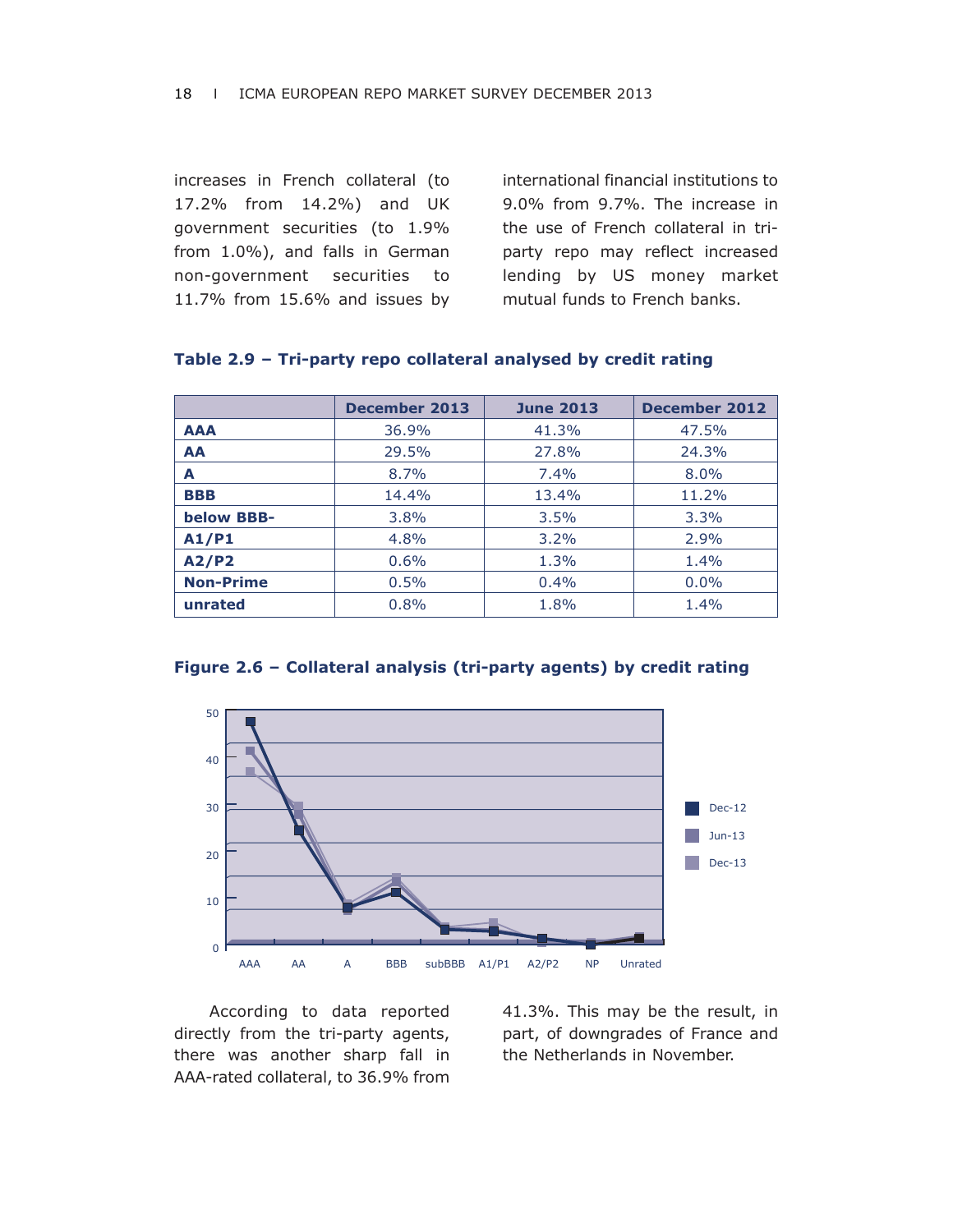increases in French collateral (to 17.2% from 14.2%) and UK government securities (to 1.9% from 1.0%), and falls in German non-government securities to 11.7% from 15.6% and issues by international financial institutions to 9.0% from 9.7%. The increase in the use of French collateral in tri-party repo may reflect increased lending by US money market mutual funds to French banks.

**Table 2.9 – Tri-party repo collateral analysed by credit rating**

| | December 2013 | June 2013 | December 2012 |
|---|---|---|---|
| **AAA** | 36.9% | 41.3% | 47.5% |
| **AA** | 29.5% | 27.8% | 24.3% |
| **A** | 8.7% | 7.4% | 8.0% |
| **BBB** | 14.4% | 13.4% | 11.2% |
| **below BBB-** | 3.8% | 3.5% | 3.3% |
| **A1/P1** | 4.8% | 3.2% | 2.9% |
| **A2/P2** | 0.6% | 1.3% | 1.4% |
| **Non-Prime** | 0.5% | 0.4% | 0.0% |
| **unrated** | 0.8% | 1.8% | 1.4% |

**Figure 2.6 – Collateral analysis (tri-party agents) by credit rating**

According to data reported directly from the tri-party agents, there was another sharp fall in AAA-rated collateral, to 36.9% from 41.3%. This may be the result, in part, of downgrades of France and the Netherlands in November.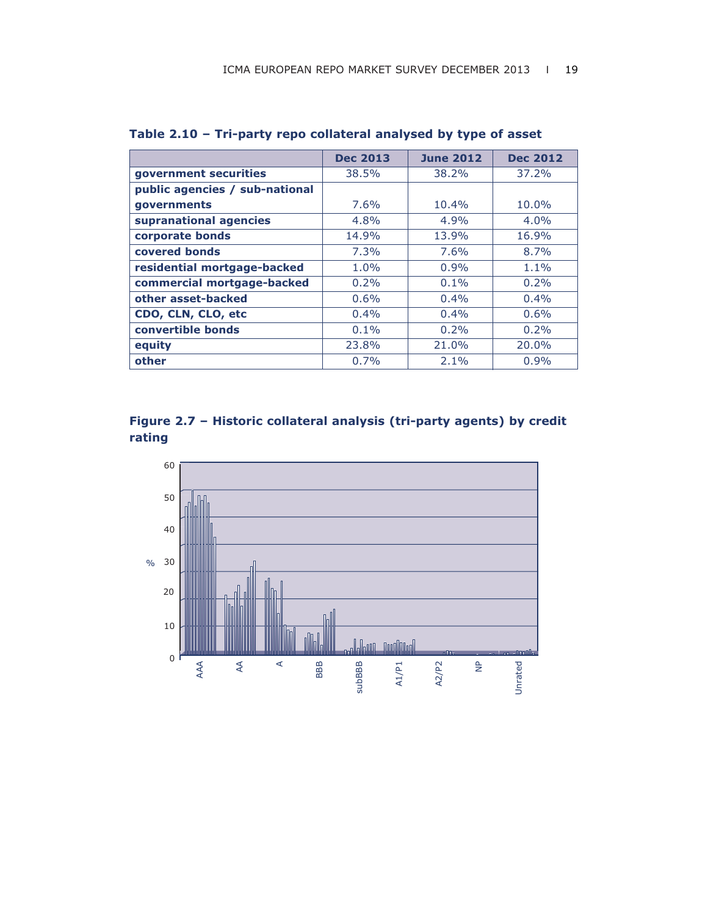**Table 2.10 – Tri-party repo collateral analysed by type of asset**

| | Dec 2013 | June 2012 | Dec 2012 |
|---|---|---|---|
| **government securities** | 38.5% | 38.2% | 37.2% |
| **public agencies / sub-national governments** | 7.6% | 10.4% | 10.0% |
| **supranational agencies** | 4.8% | 4.9% | 4.0% |
| **corporate bonds** | 14.9% | 13.9% | 16.9% |
| **covered bonds** | 7.3% | 7.6% | 8.7% |
| **residential mortgage-backed** | 1.0% | 0.9% | 1.1% |
| **commercial mortgage-backed** | 0.2% | 0.1% | 0.2% |
| **other asset-backed** | 0.6% | 0.4% | 0.4% |
| **CDO, CLN, CLO, etc** | 0.4% | 0.4% | 0.6% |
| **convertible bonds** | 0.1% | 0.2% | 0.2% |
| **equity** | 23.8% | 21.0% | 20.0% |
| **other** | 0.7% | 2.1% | 0.9% |

**Figure 2.7 – Historic collateral analysis (tri-party agents) by credit rating**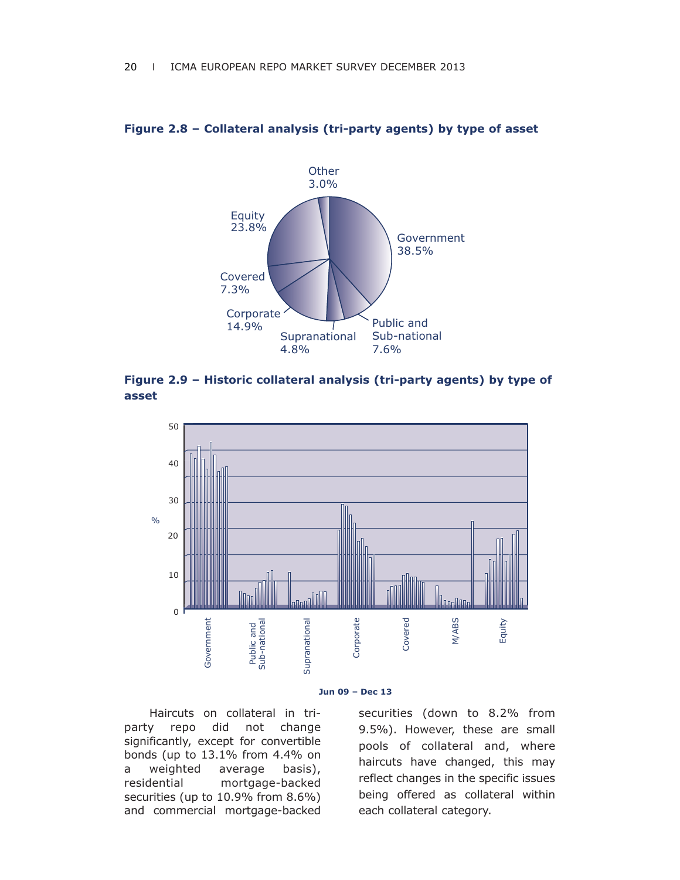**Figure 2.8 – Collateral analysis (tri-party agents) by type of asset**

**Figure 2.9 – Historic collateral analysis (tri-party agents) by type of asset**

Haircuts on collateral in tri-party repo did not change significantly, except for convertible bonds (up to 13.1% from 4.4% on a weighted average basis), residential mortgage-backed securities (up to 10.9% from 8.6%) and commercial mortgage-backed securities (down to 8.2% from 9.5%). However, these are small pools of collateral and, where haircuts have changed, this may reflect changes in the specific issues being offered as collateral within each collateral category.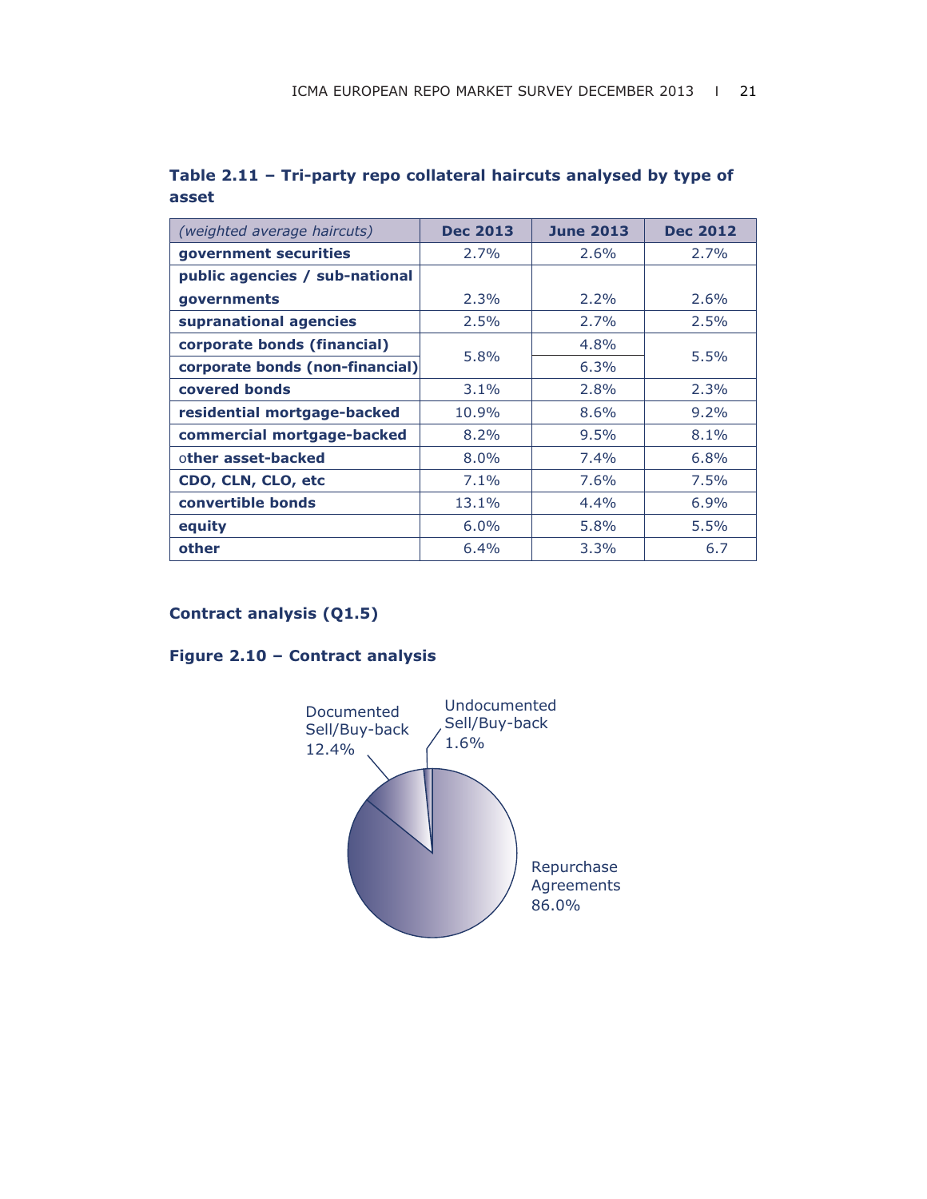**Table 2.11 – Tri-party repo collateral haircuts analysed by type of asset**

| *(weighted average haircuts)* | **Dec 2013** | **June 2013** | **Dec 2012** |
|---|---|---|---|
| **government securities** | 2.7% | 2.6% | 2.7% |
| **public agencies / sub-national governments** | 2.3% | 2.2% | 2.6% |
| **supranational agencies** | 2.5% | 2.7% | 2.5% |
| **corporate bonds (financial)** | 5.8% | 4.8% | 5.5% |
| **corporate bonds (non-financial)** | | 6.3% | |
| **covered bonds** | 3.1% | 2.8% | 2.3% |
| **residential mortgage-backed** | 10.9% | 8.6% | 9.2% |
| **commercial mortgage-backed** | 8.2% | 9.5% | 8.1% |
| o**ther asset-backed** | 8.0% | 7.4% | 6.8% |
| **CDO, CLN, CLO, etc** | 7.1% | 7.6% | 7.5% |
| **convertible bonds** | 13.1% | 4.4% | 6.9% |
| **equity** | 6.0% | 5.8% | 5.5% |
| **other** | 6.4% | 3.3% | 6.7 |

### Contract analysis (Q1.5)

**Figure 2.10 – Contract analysis**

Documented Sell/Buy-back 12.4%

Undocumented Sell/Buy-back 1.6%

Repurchase Agreements 86.0%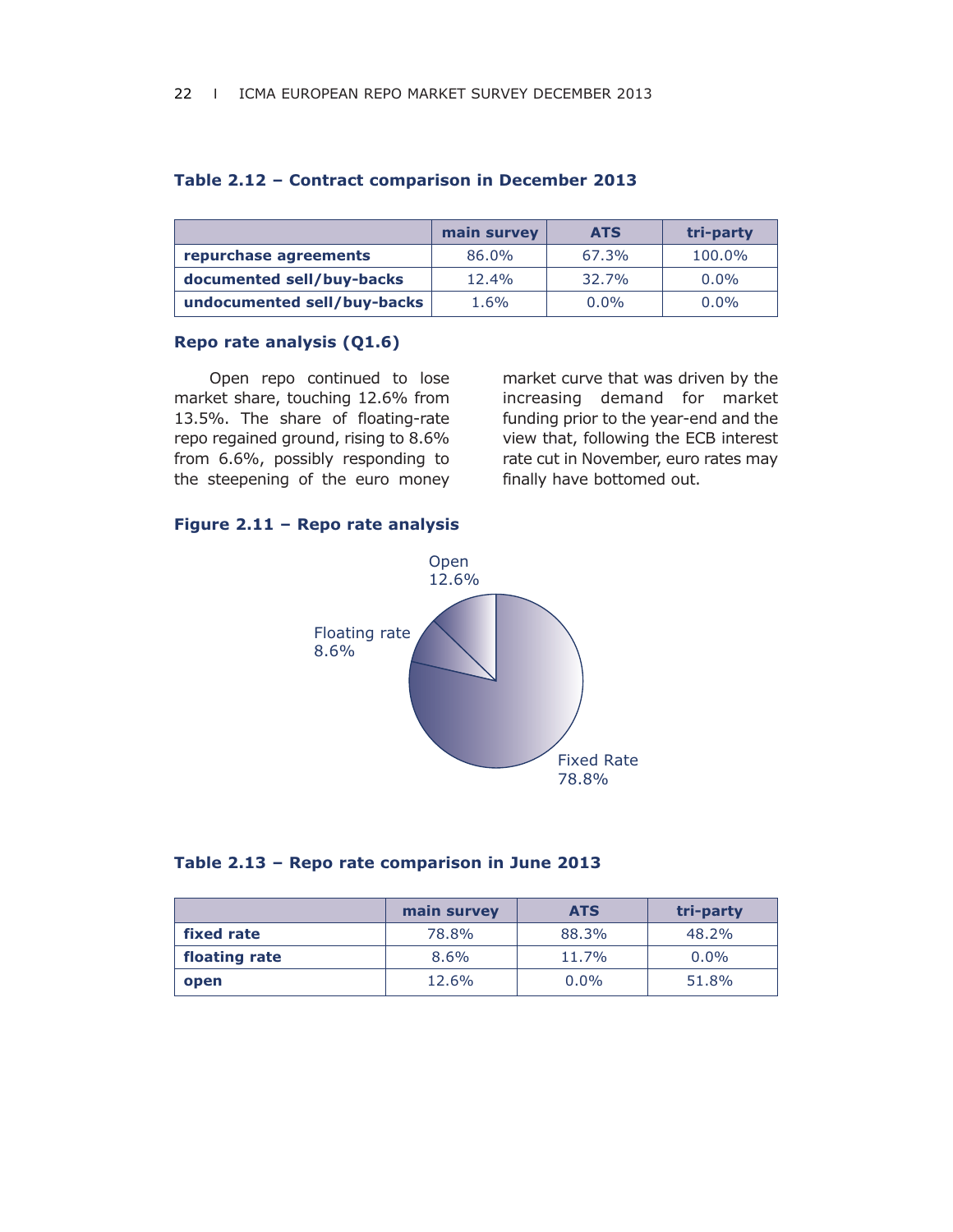**Table 2.12 – Contract comparison in December 2013**

| | main survey | ATS | tri-party |
|---|---|---|---|
| **repurchase agreements** | 86.0% | 67.3% | 100.0% |
| **documented sell/buy-backs** | 12.4% | 32.7% | 0.0% |
| **undocumented sell/buy-backs** | 1.6% | 0.0% | 0.0% |

## Repo rate analysis (Q1.6)

Open repo continued to lose market share, touching 12.6% from 13.5%. The share of floating-rate repo regained ground, rising to 8.6% from 6.6%, possibly responding to the steepening of the euro money market curve that was driven by the increasing demand for market funding prior to the year-end and the view that, following the ECB interest rate cut in November, euro rates may finally have bottomed out.

**Figure 2.11 – Repo rate analysis**

Open 12.6%

Floating rate 8.6%

Fixed Rate 78.8%

**Table 2.13 – Repo rate comparison in June 2013**

| | main survey | ATS | tri-party |
|---|---|---|---|
| **fixed rate** | 78.8% | 88.3% | 48.2% |
| **floating rate** | 8.6% | 11.7% | 0.0% |
| **open** | 12.6% | 0.0% | 51.8% |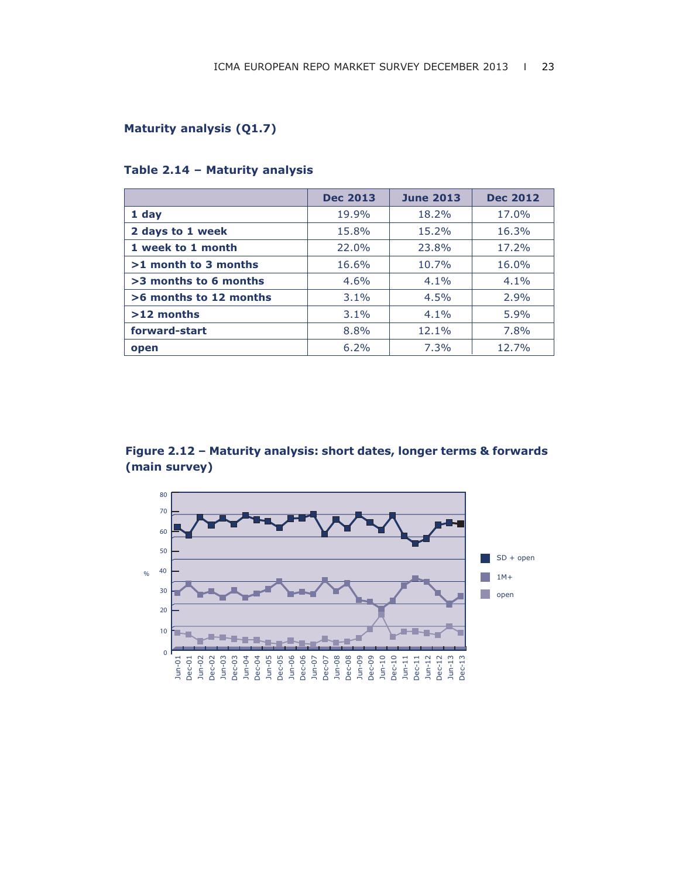## Maturity analysis (Q1.7)

### Table 2.14 – Maturity analysis

| | Dec 2013 | June 2013 | Dec 2012 |
|---|---|---|---|
| **1 day** | 19.9% | 18.2% | 17.0% |
| **2 days to 1 week** | 15.8% | 15.2% | 16.3% |
| **1 week to 1 month** | 22.0% | 23.8% | 17.2% |
| **>1 month to 3 months** | 16.6% | 10.7% | 16.0% |
| **>3 months to 6 months** | 4.6% | 4.1% | 4.1% |
| **>6 months to 12 months** | 3.1% | 4.5% | 2.9% |
| **>12 months** | 3.1% | 4.1% | 5.9% |
| **forward-start** | 8.8% | 12.1% | 7.8% |
| **open** | 6.2% | 7.3% | 12.7% |

### Figure 2.12 – Maturity analysis: short dates, longer terms & forwards (main survey)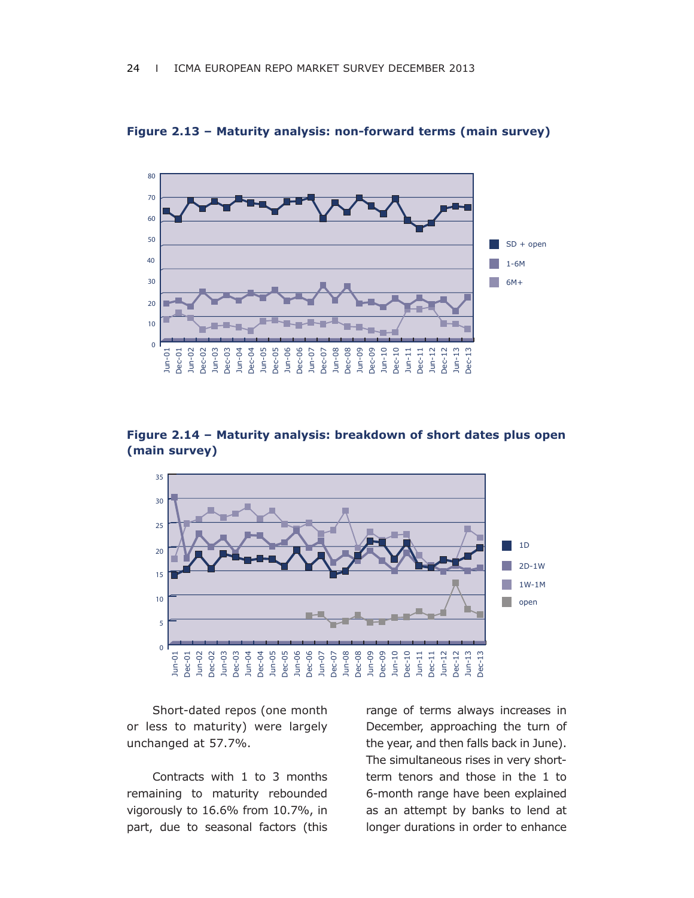**Figure 2.13 – Maturity analysis: non-forward terms (main survey)**

**Figure 2.14 – Maturity analysis: breakdown of short dates plus open (main survey)**

Short-dated repos (one month or less to maturity) were largely unchanged at 57.7%.

Contracts with 1 to 3 months remaining to maturity rebounded vigorously to 16.6% from 10.7%, in part, due to seasonal factors (this range of terms always increases in December, approaching the turn of the year, and then falls back in June). The simultaneous rises in very short-term tenors and those in the 1 to 6-month range have been explained as an attempt by banks to lend at longer durations in order to enhance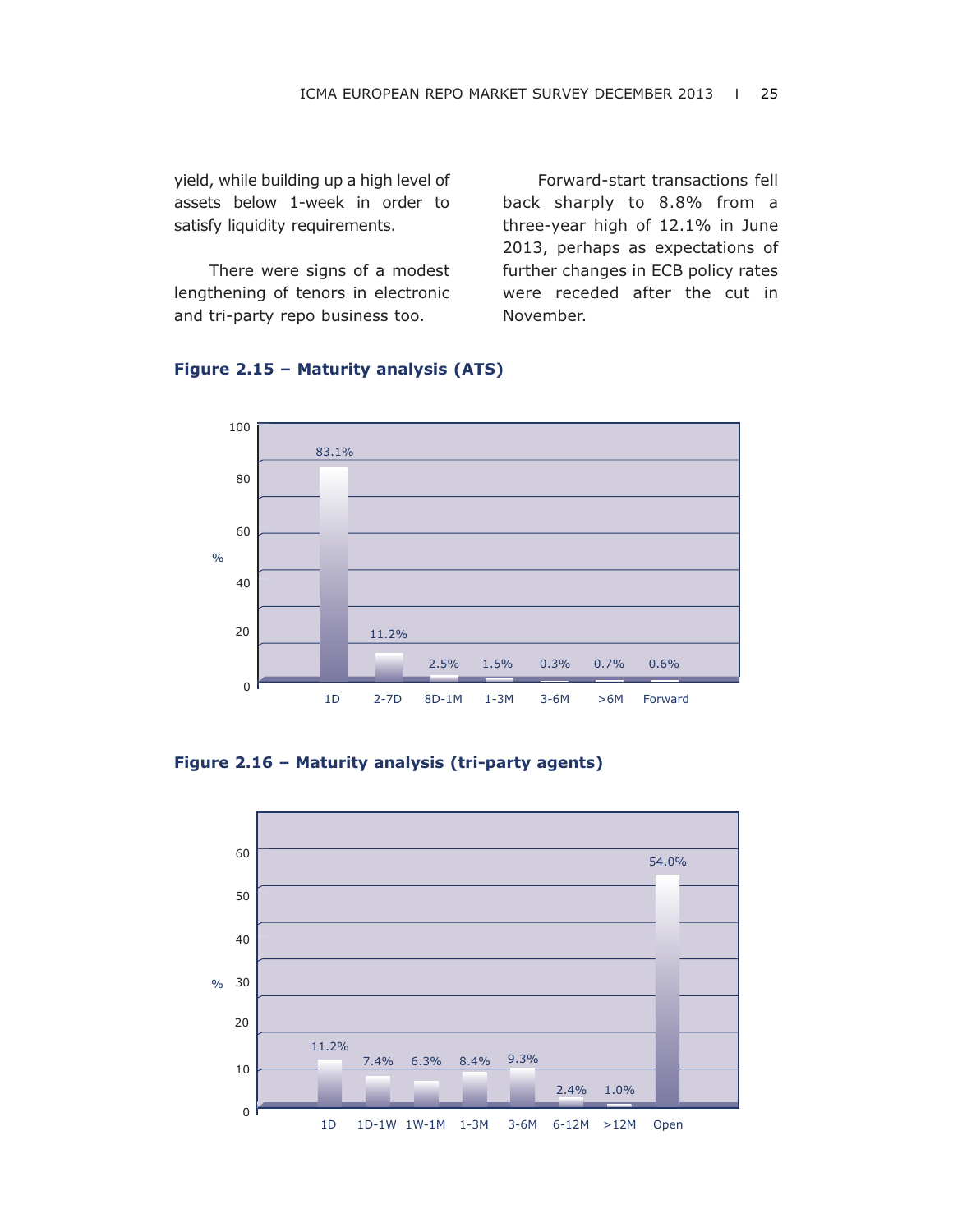yield, while building up a high level of assets below 1-week in order to satisfy liquidity requirements.

There were signs of a modest lengthening of tenors in electronic and tri-party repo business too.

Forward-start transactions fell back sharply to 8.8% from a three-year high of 12.1% in June 2013, perhaps as expectations of further changes in ECB policy rates were receded after the cut in November.

**Figure 2.15 – Maturity analysis (ATS)**

| Maturity | % |
|---|---|
| 1D | 83.1% |
| 2-7D | 11.2% |
| 8D-1M | 2.5% |
| 1-3M | 1.5% |
| 3-6M | 0.3% |
| >6M | 0.7% |
| Forward | 0.6% |

**Figure 2.16 – Maturity analysis (tri-party agents)**

| Maturity | % |
|---|---|
| 1D | 11.2% |
| 1D-1W | 7.4% |
| 1W-1M | 6.3% |
| 1-3M | 8.4% |
| 3-6M | 9.3% |
| 6-12M | 2.4% |
| >12M | 1.0% |
| Open | 54.0% |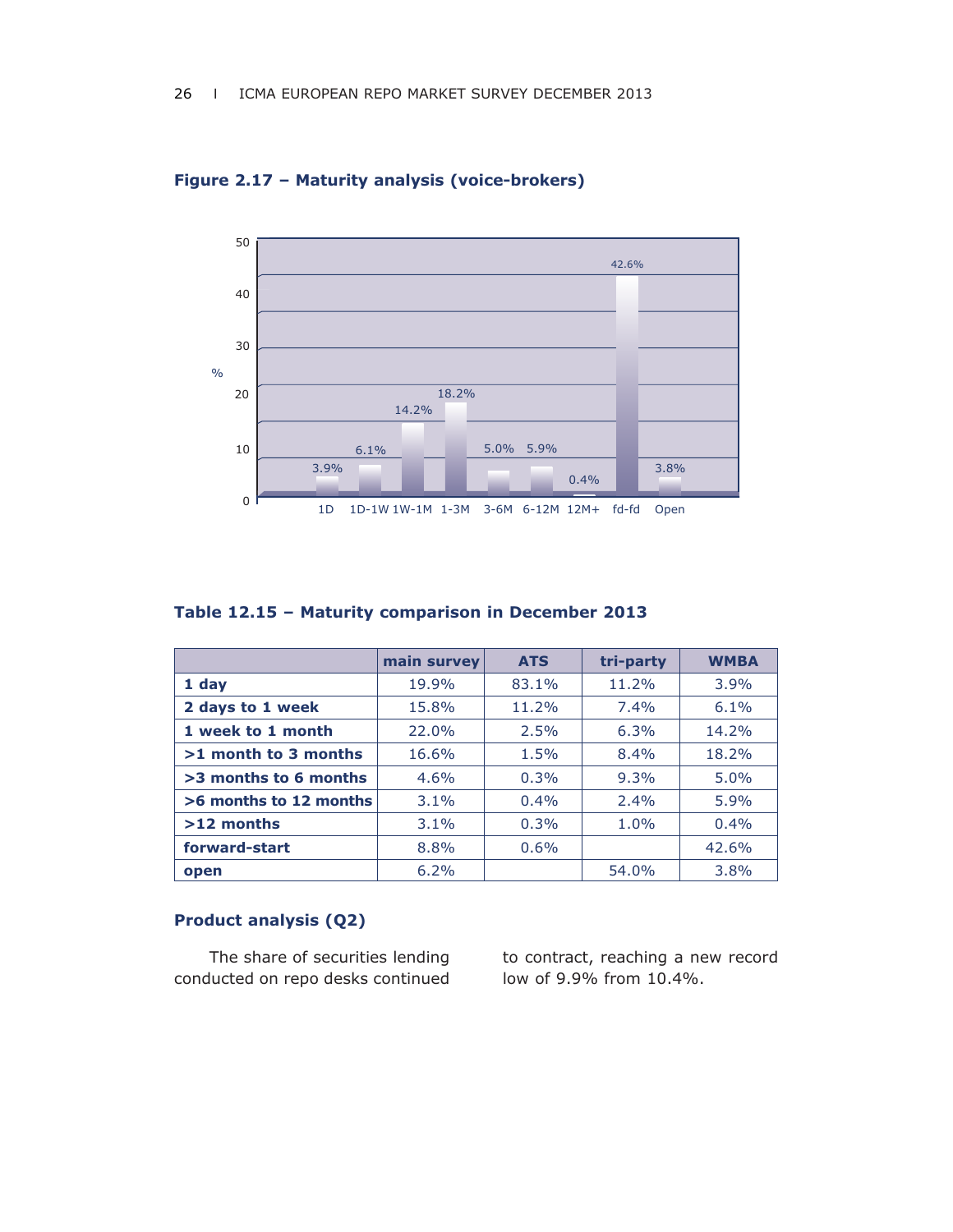**Figure 2.17 – Maturity analysis (voice-brokers)**

**Table 12.15 – Maturity comparison in December 2013**

| | main survey | ATS | tri-party | WMBA |
|---|---|---|---|---|
| **1 day** | 19.9% | 83.1% | 11.2% | 3.9% |
| **2 days to 1 week** | 15.8% | 11.2% | 7.4% | 6.1% |
| **1 week to 1 month** | 22.0% | 2.5% | 6.3% | 14.2% |
| **>1 month to 3 months** | 16.6% | 1.5% | 8.4% | 18.2% |
| **>3 months to 6 months** | 4.6% | 0.3% | 9.3% | 5.0% |
| **>6 months to 12 months** | 3.1% | 0.4% | 2.4% | 5.9% |
| **>12 months** | 3.1% | 0.3% | 1.0% | 0.4% |
| **forward-start** | 8.8% | 0.6% | | 42.6% |
| **open** | 6.2% | | 54.0% | 3.8% |

### Product analysis (Q2)

The share of securities lending conducted on repo desks continued to contract, reaching a new record low of 9.9% from 10.4%.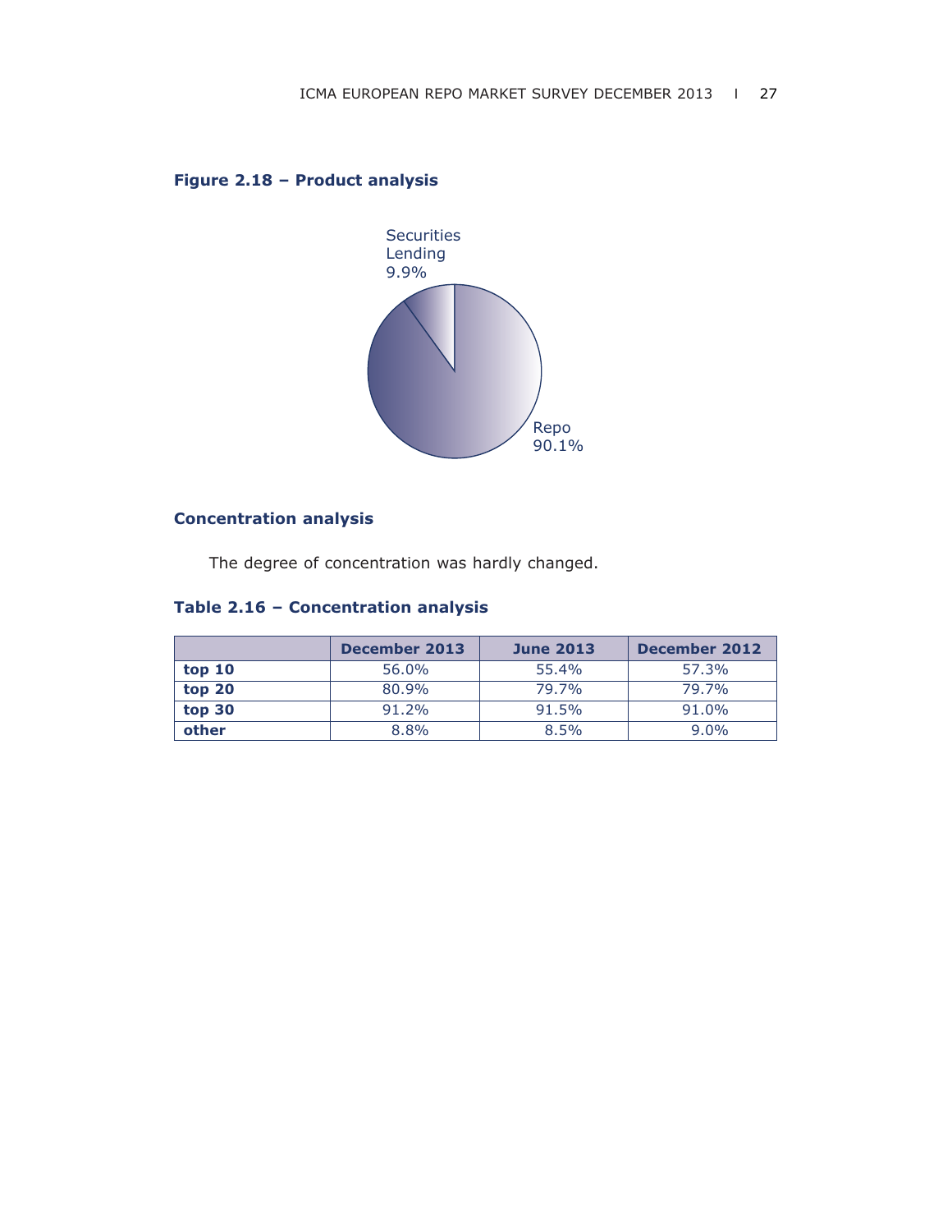**Figure 2.18 – Product analysis**

Securities Lending 9.9%

Repo 90.1%

## Concentration analysis

The degree of concentration was hardly changed.

**Table 2.16 – Concentration analysis**

| | December 2013 | June 2013 | December 2012 |
|---|---|---|---|
| top 10 | 56.0% | 55.4% | 57.3% |
| top 20 | 80.9% | 79.7% | 79.7% |
| top 30 | 91.2% | 91.5% | 91.0% |
| other | 8.8% | 8.5% | 9.0% |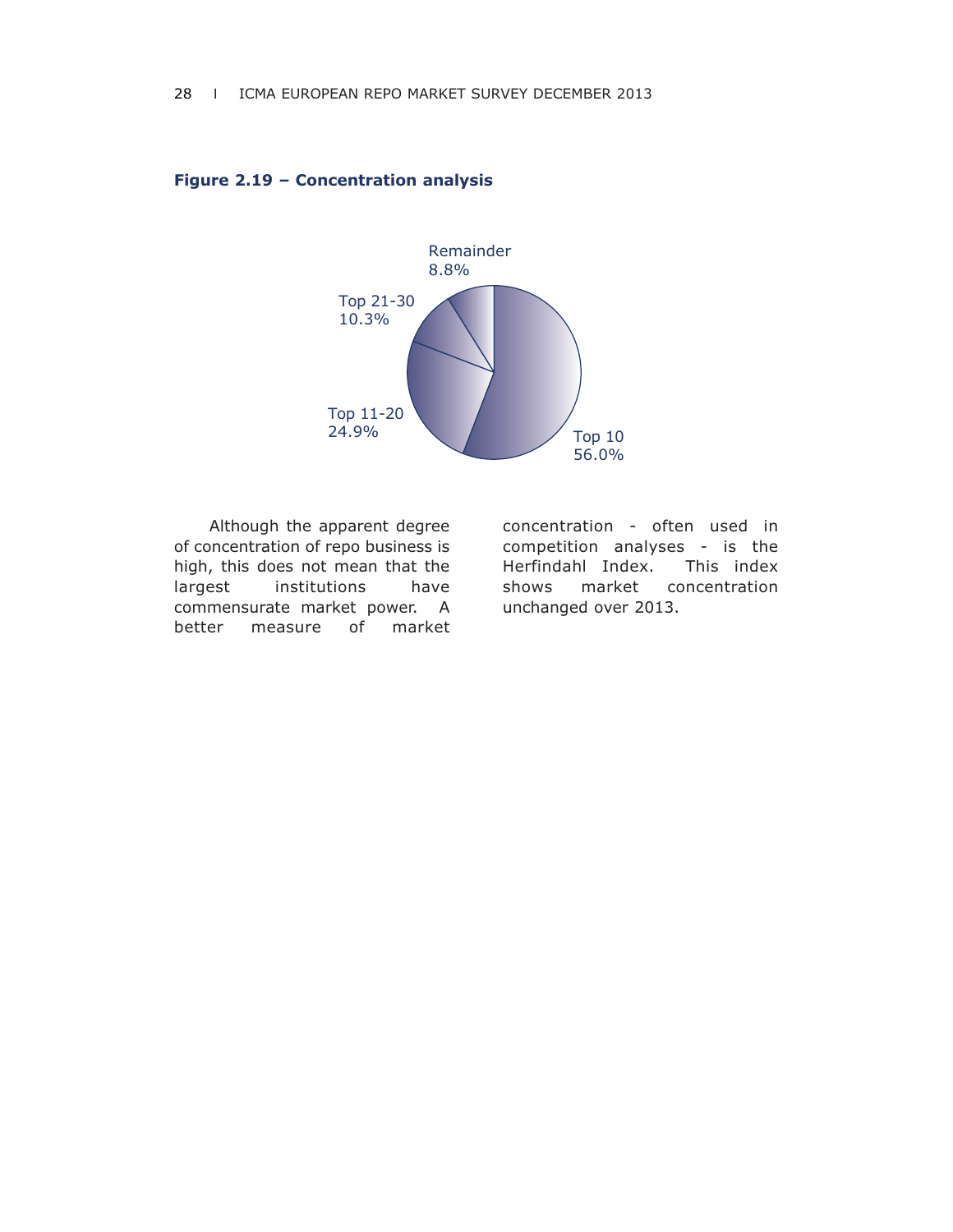**Figure 2.19 – Concentration analysis**

Although the apparent degree of concentration of repo business is high, this does not mean that the largest institutions have commensurate market power. A better measure of market concentration - often used in competition analyses - is the Herfindahl Index. This index shows market concentration unchanged over 2013.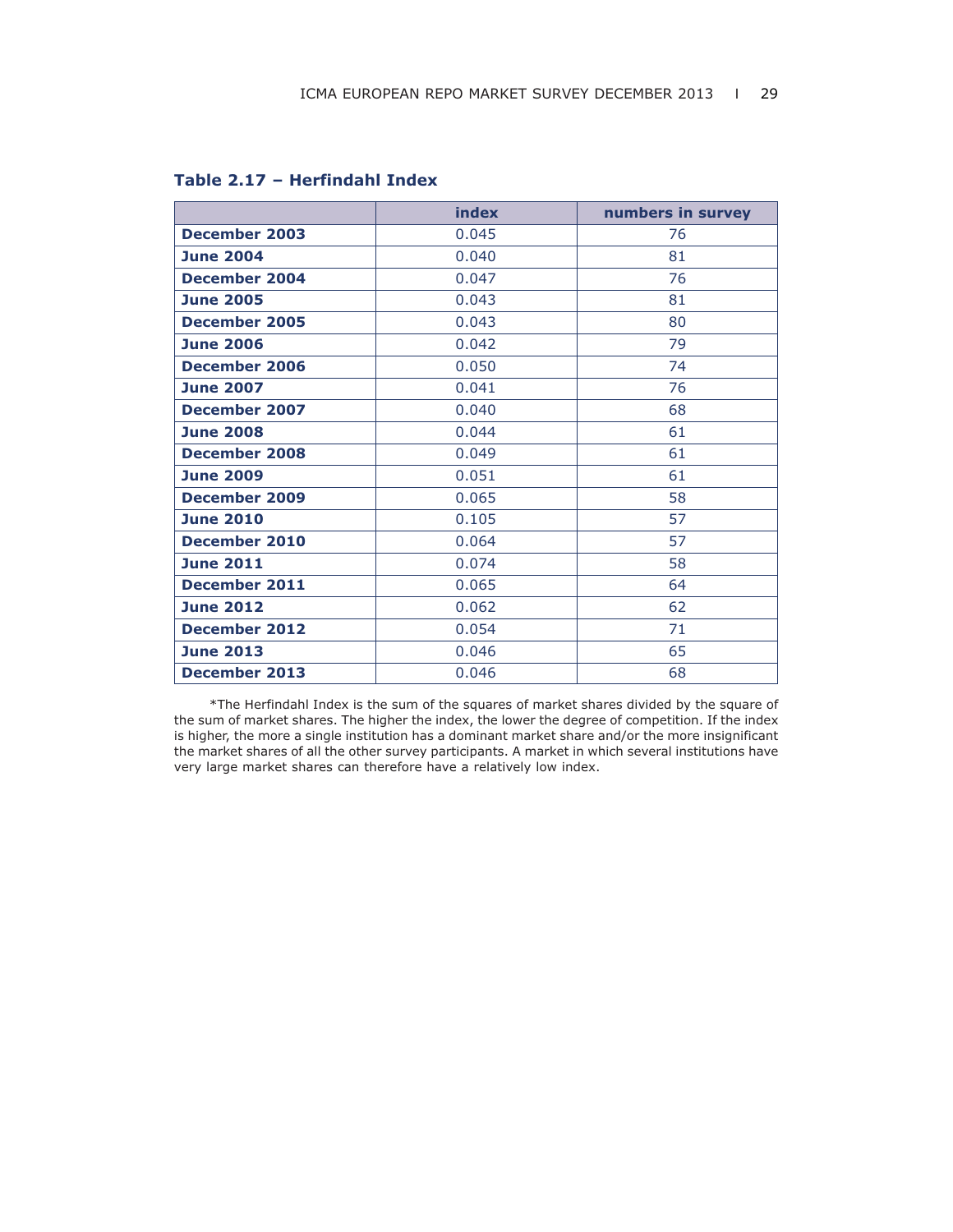### Table 2.17 – Herfindahl Index

| | index | numbers in survey |
|---|---|---|
| **December 2003** | 0.045 | 76 |
| **June 2004** | 0.040 | 81 |
| **December 2004** | 0.047 | 76 |
| **June 2005** | 0.043 | 81 |
| **December 2005** | 0.043 | 80 |
| **June 2006** | 0.042 | 79 |
| **December 2006** | 0.050 | 74 |
| **June 2007** | 0.041 | 76 |
| **December 2007** | 0.040 | 68 |
| **June 2008** | 0.044 | 61 |
| **December 2008** | 0.049 | 61 |
| **June 2009** | 0.051 | 61 |
| **December 2009** | 0.065 | 58 |
| **June 2010** | 0.105 | 57 |
| **December 2010** | 0.064 | 57 |
| **June 2011** | 0.074 | 58 |
| **December 2011** | 0.065 | 64 |
| **June 2012** | 0.062 | 62 |
| **December 2012** | 0.054 | 71 |
| **June 2013** | 0.046 | 65 |
| **December 2013** | 0.046 | 68 |

*The Herfindahl Index is the sum of the squares of market shares divided by the square of the sum of market shares. The higher the index, the lower the degree of competition. If the index is higher, the more a single institution has a dominant market share and/or the more insignificant the market shares of all the other survey participants. A market in which several institutions have very large market shares can therefore have a relatively low index.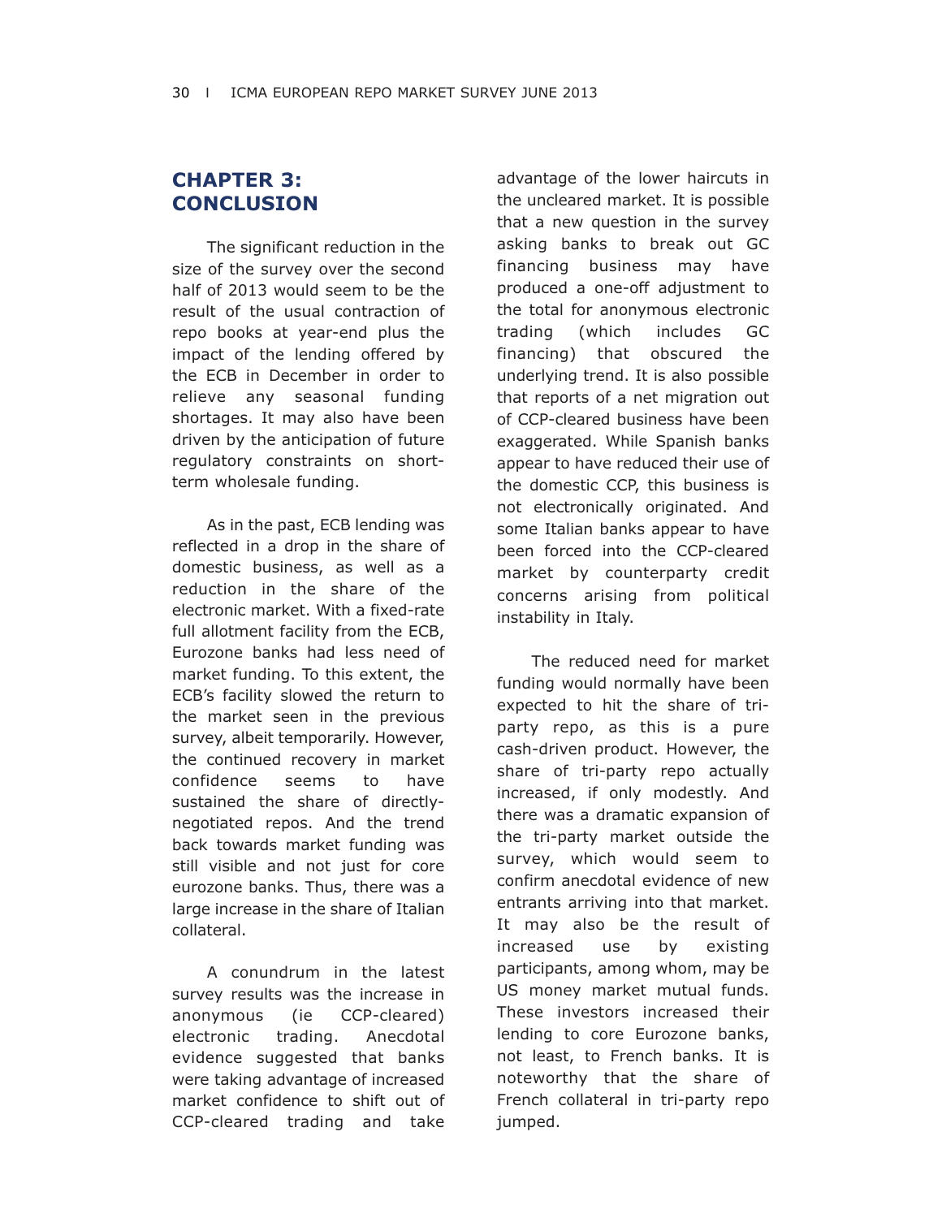## CHAPTER 3: CONCLUSION

The significant reduction in the size of the survey over the second half of 2013 would seem to be the result of the usual contraction of repo books at year-end plus the impact of the lending offered by the ECB in December in order to relieve any seasonal funding shortages. It may also have been driven by the anticipation of future regulatory constraints on short-term wholesale funding.

As in the past, ECB lending was reflected in a drop in the share of domestic business, as well as a reduction in the share of the electronic market. With a fixed-rate full allotment facility from the ECB, Eurozone banks had less need of market funding. To this extent, the ECB's facility slowed the return to the market seen in the previous survey, albeit temporarily. However, the continued recovery in market confidence seems to have sustained the share of directly-negotiated repos. And the trend back towards market funding was still visible and not just for core eurozone banks. Thus, there was a large increase in the share of Italian collateral.

A conundrum in the latest survey results was the increase in anonymous (ie CCP-cleared) electronic trading. Anecdotal evidence suggested that banks were taking advantage of increased market confidence to shift out of CCP-cleared trading and take advantage of the lower haircuts in the uncleared market. It is possible that a new question in the survey asking banks to break out GC financing business may have produced a one-off adjustment to the total for anonymous electronic trading (which includes GC financing) that obscured the underlying trend. It is also possible that reports of a net migration out of CCP-cleared business have been exaggerated. While Spanish banks appear to have reduced their use of the domestic CCP, this business is not electronically originated. And some Italian banks appear to have been forced into the CCP-cleared market by counterparty credit concerns arising from political instability in Italy.

The reduced need for market funding would normally have been expected to hit the share of tri-party repo, as this is a pure cash-driven product. However, the share of tri-party repo actually increased, if only modestly. And there was a dramatic expansion of the tri-party market outside the survey, which would seem to confirm anecdotal evidence of new entrants arriving into that market. It may also be the result of increased use by existing participants, among whom, may be US money market mutual funds. These investors increased their lending to core Eurozone banks, not least, to French banks. It is noteworthy that the share of French collateral in tri-party repo jumped.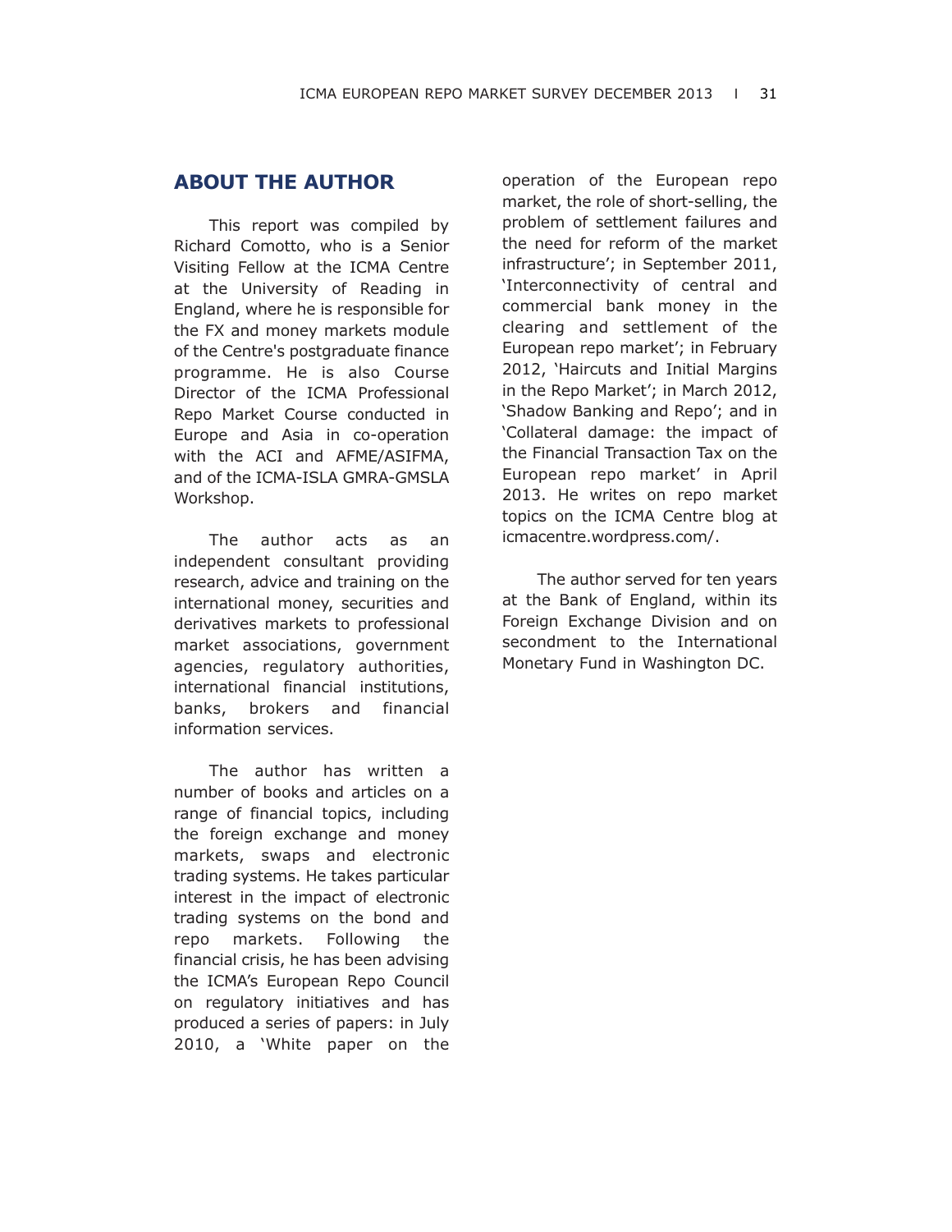## ABOUT THE AUTHOR

This report was compiled by Richard Comotto, who is a Senior Visiting Fellow at the ICMA Centre at the University of Reading in England, where he is responsible for the FX and money markets module of the Centre's postgraduate finance programme. He is also Course Director of the ICMA Professional Repo Market Course conducted in Europe and Asia in co-operation with the ACI and AFME/ASIFMA, and of the ICMA-ISLA GMRA-GMSLA Workshop.

The author acts as an independent consultant providing research, advice and training on the international money, securities and derivatives markets to professional market associations, government agencies, regulatory authorities, international financial institutions, banks, brokers and financial information services.

The author has written a number of books and articles on a range of financial topics, including the foreign exchange and money markets, swaps and electronic trading systems. He takes particular interest in the impact of electronic trading systems on the bond and repo markets. Following the financial crisis, he has been advising the ICMA's European Repo Council on regulatory initiatives and has produced a series of papers: in July 2010, a 'White paper on the operation of the European repo market, the role of short-selling, the problem of settlement failures and the need for reform of the market infrastructure'; in September 2011, 'Interconnectivity of central and commercial bank money in the clearing and settlement of the European repo market'; in February 2012, 'Haircuts and Initial Margins in the Repo Market'; in March 2012, 'Shadow Banking and Repo'; and in 'Collateral damage: the impact of the Financial Transaction Tax on the European repo market' in April 2013. He writes on repo market topics on the ICMA Centre blog at icmacentre.wordpress.com/.

The author served for ten years at the Bank of England, within its Foreign Exchange Division and on secondment to the International Monetary Fund in Washington DC.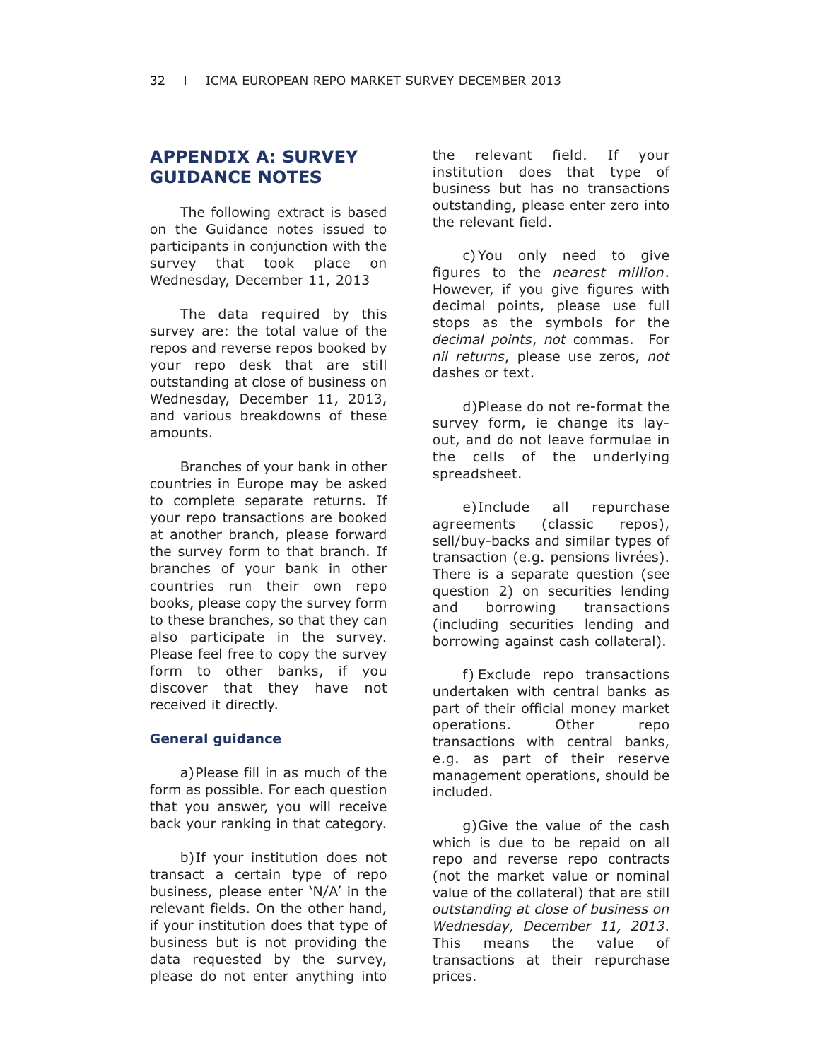## APPENDIX A: SURVEY GUIDANCE NOTES

The following extract is based on the Guidance notes issued to participants in conjunction with the survey that took place on Wednesday, December 11, 2013

The data required by this survey are: the total value of the repos and reverse repos booked by your repo desk that are still outstanding at close of business on Wednesday, December 11, 2013, and various breakdowns of these amounts.

Branches of your bank in other countries in Europe may be asked to complete separate returns. If your repo transactions are booked at another branch, please forward the survey form to that branch. If branches of your bank in other countries run their own repo books, please copy the survey form to these branches, so that they can also participate in the survey. Please feel free to copy the survey form to other banks, if you discover that they have not received it directly.

### General guidance

a) Please fill in as much of the form as possible. For each question that you answer, you will receive back your ranking in that category.

b) If your institution does not transact a certain type of repo business, please enter 'N/A' in the relevant fields. On the other hand, if your institution does that type of business but is not providing the data requested by the survey, please do not enter anything into the relevant field. If your institution does that type of business but has no transactions outstanding, please enter zero into the relevant field.

c) You only need to give figures to the *nearest million*. However, if you give figures with decimal points, please use full stops as the symbols for the *decimal points*, *not* commas. For *nil returns*, please use zeros, *not* dashes or text.

d) Please do not re-format the survey form, ie change its lay-out, and do not leave formulae in the cells of the underlying spreadsheet.

e) Include all repurchase agreements (classic repos), sell/buy-backs and similar types of transaction (e.g. pensions livrées). There is a separate question (see question 2) on securities lending and borrowing transactions (including securities lending and borrowing against cash collateral).

f) Exclude repo transactions undertaken with central banks as part of their official money market operations. Other repo transactions with central banks, e.g. as part of their reserve management operations, should be included.

g) Give the value of the cash which is due to be repaid on all repo and reverse repo contracts (not the market value or nominal value of the collateral) that are still *outstanding at close of business on Wednesday, December 11, 2013*. This means the value of transactions at their repurchase prices.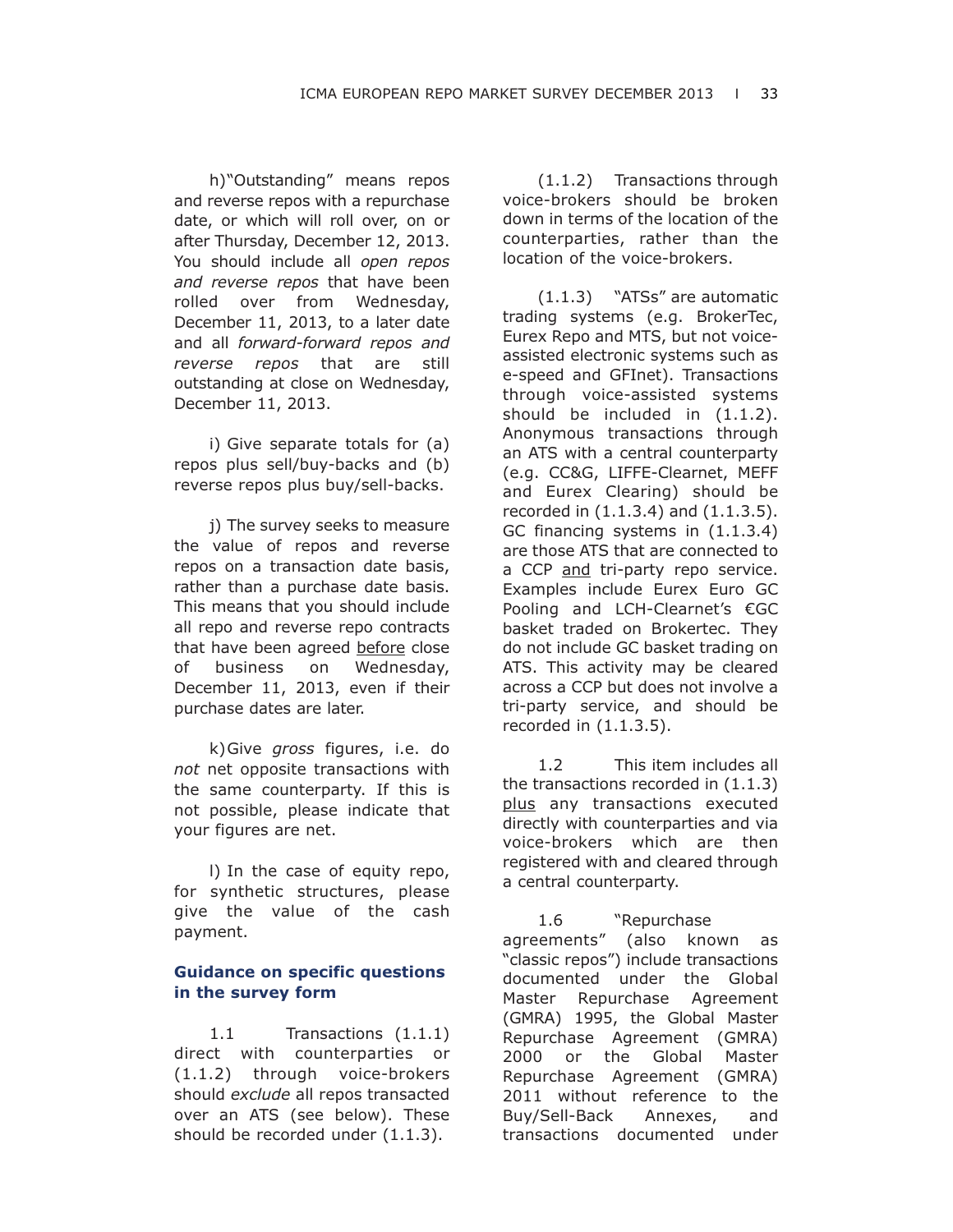h) "Outstanding" means repos and reverse repos with a repurchase date, or which will roll over, on or after Thursday, December 12, 2013. You should include all *open repos and reverse repos* that have been rolled over from Wednesday, December 11, 2013, to a later date and all *forward-forward repos and reverse repos* that are still outstanding at close on Wednesday, December 11, 2013.

i) Give separate totals for (a) repos plus sell/buy-backs and (b) reverse repos plus buy/sell-backs.

j) The survey seeks to measure the value of repos and reverse repos on a transaction date basis, rather than a purchase date basis. This means that you should include all repo and reverse repo contracts that have been agreed before close of business on Wednesday, December 11, 2013, even if their purchase dates are later.

k) Give *gross* figures, i.e. do *not* net opposite transactions with the same counterparty. If this is not possible, please indicate that your figures are net.

l) In the case of equity repo, for synthetic structures, please give the value of the cash payment.

## Guidance on specific questions in the survey form

1.1 Transactions (1.1.1) direct with counterparties or (1.1.2) through voice-brokers should *exclude* all repos transacted over an ATS (see below). These should be recorded under (1.1.3).

(1.1.2) Transactions through voice-brokers should be broken down in terms of the location of the counterparties, rather than the location of the voice-brokers.

(1.1.3) "ATSs" are automatic trading systems (e.g. BrokerTec, Eurex Repo and MTS, but not voice-assisted electronic systems such as e-speed and GFInet). Transactions through voice-assisted systems should be included in (1.1.2). Anonymous transactions through an ATS with a central counterparty (e.g. CC&G, LIFFE-Clearnet, MEFF and Eurex Clearing) should be recorded in (1.1.3.4) and (1.1.3.5). GC financing systems in (1.1.3.4) are those ATS that are connected to a CCP and tri-party repo service. Examples include Eurex Euro GC Pooling and LCH-Clearnet's €GC basket traded on Brokertec. They do not include GC basket trading on ATS. This activity may be cleared across a CCP but does not involve a tri-party service, and should be recorded in (1.1.3.5).

1.2 This item includes all the transactions recorded in (1.1.3) plus any transactions executed directly with counterparties and via voice-brokers which are then registered with and cleared through a central counterparty.

1.6 "Repurchase agreements" (also known as "classic repos") include transactions documented under the Global Master Repurchase Agreement (GMRA) 1995, the Global Master Repurchase Agreement (GMRA) 2000 or the Global Master Repurchase Agreement (GMRA) 2011 without reference to the Buy/Sell-Back Annexes, and transactions documented under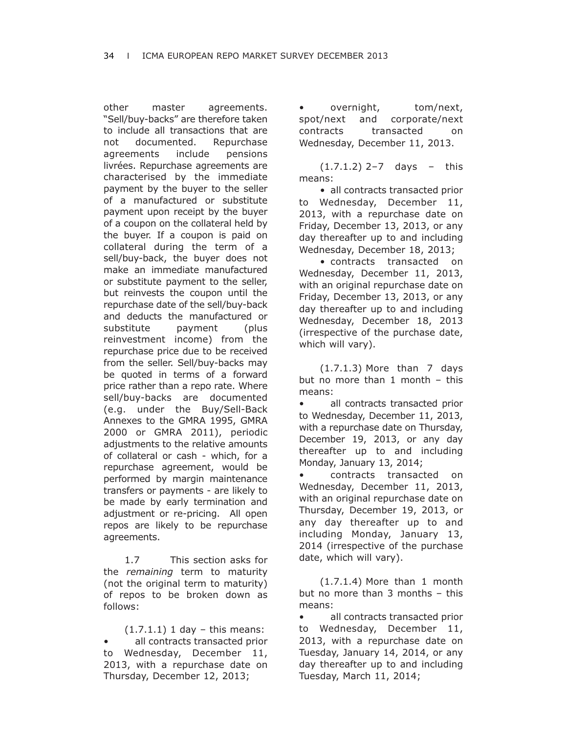other master agreements. "Sell/buy-backs" are therefore taken to include all transactions that are not documented. Repurchase agreements include pensions livrées. Repurchase agreements are characterised by the immediate payment by the buyer to the seller of a manufactured or substitute payment upon receipt by the buyer of a coupon on the collateral held by the buyer. If a coupon is paid on collateral during the term of a sell/buy-back, the buyer does not make an immediate manufactured or substitute payment to the seller, but reinvests the coupon until the repurchase date of the sell/buy-back and deducts the manufactured or substitute payment (plus reinvestment income) from the repurchase price due to be received from the seller. Sell/buy-backs may be quoted in terms of a forward price rather than a repo rate. Where sell/buy-backs are documented (e.g. under the Buy/Sell-Back Annexes to the GMRA 1995, GMRA 2000 or GMRA 2011), periodic adjustments to the relative amounts of collateral or cash - which, for a repurchase agreement, would be performed by margin maintenance transfers or payments - are likely to be made by early termination and adjustment or re-pricing. All open repos are likely to be repurchase agreements.

1.7 This section asks for the *remaining* term to maturity (not the original term to maturity) of repos to be broken down as follows:

(1.7.1.1) 1 day – this means:

- all contracts transacted prior to Wednesday, December 11, 2013, with a repurchase date on Thursday, December 12, 2013;
- overnight, tom/next, spot/next and corporate/next contracts transacted on Wednesday, December 11, 2013.

(1.7.1.2) 2–7 days – this means:

- all contracts transacted prior to Wednesday, December 11, 2013, with a repurchase date on Friday, December 13, 2013, or any day thereafter up to and including Wednesday, December 18, 2013;
- contracts transacted on Wednesday, December 11, 2013, with an original repurchase date on Friday, December 13, 2013, or any day thereafter up to and including Wednesday, December 18, 2013 (irrespective of the purchase date, which will vary).

(1.7.1.3) More than 7 days but no more than 1 month – this means:

- all contracts transacted prior to Wednesday, December 11, 2013, with a repurchase date on Thursday, December 19, 2013, or any day thereafter up to and including Monday, January 13, 2014;
- contracts transacted on Wednesday, December 11, 2013, with an original repurchase date on Thursday, December 19, 2013, or any day thereafter up to and including Monday, January 13, 2014 (irrespective of the purchase date, which will vary).

(1.7.1.4) More than 1 month but no more than 3 months – this means:

- all contracts transacted prior to Wednesday, December 11, 2013, with a repurchase date on Tuesday, January 14, 2014, or any day thereafter up to and including Tuesday, March 11, 2014;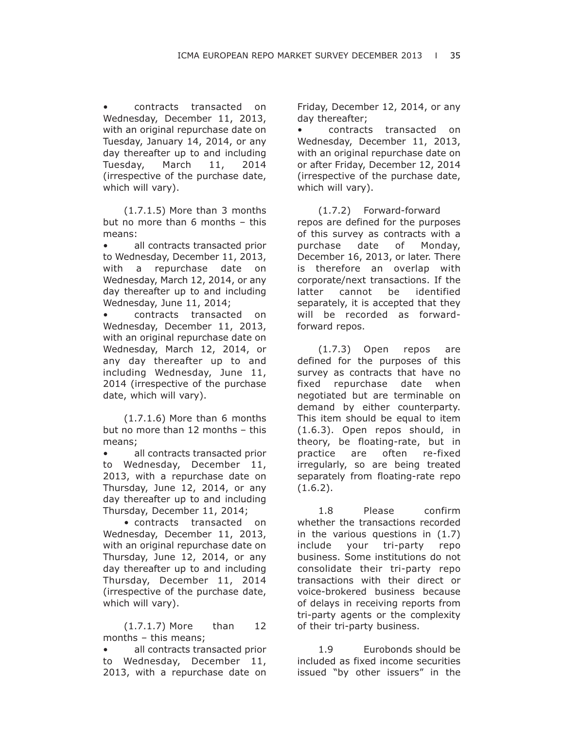- contracts transacted on Wednesday, December 11, 2013, with an original repurchase date on Tuesday, January 14, 2014, or any day thereafter up to and including Tuesday, March 11, 2014 (irrespective of the purchase date, which will vary).

(1.7.1.5) More than 3 months but no more than 6 months – this means:

- all contracts transacted prior to Wednesday, December 11, 2013, with a repurchase date on Wednesday, March 12, 2014, or any day thereafter up to and including Wednesday, June 11, 2014;
- contracts transacted on Wednesday, December 11, 2013, with an original repurchase date on Wednesday, March 12, 2014, or any day thereafter up to and including Wednesday, June 11, 2014 (irrespective of the purchase date, which will vary).

(1.7.1.6) More than 6 months but no more than 12 months – this means;

- all contracts transacted prior to Wednesday, December 11, 2013, with a repurchase date on Thursday, June 12, 2014, or any day thereafter up to and including Thursday, December 11, 2014;
- contracts transacted on Wednesday, December 11, 2013, with an original repurchase date on Thursday, June 12, 2014, or any day thereafter up to and including Thursday, December 11, 2014 (irrespective of the purchase date, which will vary).

(1.7.1.7) More than 12 months – this means;

- all contracts transacted prior to Wednesday, December 11, 2013, with a repurchase date on Friday, December 12, 2014, or any day thereafter;
- contracts transacted on Wednesday, December 11, 2013, with an original repurchase date on or after Friday, December 12, 2014 (irrespective of the purchase date, which will vary).

(1.7.2) Forward-forward repos are defined for the purposes of this survey as contracts with a purchase date of Monday, December 16, 2013, or later. There is therefore an overlap with corporate/next transactions. If the latter cannot be identified separately, it is accepted that they will be recorded as forward-forward repos.

(1.7.3) Open repos are defined for the purposes of this survey as contracts that have no fixed repurchase date when negotiated but are terminable on demand by either counterparty. This item should be equal to item (1.6.3). Open repos should, in theory, be floating-rate, but in practice are often re-fixed irregularly, so are being treated separately from floating-rate repo (1.6.2).

1.8 Please confirm whether the transactions recorded in the various questions in (1.7) include your tri-party repo business. Some institutions do not consolidate their tri-party repo transactions with their direct or voice-brokered business because of delays in receiving reports from tri-party agents or the complexity of their tri-party business.

1.9 Eurobonds should be included as fixed income securities issued "by other issuers" in the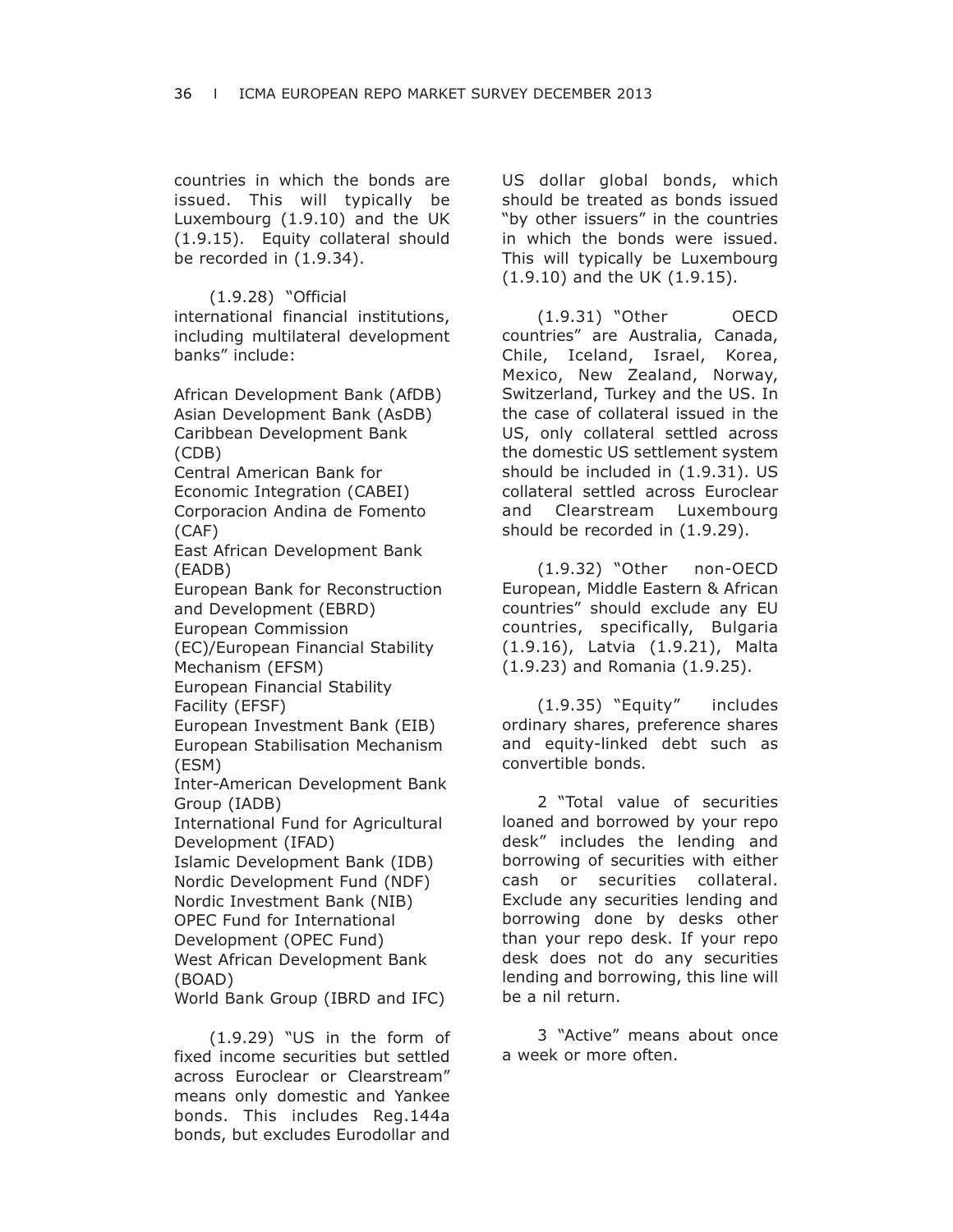countries in which the bonds are issued. This will typically be Luxembourg (1.9.10) and the UK (1.9.15). Equity collateral should be recorded in (1.9.34).

(1.9.28) "Official international financial institutions, including multilateral development banks" include:

African Development Bank (AfDB)
Asian Development Bank (AsDB)
Caribbean Development Bank (CDB)
Central American Bank for Economic Integration (CABEI)
Corporacion Andina de Fomento (CAF)
East African Development Bank (EADB)
European Bank for Reconstruction and Development (EBRD)
European Commission (EC)/European Financial Stability Mechanism (EFSM)
European Financial Stability Facility (EFSF)
European Investment Bank (EIB)
European Stabilisation Mechanism (ESM)
Inter-American Development Bank Group (IADB)
International Fund for Agricultural Development (IFAD)
Islamic Development Bank (IDB)
Nordic Development Fund (NDF)
Nordic Investment Bank (NIB)
OPEC Fund for International Development (OPEC Fund)
West African Development Bank (BOAD)
World Bank Group (IBRD and IFC)

(1.9.29) "US in the form of fixed income securities but settled across Euroclear or Clearstream" means only domestic and Yankee bonds. This includes Reg.144a bonds, but excludes Eurodollar and US dollar global bonds, which should be treated as bonds issued "by other issuers" in the countries in which the bonds were issued. This will typically be Luxembourg (1.9.10) and the UK (1.9.15).

(1.9.31) "Other OECD countries" are Australia, Canada, Chile, Iceland, Israel, Korea, Mexico, New Zealand, Norway, Switzerland, Turkey and the US. In the case of collateral issued in the US, only collateral settled across the domestic US settlement system should be included in (1.9.31). US collateral settled across Euroclear and Clearstream Luxembourg should be recorded in (1.9.29).

(1.9.32) "Other non-OECD European, Middle Eastern & African countries" should exclude any EU countries, specifically, Bulgaria (1.9.16), Latvia (1.9.21), Malta (1.9.23) and Romania (1.9.25).

(1.9.35) "Equity" includes ordinary shares, preference shares and equity-linked debt such as convertible bonds.

2 "Total value of securities loaned and borrowed by your repo desk" includes the lending and borrowing of securities with either cash or securities collateral. Exclude any securities lending and borrowing done by desks other than your repo desk. If your repo desk does not do any securities lending and borrowing, this line will be a nil return.

3 "Active" means about once a week or more often.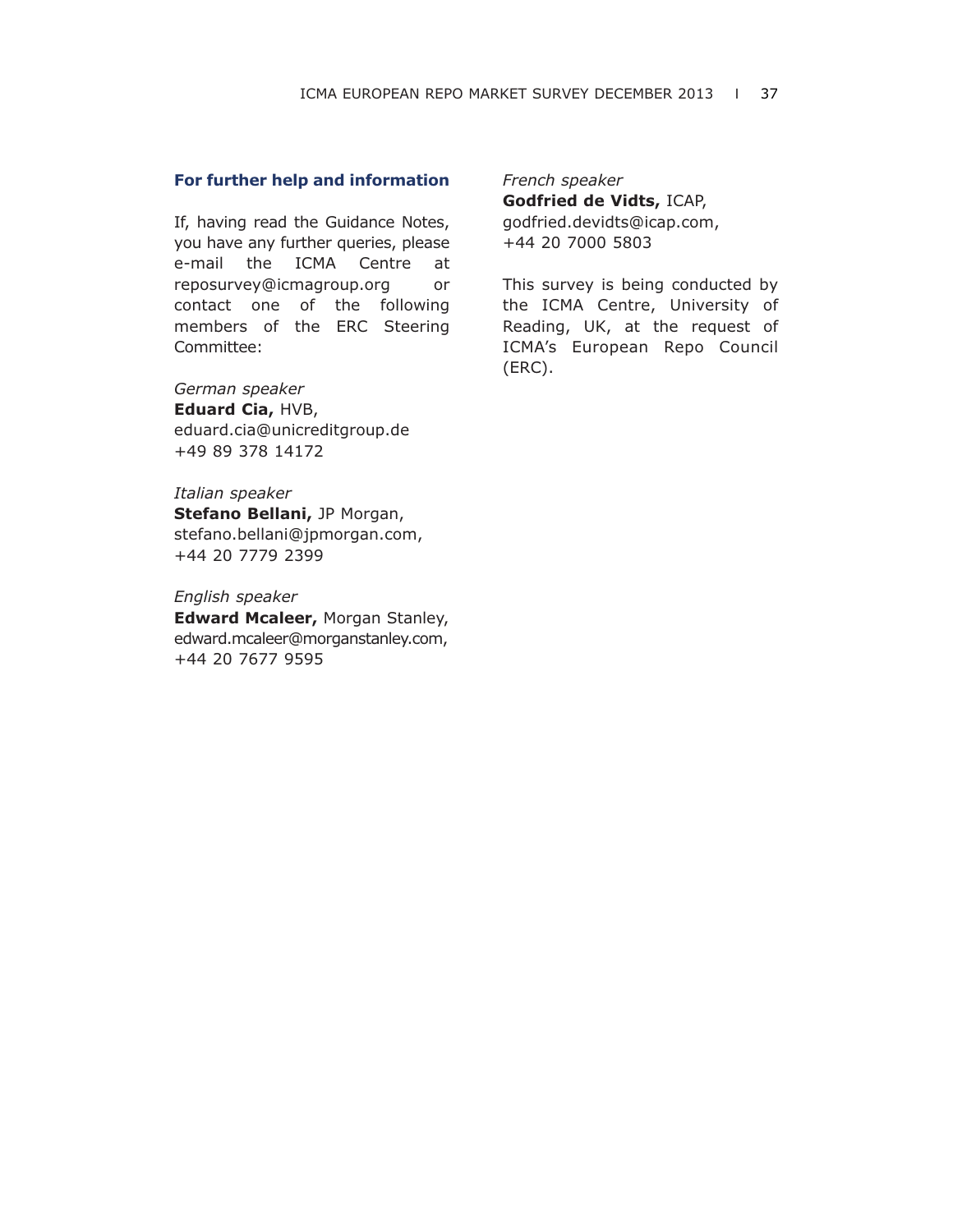### For further help and information

If, having read the Guidance Notes, you have any further queries, please e-mail the ICMA Centre at reposurvey@icmagroup.org or contact one of the following members of the ERC Steering Committee:

*German speaker*
**Eduard Cia,** HVB,
eduard.cia@unicreditgroup.de
+49 89 378 14172

*Italian speaker*
**Stefano Bellani,** JP Morgan,
stefano.bellani@jpmorgan.com,
+44 20 7779 2399

*English speaker*
**Edward Mcaleer,** Morgan Stanley,
edward.mcaleer@morganstanley.com,
+44 20 7677 9595

*French speaker*
**Godfried de Vidts,** ICAP,
godfried.devidts@icap.com,
+44 20 7000 5803

This survey is being conducted by the ICMA Centre, University of Reading, UK, at the request of ICMA's European Repo Council (ERC).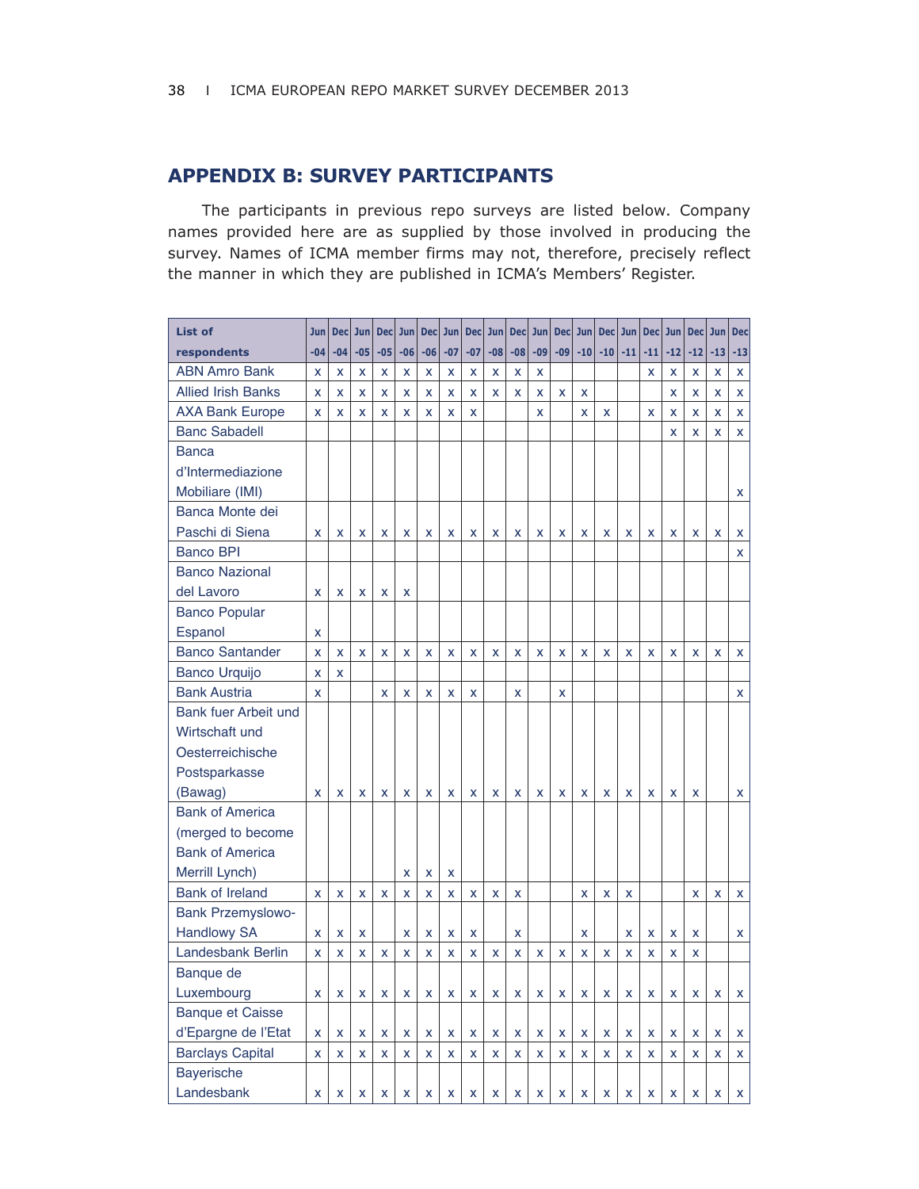## APPENDIX B: SURVEY PARTICIPANTS

The participants in previous repo surveys are listed below. Company names provided here are as supplied by those involved in producing the survey. Names of ICMA member firms may not, therefore, precisely reflect the manner in which they are published in ICMA's Members' Register.

| List of respondents | Jun -04 | Dec -04 | Jun -05 | Dec -05 | Jun -06 | Dec -06 | Jun -07 | Dec -07 | Jun -08 | Dec -08 | Jun -09 | Dec -09 | Jun -10 | Dec -10 | Jun -11 | Dec -11 | Jun -12 | Dec -12 | Jun -13 | Dec -13 |
|---|---|---|---|---|---|---|---|---|---|---|---|---|---|---|---|---|---|---|---|---|
| ABN Amro Bank | x | x | x | x | x | x | x | x | x | x | x | | | | | x | x | x | x | x |
| Allied Irish Banks | x | x | x | x | x | x | x | x | x | x | x | x | x | | | | x | x | x | x |
| AXA Bank Europe | x | x | x | x | x | x | x | x | | | x | | x | x | | x | x | x | x | x |
| Banc Sabadell | | | | | | | | | | | | | | | | | x | x | x | x |
| Banca d'Intermediazione Mobiliare (IMI) | | | | | | | | | | | | | | | | | | | | x |
| Banca Monte dei Paschi di Siena | x | x | x | x | x | x | x | x | x | x | x | x | x | x | x | x | x | x | x | x |
| Banco BPI | | | | | | | | | | | | | | | | | | | | x |
| Banco Nazional del Lavoro | x | x | x | x | x | | | | | | | | | | | | | | | |
| Banco Popular Espanol | x | | | | | | | | | | | | | | | | | | | |
| Banco Santander | x | x | x | x | x | x | x | x | x | x | x | x | x | x | x | x | x | x | x | x |
| Banco Urquijo | x | x | | | | | | | | | | | | | | | | | | |
| Bank Austria | x | | | x | x | x | x | x | | x | | x | | | | | | | | x |
| Bank fuer Arbeit und Wirtschaft und Oesterreichische Postsparkasse (Bawag) | x | x | x | x | x | x | x | x | x | x | x | x | x | x | x | x | x | x | | x |
| Bank of America (merged to become Bank of America Merrill Lynch) | | | | | x | x | x | | | | | | | | | | | | | |
| Bank of Ireland | x | x | x | x | x | x | x | x | x | x | | | x | x | x | | | x | x | x |
| Bank Przemyslowo-Handlowy SA | x | x | x | | x | x | x | x | | x | | | x | | x | x | x | x | | x |
| Landesbank Berlin | x | x | x | x | x | x | x | x | x | x | x | x | x | x | x | x | x | x | | |
| Banque de Luxembourg | x | x | x | x | x | x | x | x | x | x | x | x | x | x | x | x | x | x | x | x |
| Banque et Caisse d'Epargne de l'Etat | x | x | x | x | x | x | x | x | x | x | x | x | x | x | x | x | x | x | x | x |
| Barclays Capital | x | x | x | x | x | x | x | x | x | x | x | x | x | x | x | x | x | x | x | x |
| Bayerische Landesbank | x | x | x | x | x | x | x | x | x | x | x | x | x | x | x | x | x | x | x | x |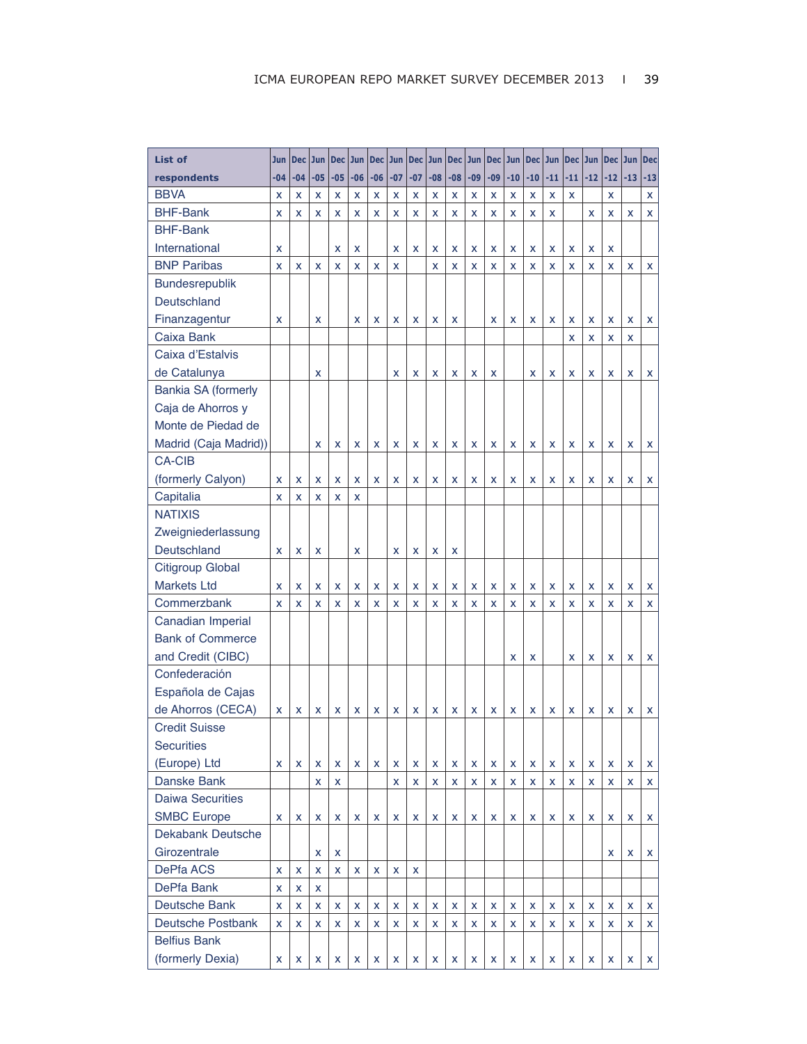| List of respondents | Jun -04 | Dec -04 | Jun -05 | Dec -05 | Jun -06 | Dec -06 | Jun -07 | Dec -07 | Jun -08 | Dec -08 | Jun -09 | Dec -09 | Jun -10 | Dec -10 | Jun -11 | Dec -11 | Jun -12 | Dec -12 | Jun -13 | Dec -13 |
|---|---|---|---|---|---|---|---|---|---|---|---|---|---|---|---|---|---|---|---|---|
| BBVA | x | x | x | x | x | x | x | x | x | x | x | x | x | x | x | x | | x | | x |
| BHF-Bank | x | x | x | x | x | x | x | x | x | x | x | x | x | x | x | | x | x | x | x |
| BHF-Bank International | x | | | x | x | | x | x | x | x | x | x | x | x | x | x | x | x | | |
| BNP Paribas | x | x | x | x | x | x | x | | x | x | x | x | x | x | x | x | x | x | x | x |
| Bundesrepublik Deutschland Finanzagentur | x | | x | | x | x | x | x | x | x | | x | x | x | x | x | x | x | x | x |
| Caixa Bank | | | | | | | | | | | | | | | | x | x | x | x | |
| Caixa d'Estalvis de Catalunya | | | x | | | | x | x | x | x | x | x | | x | x | x | x | x | x | x |
| Bankia SA (formerly Caja de Ahorros y Monte de Piedad de Madrid (Caja Madrid)) | | | x | x | x | x | x | x | x | x | x | x | x | x | x | x | x | x | x | x |
| CA-CIB (formerly Calyon) | x | x | x | x | x | x | x | x | x | x | x | x | x | x | x | x | x | x | x | x |
| Capitalia | x | x | x | x | x | | | | | | | | | | | | | | | |
| NATIXIS Zweigniederlassung Deutschland | x | x | x | | x | | x | x | x | x | | | | | | | | | | |
| Citigroup Global Markets Ltd | x | x | x | x | x | x | x | x | x | x | x | x | x | x | x | x | x | x | x | x |
| Commerzbank | x | x | x | x | x | x | x | x | x | x | x | x | x | x | x | x | x | x | x | x |
| Canadian Imperial Bank of Commerce and Credit (CIBC) | | | | | | | | | | | | | x | x | | x | x | x | x | x |
| Confederación Española de Cajas de Ahorros (CECA) | x | x | x | x | x | x | x | x | x | x | x | x | x | x | x | x | x | x | x | x |
| Credit Suisse Securities (Europe) Ltd | x | x | x | x | x | x | x | x | x | x | x | x | x | x | x | x | x | x | x | x |
| Danske Bank | | | x | x | | | x | x | x | x | x | x | x | x | x | x | x | x | x | x |
| Daiwa Securities SMBC Europe | x | x | x | x | x | x | x | x | x | x | x | x | x | x | x | x | x | x | x | x |
| Dekabank Deutsche Girozentrale | | | x | x | | | | | | | | | | | | | | x | x | x |
| DePfa ACS | x | x | x | x | x | x | x | x | | | | | | | | | | | | |
| DePfa Bank | x | x | x | | | | | | | | | | | | | | | | | |
| Deutsche Bank | x | x | x | x | x | x | x | x | x | x | x | x | x | x | x | x | x | x | x | x |
| Deutsche Postbank | x | x | x | x | x | x | x | x | x | x | x | x | x | x | x | x | x | x | x | x |
| Belfius Bank (formerly Dexia) | x | x | x | x | x | x | x | x | x | x | x | x | x | x | x | x | x | x | x | x |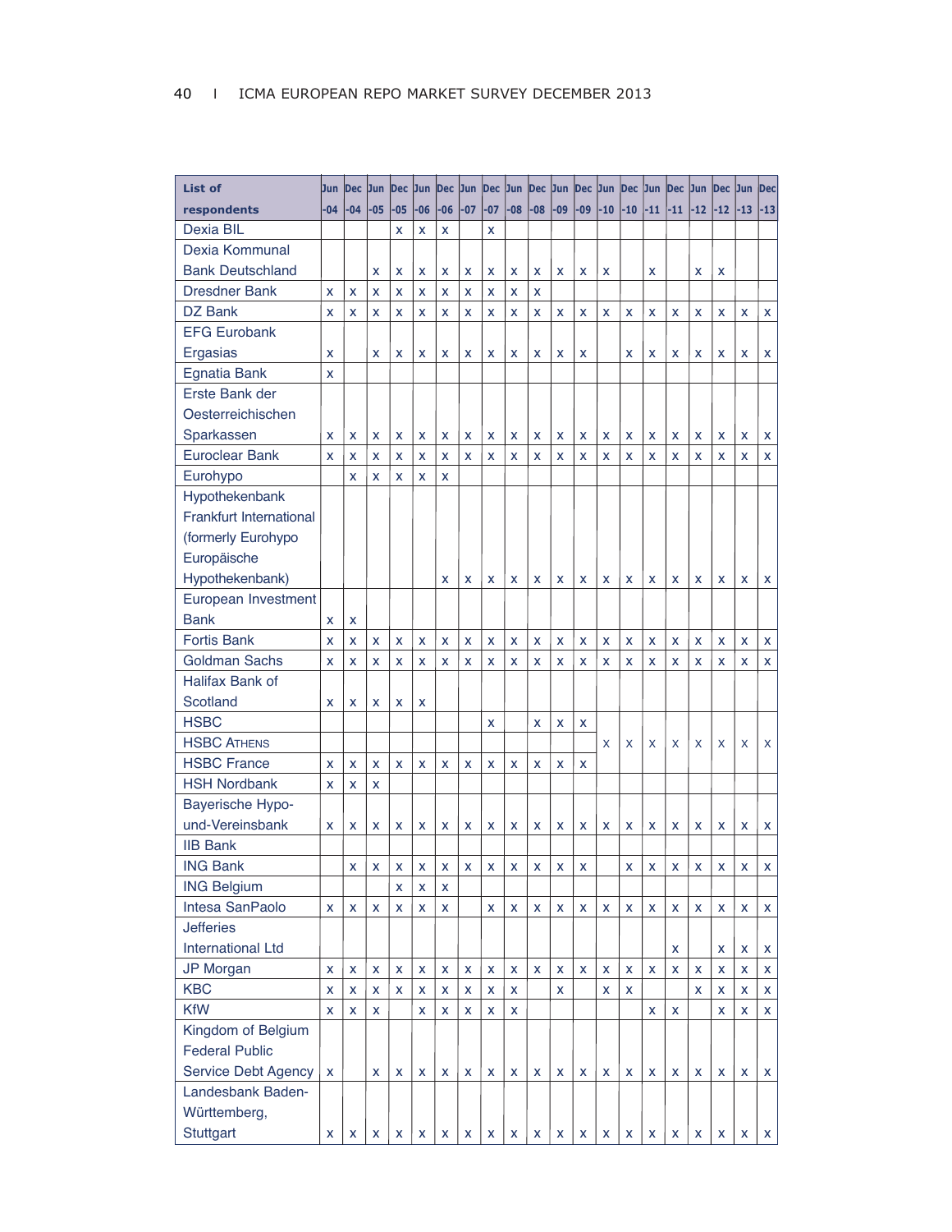| List of respondents | Jun-04 | Dec-04 | Jun-05 | Dec-05 | Jun-06 | Dec-06 | Jun-07 | Dec-07 | Jun-08 | Dec-08 | Jun-09 | Dec-09 | Jun-10 | Dec-10 | Jun-11 | Dec-11 | Jun-12 | Dec-12 | Jun-13 | Dec-13 |
|---|---|---|---|---|---|---|---|---|---|---|---|---|---|---|---|---|---|---|---|---|
| Dexia BIL | | | | x | x | x | | x | | | | | | | | | | | | |
| Dexia Kommunal Bank Deutschland | | | x | x | x | x | x | x | x | x | x | x | x | | x | | x | x | | |
| Dresdner Bank | x | x | x | x | x | x | x | x | x | x | | | | | | | | | | |
| DZ Bank | x | x | x | x | x | x | x | x | x | x | x | x | x | x | x | x | x | x | x | x |
| EFG Eurobank Ergasias | x | | x | x | x | x | x | x | x | x | x | x | | x | x | x | x | x | x | x |
| Egnatia Bank | x | | | | | | | | | | | | | | | | | | | |
| Erste Bank der Oesterreichischen Sparkassen | x | x | x | x | x | x | x | x | x | x | x | x | x | x | x | x | x | x | x | x |
| Euroclear Bank | x | x | x | x | x | x | x | x | x | x | x | x | x | x | x | x | x | x | x | x |
| Eurohypo | | x | x | x | x | x | | | | | | | | | | | | | | |
| Hypothekenbank Frankfurt International (formerly Eurohypo Europäische Hypothekenbank) | | | | | | x | x | x | x | x | x | x | x | x | x | x | x | x | x | x |
| European Investment Bank | x | x | | | | | | | | | | | | | | | | | | |
| Fortis Bank | x | x | x | x | x | x | x | x | x | x | x | x | x | x | x | x | x | x | x | x |
| Goldman Sachs | x | x | x | x | x | x | x | x | x | x | x | x | x | x | x | x | x | x | x | x |
| Halifax Bank of Scotland | x | x | x | x | x | | | | | | | | | | | | | | | |
| HSBC | | | | | | | | x | | x | x | x | | | | | | | | |
| HSBC Athens | | | | | | | | | | | | | x | x | x | x | x | x | x | x |
| HSBC France | x | x | x | x | x | x | x | x | x | x | x | x | | | | | | | | |
| HSH Nordbank | x | x | x | | | | | | | | | | | | | | | | | |
| Bayerische Hypo- und-Vereinsbank | x | x | x | x | x | x | x | x | x | x | x | x | x | x | x | x | x | x | x | x |
| IIB Bank | | | | | | | | | | | | | | | | | | | | |
| ING Bank | | x | x | x | x | x | x | x | x | x | x | x | | x | x | x | x | x | x | x |
| ING Belgium | | | | x | x | x | | | | | | | | | | | | | | |
| Intesa SanPaolo | x | x | x | x | x | x | | x | x | x | x | x | x | x | x | x | x | x | x | x |
| Jefferies International Ltd | | | | | | | | | | | | | | | | x | | x | x | x |
| JP Morgan | x | x | x | x | x | x | x | x | x | x | x | x | x | x | x | x | x | x | x | x |
| KBC | x | x | x | x | x | x | x | x | x | | x | | x | x | | | x | x | x | x |
| KfW | x | x | x | | x | x | x | x | x | | | | | | x | x | | x | x | x |
| Kingdom of Belgium Federal Public Service Debt Agency | x | | x | x | x | x | x | x | x | x | x | x | x | x | x | x | x | x | x | x |
| Landesbank Baden-Württemberg, Stuttgart | x | x | x | x | x | x | x | x | x | x | x | x | x | x | x | x | x | x | x | x |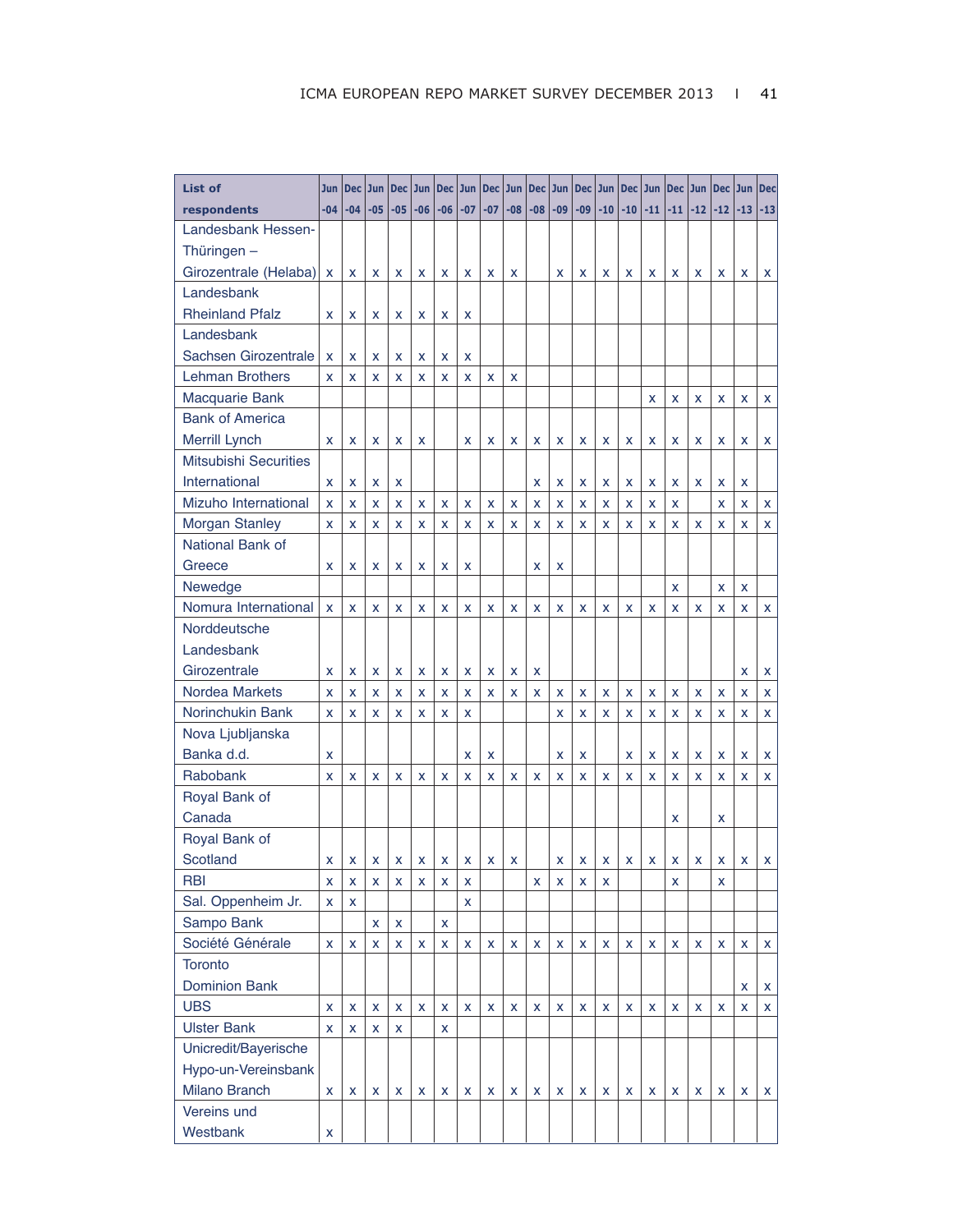| List of respondents | Jun -04 | Dec -04 | Jun -05 | Dec -05 | Jun -06 | Dec -06 | Jun -07 | Dec -07 | Jun -08 | Dec -08 | Jun -09 | Dec -09 | Jun -10 | Dec -10 | Jun -11 | Dec -11 | Jun -12 | Dec -12 | Jun -13 | Dec -13 |
|---|---|---|---|---|---|---|---|---|---|---|---|---|---|---|---|---|---|---|---|---|
| Landesbank Hessen-Thüringen – Girozentrale (Helaba) | x | x | x | x | x | x | x | x | x | | x | x | x | x | x | x | x | x | x | x |
| Landesbank Rheinland Pfalz | x | x | x | x | x | x | x | | | | | | | | | | | | | |
| Landesbank Sachsen Girozentrale | x | x | x | x | x | x | x | | | | | | | | | | | | | |
| Lehman Brothers | x | x | x | x | x | x | x | x | x | | | | | | | | | | | |
| Macquarie Bank | | | | | | | | | | | | | | | x | x | x | x | x | x |
| Bank of America Merrill Lynch | x | x | x | x | x | | x | x | x | x | x | x | x | x | x | x | x | x | x | x |
| Mitsubishi Securities International | x | x | x | x | | | | | | x | x | x | x | x | x | x | x | x | x | |
| Mizuho International | x | x | x | x | x | x | x | x | x | x | x | x | x | x | x | x | | x | x | x |
| Morgan Stanley | x | x | x | x | x | x | x | x | x | x | x | x | x | x | x | x | x | x | x | x |
| National Bank of Greece | x | x | x | x | x | x | x | | | x | x | | | | | | | | | |
| Newedge | | | | | | | | | | | | | | | | x | | x | x | |
| Nomura International | x | x | x | x | x | x | x | x | x | x | x | x | x | x | x | x | x | x | x | x |
| Norddeutsche Landesbank Girozentrale | x | x | x | x | x | x | x | x | x | x | | | | | | | | | x | x |
| Nordea Markets | x | x | x | x | x | x | x | x | x | x | x | x | x | x | x | x | x | x | x | x |
| Norinchukin Bank | x | x | x | x | x | x | x | | | | x | x | x | x | x | x | x | x | x | x |
| Nova Ljubljanska Banka d.d. | x | | | | | | x | x | | | x | x | | x | x | x | x | x | x | x |
| Rabobank | x | x | x | x | x | x | x | x | x | x | x | x | x | x | x | x | x | x | x | x |
| Royal Bank of Canada | | | | | | | | | | | | | | | | x | | x | | |
| Royal Bank of Scotland | x | x | x | x | x | x | x | x | x | | x | x | x | x | x | x | x | x | x | x |
| RBI | x | x | x | x | x | x | x | | | x | x | x | x | | | x | | x | | |
| Sal. Oppenheim Jr. | x | x | | | | | x | | | | | | | | | | | | | |
| Sampo Bank | | | x | x | | x | | | | | | | | | | | | | | |
| Société Générale | x | x | x | x | x | x | x | x | x | x | x | x | x | x | x | x | x | x | x | x |
| Toronto Dominion Bank | | | | | | | | | | | | | | | | | | | x | x |
| UBS | x | x | x | x | x | x | x | x | x | x | x | x | x | x | x | x | x | x | x | x |
| Ulster Bank | x | x | x | x | | x | | | | | | | | | | | | | | |
| Unicredit/Bayerische Hypo-un-Vereinsbank Milano Branch | x | x | x | x | x | x | x | x | x | x | x | x | x | x | x | x | x | x | x | x |
| Vereins und Westbank | x | | | | | | | | | | | | | | | | | | | |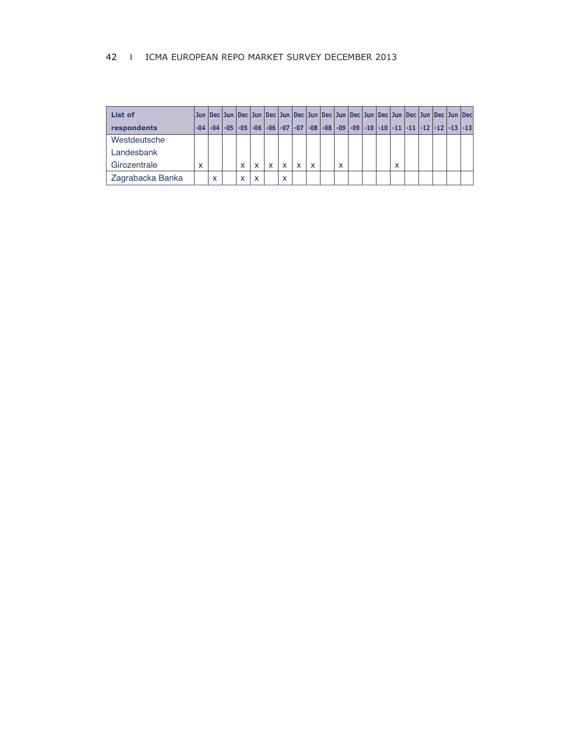| List of respondents | Jun -04 | Dec -04 | Jun -05 | Dec -05 | Jun -06 | Dec -06 | Jun -07 | Dec -07 | Jun -08 | Dec -08 | Jun -09 | Dec -09 | Jun -10 | Dec -10 | Jun -11 | Dec -11 | Jun -12 | Dec -12 | Jun -13 | Dec -13 |
|---|---|---|---|---|---|---|---|---|---|---|---|---|---|---|---|---|---|---|---|---|
| Westdeutsche Landesbank Girozentrale | x | | | x | x | x | x | x | x | | x | | | | x | | | | | |
| Zagrabacka Banka | | x | | x | x | | x | | | | | | | | | | | | | |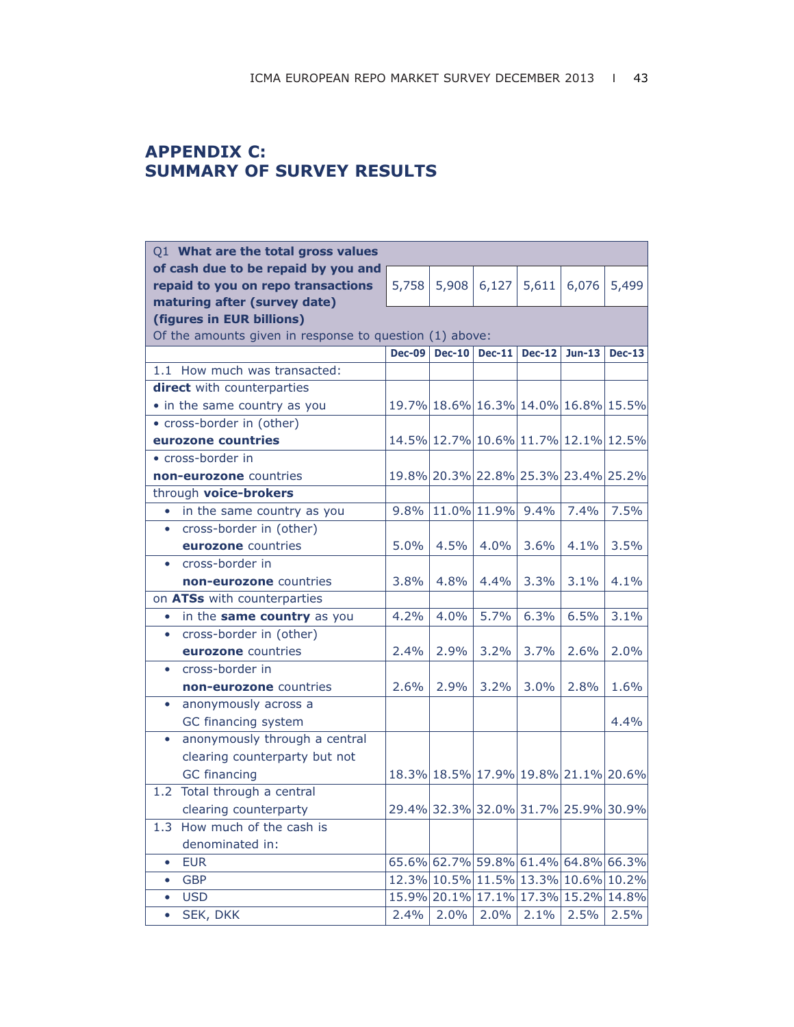# APPENDIX C: SUMMARY OF SURVEY RESULTS

| Q1 **What are the total gross values of cash due to be repaid by you and repaid to you on repo transactions maturing after (survey date) (figures in EUR billions)** | 5,758 | 5,908 | 6,127 | 5,611 | 6,076 | 5,499 |
|---|---|---|---|---|---|---|
| Of the amounts given in response to question (1) above: | | | | | | |
| | **Dec-09** | **Dec-10** | **Dec-11** | **Dec-12** | **Jun-13** | **Dec-13** |
| 1.1 How much was transacted: | | | | | | |
| **direct** with counterparties | | | | | | |
| • in the same country as you | 19.7% | 18.6% | 16.3% | 14.0% | 16.8% | 15.5% |
| • cross-border in (other) **eurozone countries** | 14.5% | 12.7% | 10.6% | 11.7% | 12.1% | 12.5% |
| • cross-border in **non-eurozone** countries | 19.8% | 20.3% | 22.8% | 25.3% | 23.4% | 25.2% |
| through **voice-brokers** | | | | | | |
| • in the same country as you | 9.8% | 11.0% | 11.9% | 9.4% | 7.4% | 7.5% |
| • cross-border in (other) **eurozone** countries | 5.0% | 4.5% | 4.0% | 3.6% | 4.1% | 3.5% |
| • cross-border in **non-eurozone** countries | 3.8% | 4.8% | 4.4% | 3.3% | 3.1% | 4.1% |
| on **ATSs** with counterparties | | | | | | |
| • in the **same country** as you | 4.2% | 4.0% | 5.7% | 6.3% | 6.5% | 3.1% |
| • cross-border in (other) **eurozone** countries | 2.4% | 2.9% | 3.2% | 3.7% | 2.6% | 2.0% |
| • cross-border in **non-eurozone** countries | 2.6% | 2.9% | 3.2% | 3.0% | 2.8% | 1.6% |
| • anonymously across a GC financing system | | | | | | 4.4% |
| • anonymously through a central clearing counterparty but not GC financing | 18.3% | 18.5% | 17.9% | 19.8% | 21.1% | 20.6% |
| 1.2 Total through a central clearing counterparty | 29.4% | 32.3% | 32.0% | 31.7% | 25.9% | 30.9% |
| 1.3 How much of the cash is denominated in: | | | | | | |
| • EUR | 65.6% | 62.7% | 59.8% | 61.4% | 64.8% | 66.3% |
| • GBP | 12.3% | 10.5% | 11.5% | 13.3% | 10.6% | 10.2% |
| • USD | 15.9% | 20.1% | 17.1% | 17.3% | 15.2% | 14.8% |
| • SEK, DKK | 2.4% | 2.0% | 2.0% | 2.1% | 2.5% | 2.5% |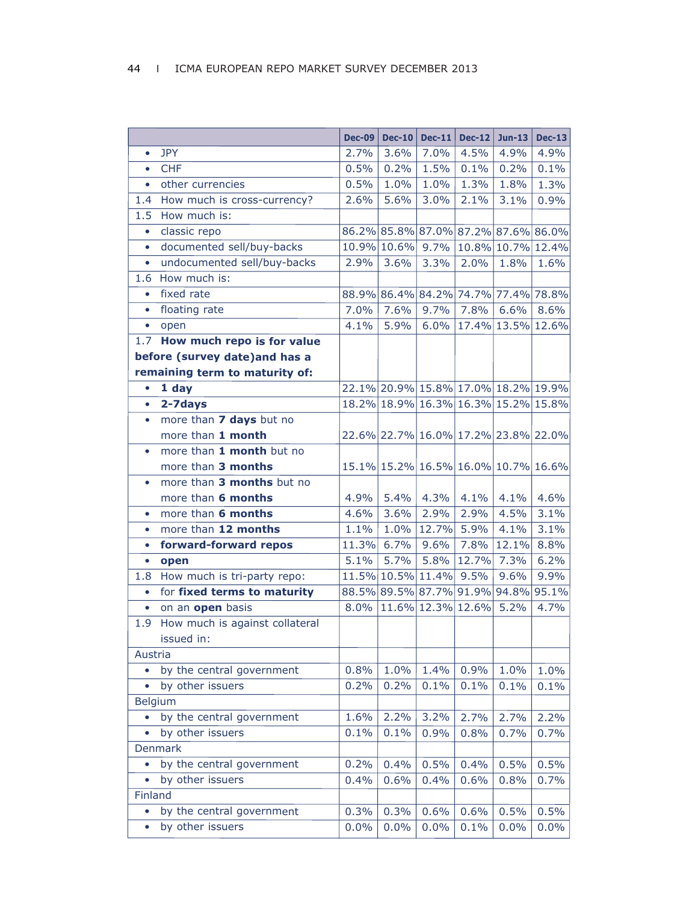| | Dec-09 | Dec-10 | Dec-11 | Dec-12 | Jun-13 | Dec-13 |
|---|---|---|---|---|---|---|
| • JPY | 2.7% | 3.6% | 7.0% | 4.5% | 4.9% | 4.9% |
| • CHF | 0.5% | 0.2% | 1.5% | 0.1% | 0.2% | 0.1% |
| • other currencies | 0.5% | 1.0% | 1.0% | 1.3% | 1.8% | 1.3% |
| 1.4 How much is cross-currency? | 2.6% | 5.6% | 3.0% | 2.1% | 3.1% | 0.9% |
| 1.5 How much is: | | | | | | |
| • classic repo | 86.2% | 85.8% | 87.0% | 87.2% | 87.6% | 86.0% |
| • documented sell/buy-backs | 10.9% | 10.6% | 9.7% | 10.8% | 10.7% | 12.4% |
| • undocumented sell/buy-backs | 2.9% | 3.6% | 3.3% | 2.0% | 1.8% | 1.6% |
| 1.6 How much is: | | | | | | |
| • fixed rate | 88.9% | 86.4% | 84.2% | 74.7% | 77.4% | 78.8% |
| • floating rate | 7.0% | 7.6% | 9.7% | 7.8% | 6.6% | 8.6% |
| • open | 4.1% | 5.9% | 6.0% | 17.4% | 13.5% | 12.6% |
| 1.7 **How much repo is for value before (survey date)and has a remaining term to maturity of:** | | | | | | |
| • **1 day** | 22.1% | 20.9% | 15.8% | 17.0% | 18.2% | 19.9% |
| • **2-7days** | 18.2% | 18.9% | 16.3% | 16.3% | 15.2% | 15.8% |
| • more than **7 days** but no more than **1 month** | 22.6% | 22.7% | 16.0% | 17.2% | 23.8% | 22.0% |
| • more than **1 month** but no more than **3 months** | 15.1% | 15.2% | 16.5% | 16.0% | 10.7% | 16.6% |
| • more than **3 months** but no more than **6 months** | 4.9% | 5.4% | 4.3% | 4.1% | 4.1% | 4.6% |
| • more than **6 months** | 4.6% | 3.6% | 2.9% | 2.9% | 4.5% | 3.1% |
| • more than **12 months** | 1.1% | 1.0% | 12.7% | 5.9% | 4.1% | 3.1% |
| • **forward-forward repos** | 11.3% | 6.7% | 9.6% | 7.8% | 12.1% | 8.8% |
| • **open** | 5.1% | 5.7% | 5.8% | 12.7% | 7.3% | 6.2% |
| 1.8 How much is tri-party repo: | 11.5% | 10.5% | 11.4% | 9.5% | 9.6% | 9.9% |
| • for **fixed terms to maturity** | 88.5% | 89.5% | 87.7% | 91.9% | 94.8% | 95.1% |
| • on an **open** basis | 8.0% | 11.6% | 12.3% | 12.6% | 5.2% | 4.7% |
| 1.9 How much is against collateral issued in: | | | | | | |
| Austria | | | | | | |
| • by the central government | 0.8% | 1.0% | 1.4% | 0.9% | 1.0% | 1.0% |
| • by other issuers | 0.2% | 0.2% | 0.1% | 0.1% | 0.1% | 0.1% |
| Belgium | | | | | | |
| • by the central government | 1.6% | 2.2% | 3.2% | 2.7% | 2.7% | 2.2% |
| • by other issuers | 0.1% | 0.1% | 0.9% | 0.8% | 0.7% | 0.7% |
| Denmark | | | | | | |
| • by the central government | 0.2% | 0.4% | 0.5% | 0.4% | 0.5% | 0.5% |
| • by other issuers | 0.4% | 0.6% | 0.4% | 0.6% | 0.8% | 0.7% |
| Finland | | | | | | |
| • by the central government | 0.3% | 0.3% | 0.6% | 0.6% | 0.5% | 0.5% |
| • by other issuers | 0.0% | 0.0% | 0.0% | 0.1% | 0.0% | 0.0% |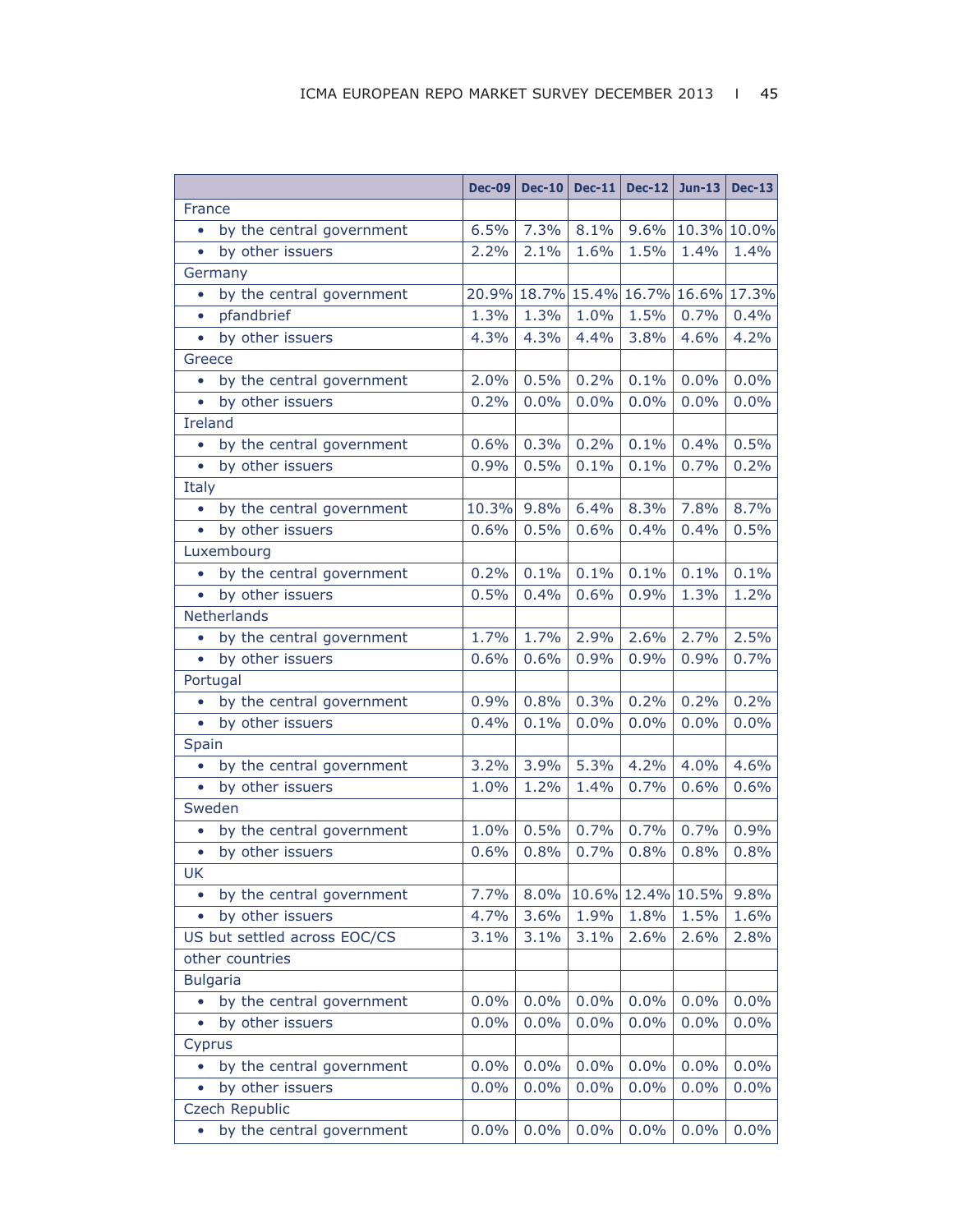| | Dec-09 | Dec-10 | Dec-11 | Dec-12 | Jun-13 | Dec-13 |
|---|---|---|---|---|---|---|
| France | | | | | | |
| • by the central government | 6.5% | 7.3% | 8.1% | 9.6% | 10.3% | 10.0% |
| • by other issuers | 2.2% | 2.1% | 1.6% | 1.5% | 1.4% | 1.4% |
| Germany | | | | | | |
| • by the central government | 20.9% | 18.7% | 15.4% | 16.7% | 16.6% | 17.3% |
| • pfandbrief | 1.3% | 1.3% | 1.0% | 1.5% | 0.7% | 0.4% |
| • by other issuers | 4.3% | 4.3% | 4.4% | 3.8% | 4.6% | 4.2% |
| Greece | | | | | | |
| • by the central government | 2.0% | 0.5% | 0.2% | 0.1% | 0.0% | 0.0% |
| • by other issuers | 0.2% | 0.0% | 0.0% | 0.0% | 0.0% | 0.0% |
| Ireland | | | | | | |
| • by the central government | 0.6% | 0.3% | 0.2% | 0.1% | 0.4% | 0.5% |
| • by other issuers | 0.9% | 0.5% | 0.1% | 0.1% | 0.7% | 0.2% |
| Italy | | | | | | |
| • by the central government | 10.3% | 9.8% | 6.4% | 8.3% | 7.8% | 8.7% |
| • by other issuers | 0.6% | 0.5% | 0.6% | 0.4% | 0.4% | 0.5% |
| Luxembourg | | | | | | |
| • by the central government | 0.2% | 0.1% | 0.1% | 0.1% | 0.1% | 0.1% |
| • by other issuers | 0.5% | 0.4% | 0.6% | 0.9% | 1.3% | 1.2% |
| Netherlands | | | | | | |
| • by the central government | 1.7% | 1.7% | 2.9% | 2.6% | 2.7% | 2.5% |
| • by other issuers | 0.6% | 0.6% | 0.9% | 0.9% | 0.9% | 0.7% |
| Portugal | | | | | | |
| • by the central government | 0.9% | 0.8% | 0.3% | 0.2% | 0.2% | 0.2% |
| • by other issuers | 0.4% | 0.1% | 0.0% | 0.0% | 0.0% | 0.0% |
| Spain | | | | | | |
| • by the central government | 3.2% | 3.9% | 5.3% | 4.2% | 4.0% | 4.6% |
| • by other issuers | 1.0% | 1.2% | 1.4% | 0.7% | 0.6% | 0.6% |
| Sweden | | | | | | |
| • by the central government | 1.0% | 0.5% | 0.7% | 0.7% | 0.7% | 0.9% |
| • by other issuers | 0.6% | 0.8% | 0.7% | 0.8% | 0.8% | 0.8% |
| UK | | | | | | |
| • by the central government | 7.7% | 8.0% | 10.6% | 12.4% | 10.5% | 9.8% |
| • by other issuers | 4.7% | 3.6% | 1.9% | 1.8% | 1.5% | 1.6% |
| US but settled across EOC/CS | 3.1% | 3.1% | 3.1% | 2.6% | 2.6% | 2.8% |
| other countries | | | | | | |
| Bulgaria | | | | | | |
| • by the central government | 0.0% | 0.0% | 0.0% | 0.0% | 0.0% | 0.0% |
| • by other issuers | 0.0% | 0.0% | 0.0% | 0.0% | 0.0% | 0.0% |
| Cyprus | | | | | | |
| • by the central government | 0.0% | 0.0% | 0.0% | 0.0% | 0.0% | 0.0% |
| • by other issuers | 0.0% | 0.0% | 0.0% | 0.0% | 0.0% | 0.0% |
| Czech Republic | | | | | | |
| • by the central government | 0.0% | 0.0% | 0.0% | 0.0% | 0.0% | 0.0% |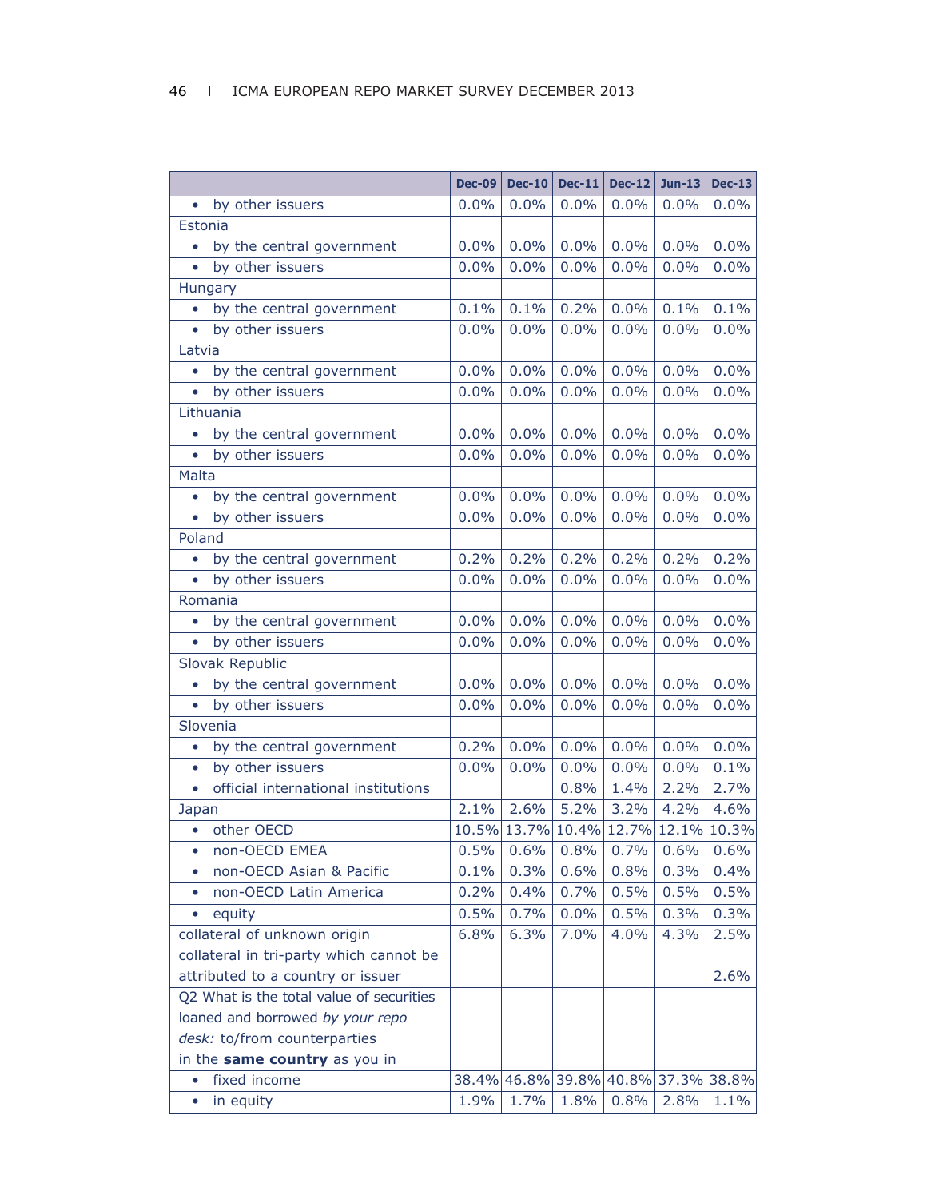| | Dec-09 | Dec-10 | Dec-11 | Dec-12 | Jun-13 | Dec-13 |
|---|---|---|---|---|---|---|
| • by other issuers | 0.0% | 0.0% | 0.0% | 0.0% | 0.0% | 0.0% |
| Estonia | | | | | | |
| • by the central government | 0.0% | 0.0% | 0.0% | 0.0% | 0.0% | 0.0% |
| • by other issuers | 0.0% | 0.0% | 0.0% | 0.0% | 0.0% | 0.0% |
| Hungary | | | | | | |
| • by the central government | 0.1% | 0.1% | 0.2% | 0.0% | 0.1% | 0.1% |
| • by other issuers | 0.0% | 0.0% | 0.0% | 0.0% | 0.0% | 0.0% |
| Latvia | | | | | | |
| • by the central government | 0.0% | 0.0% | 0.0% | 0.0% | 0.0% | 0.0% |
| • by other issuers | 0.0% | 0.0% | 0.0% | 0.0% | 0.0% | 0.0% |
| Lithuania | | | | | | |
| • by the central government | 0.0% | 0.0% | 0.0% | 0.0% | 0.0% | 0.0% |
| • by other issuers | 0.0% | 0.0% | 0.0% | 0.0% | 0.0% | 0.0% |
| Malta | | | | | | |
| • by the central government | 0.0% | 0.0% | 0.0% | 0.0% | 0.0% | 0.0% |
| • by other issuers | 0.0% | 0.0% | 0.0% | 0.0% | 0.0% | 0.0% |
| Poland | | | | | | |
| • by the central government | 0.2% | 0.2% | 0.2% | 0.2% | 0.2% | 0.2% |
| • by other issuers | 0.0% | 0.0% | 0.0% | 0.0% | 0.0% | 0.0% |
| Romania | | | | | | |
| • by the central government | 0.0% | 0.0% | 0.0% | 0.0% | 0.0% | 0.0% |
| • by other issuers | 0.0% | 0.0% | 0.0% | 0.0% | 0.0% | 0.0% |
| Slovak Republic | | | | | | |
| • by the central government | 0.0% | 0.0% | 0.0% | 0.0% | 0.0% | 0.0% |
| • by other issuers | 0.0% | 0.0% | 0.0% | 0.0% | 0.0% | 0.0% |
| Slovenia | | | | | | |
| • by the central government | 0.2% | 0.0% | 0.0% | 0.0% | 0.0% | 0.0% |
| • by other issuers | 0.0% | 0.0% | 0.0% | 0.0% | 0.0% | 0.1% |
| • official international institutions | | | 0.8% | 1.4% | 2.2% | 2.7% |
| Japan | 2.1% | 2.6% | 5.2% | 3.2% | 4.2% | 4.6% |
| • other OECD | 10.5% | 13.7% | 10.4% | 12.7% | 12.1% | 10.3% |
| • non-OECD EMEA | 0.5% | 0.6% | 0.8% | 0.7% | 0.6% | 0.6% |
| • non-OECD Asian & Pacific | 0.1% | 0.3% | 0.6% | 0.8% | 0.3% | 0.4% |
| • non-OECD Latin America | 0.2% | 0.4% | 0.7% | 0.5% | 0.5% | 0.5% |
| • equity | 0.5% | 0.7% | 0.0% | 0.5% | 0.3% | 0.3% |
| collateral of unknown origin | 6.8% | 6.3% | 7.0% | 4.0% | 4.3% | 2.5% |
| collateral in tri-party which cannot be attributed to a country or issuer | | | | | | 2.6% |
| Q2 What is the total value of securities loaned and borrowed *by your repo desk:* to/from counterparties | | | | | | |
| in the **same country** as you in | | | | | | |
| • fixed income | 38.4% | 46.8% | 39.8% | 40.8% | 37.3% | 38.8% |
| • in equity | 1.9% | 1.7% | 1.8% | 0.8% | 2.8% | 1.1% |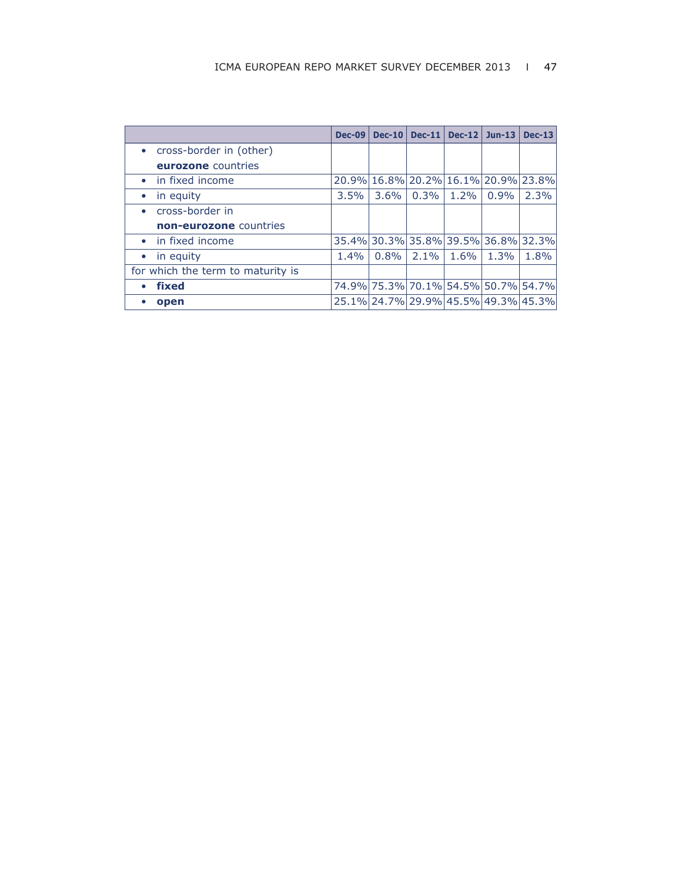| | Dec-09 | Dec-10 | Dec-11 | Dec-12 | Jun-13 | Dec-13 |
|---|---|---|---|---|---|---|
| • cross-border in (other) **eurozone** countries | | | | | | |
| • in fixed income | 20.9% | 16.8% | 20.2% | 16.1% | 20.9% | 23.8% |
| • in equity | 3.5% | 3.6% | 0.3% | 1.2% | 0.9% | 2.3% |
| • cross-border in **non-eurozone** countries | | | | | | |
| • in fixed income | 35.4% | 30.3% | 35.8% | 39.5% | 36.8% | 32.3% |
| • in equity | 1.4% | 0.8% | 2.1% | 1.6% | 1.3% | 1.8% |
| for which the term to maturity is | | | | | | |
| • **fixed** | 74.9% | 75.3% | 70.1% | 54.5% | 50.7% | 54.7% |
| • **open** | 25.1% | 24.7% | 29.9% | 45.5% | 49.3% | 45.3% |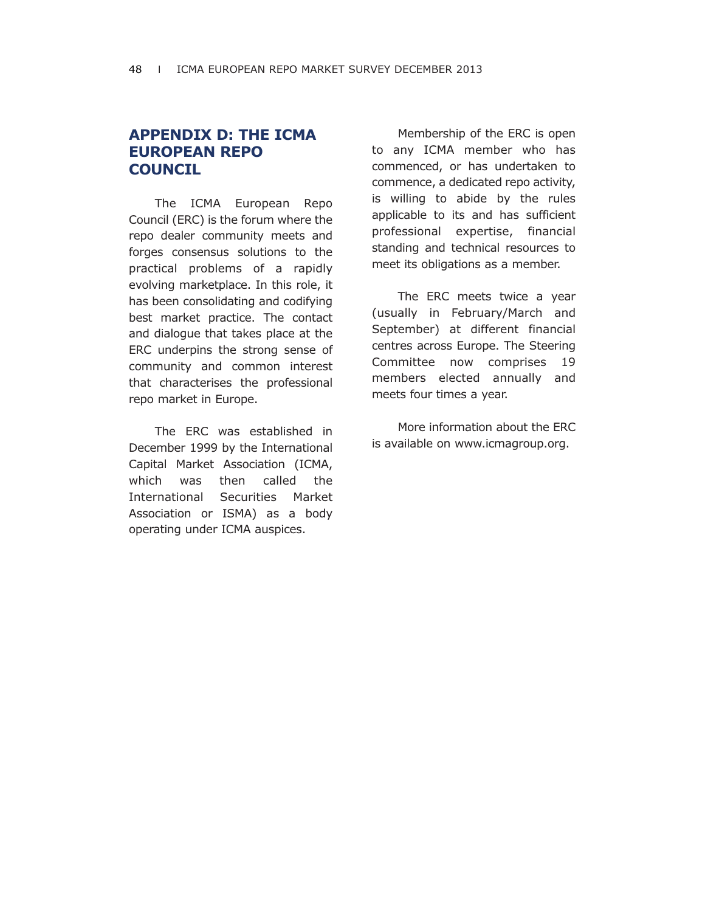## APPENDIX D: THE ICMA EUROPEAN REPO COUNCIL

The ICMA European Repo Council (ERC) is the forum where the repo dealer community meets and forges consensus solutions to the practical problems of a rapidly evolving marketplace. In this role, it has been consolidating and codifying best market practice. The contact and dialogue that takes place at the ERC underpins the strong sense of community and common interest that characterises the professional repo market in Europe.

The ERC was established in December 1999 by the International Capital Market Association (ICMA, which was then called the International Securities Market Association or ISMA) as a body operating under ICMA auspices.

Membership of the ERC is open to any ICMA member who has commenced, or has undertaken to commence, a dedicated repo activity, is willing to abide by the rules applicable to its and has sufficient professional expertise, financial standing and technical resources to meet its obligations as a member.

The ERC meets twice a year (usually in February/March and September) at different financial centres across Europe. The Steering Committee now comprises 19 members elected annually and meets four times a year.

More information about the ERC is available on www.icmagroup.org.